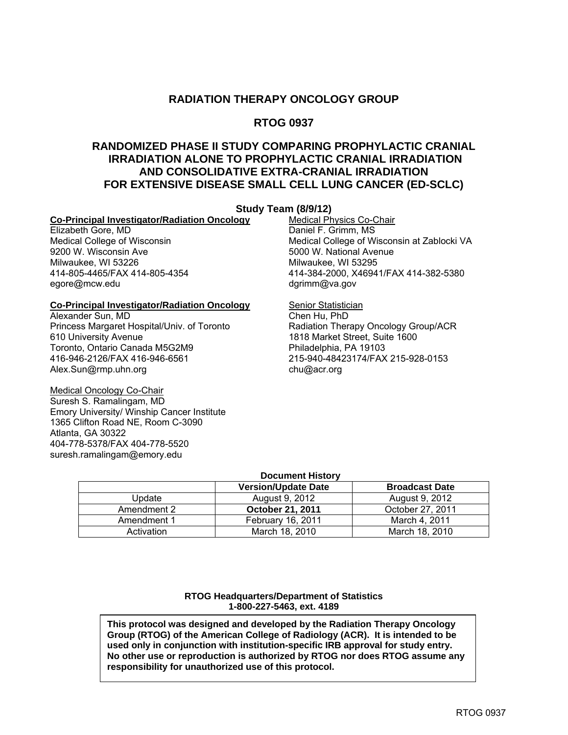# RADIATION THERAPY ONCOLOGY GROUP

# RTOG 0937

## RANDOMIZED PHASE II STUDY COMPARING PROPHYLACTIC CRANIAL IRRADIATION ALONE TO PROPHYLACTIC CRANIAL IRRADIATION AND CONSOLIDATIVE EXTRA-CRANIAL IRRADIATION FOR EXTENSIVE DISEASE SMALL CELL LUNG CANCER (ED-SCLC)

### Study Team (8/9/12)

**Co-Principal Investigator/Radiation Oncology**
Elizabeth Gore, MD
Medical College of Wisconsin
9200 W. Wisconsin Ave
Milwaukee, WI 53226
414-805-4465/FAX 414-805-4354
egore@mcw.edu

**Co-Principal Investigator/Radiation Oncology**
Alexander Sun, MD
Princess Margaret Hospital/Univ. of Toronto
610 University Avenue
Toronto, Ontario Canada M5G2M9
416-946-2126/FAX 416-946-6561
Alex.Sun@rmp.uhn.org

Medical Oncology Co-Chair
Suresh S. Ramalingam, MD
Emory University/ Winship Cancer Institute
1365 Clifton Road NE, Room C-3090
Atlanta, GA 30322
404-778-5378/FAX 404-778-5520
suresh.ramalingam@emory.edu

Medical Physics Co-Chair
Daniel F. Grimm, MS
Medical College of Wisconsin at Zablocki VA
5000 W. National Avenue
Milwaukee, WI 53295
414-384-2000, X46941/FAX 414-382-5380
dgrimm@va.gov

Senior Statistician
Chen Hu, PhD
Radiation Therapy Oncology Group/ACR
1818 Market Street, Suite 1600
Philadelphia, PA 19103
215-940-48423174/FAX 215-928-0153
chu@acr.org

**Document History**

| | Version/Update Date | Broadcast Date |
|---|---|---|
| Update | August 9, 2012 | August 9, 2012 |
| Amendment 2 | **October 21, 2011** | October 27, 2011 |
| Amendment 1 | February 16, 2011 | March 4, 2011 |
| Activation | March 18, 2010 | March 18, 2010 |

**RTOG Headquarters/Department of Statistics**
**1-800-227-5463, ext. 4189**

**This protocol was designed and developed by the Radiation Therapy Oncology Group (RTOG) of the American College of Radiology (ACR). It is intended to be used only in conjunction with institution-specific IRB approval for study entry. No other use or reproduction is authorized by RTOG nor does RTOG assume any responsibility for unauthorized use of this protocol.**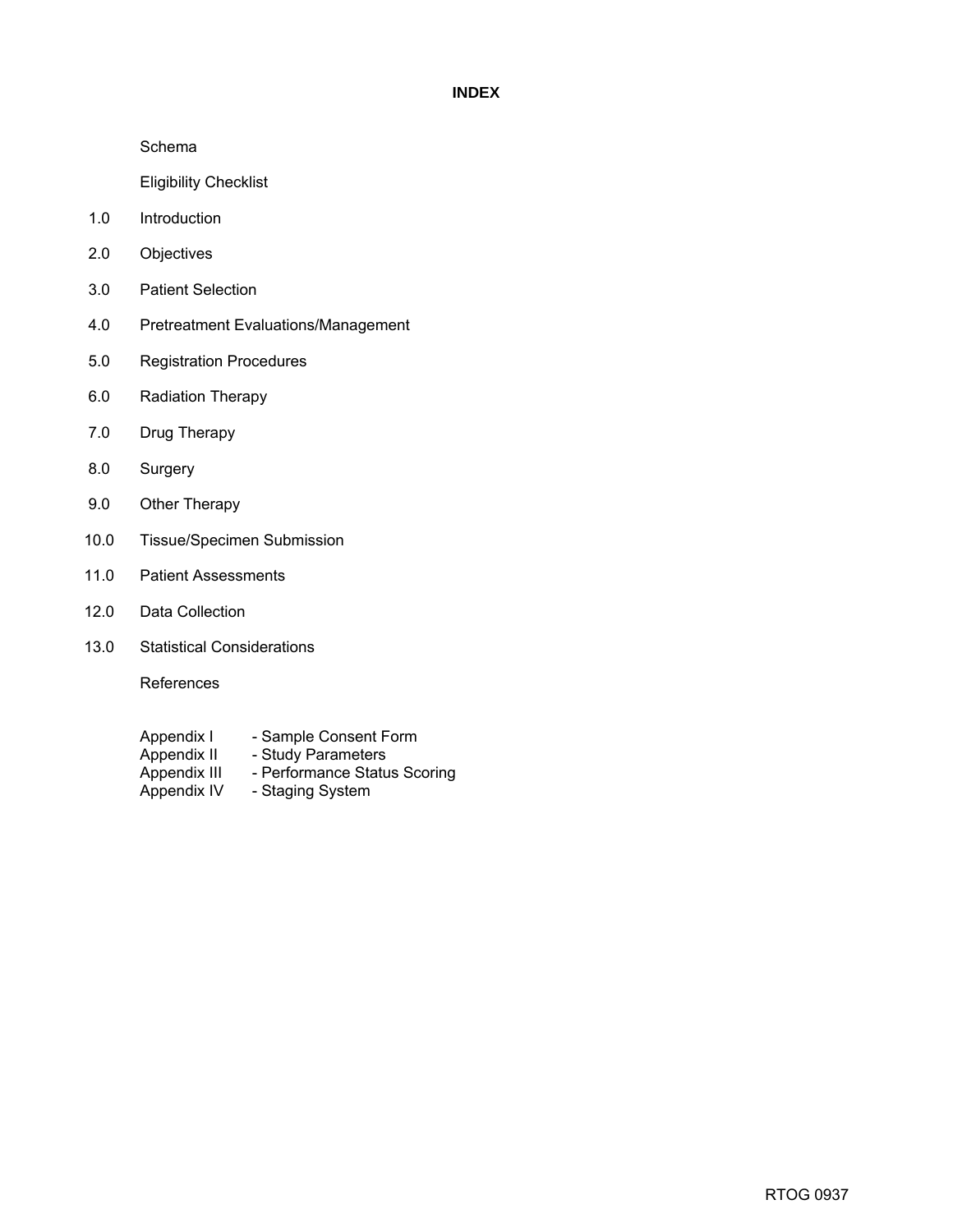# INDEX

Schema

Eligibility Checklist

1.0 Introduction

2.0 Objectives

3.0 Patient Selection

4.0 Pretreatment Evaluations/Management

5.0 Registration Procedures

6.0 Radiation Therapy

7.0 Drug Therapy

8.0 Surgery

9.0 Other Therapy

10.0 Tissue/Specimen Submission

11.0 Patient Assessments

12.0 Data Collection

13.0 Statistical Considerations

References

Appendix I - Sample Consent Form
Appendix II - Study Parameters
Appendix III - Performance Status Scoring
Appendix IV - Staging System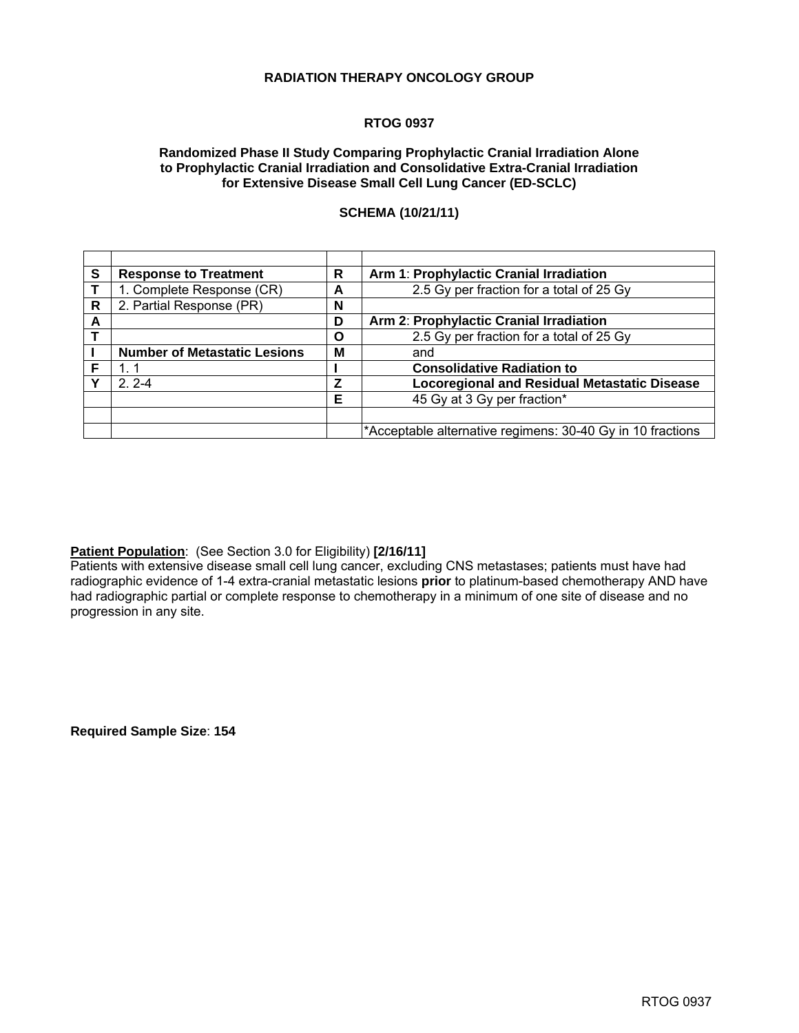**RADIATION THERAPY ONCOLOGY GROUP**

**RTOG 0937**

**Randomized Phase II Study Comparing Prophylactic Cranial Irradiation Alone to Prophylactic Cranial Irradiation and Consolidative Extra-Cranial Irradiation for Extensive Disease Small Cell Lung Cancer (ED-SCLC)**

**SCHEMA (10/21/11)**

| | | | |
|---|---|---|---|
| **S** | **Response to Treatment** | **R** | **Arm 1**: **Prophylactic Cranial Irradiation** |
| **T** | 1. Complete Response (CR) | **A** | 2.5 Gy per fraction for a total of 25 Gy |
| **R** | 2. Partial Response (PR) | **N** | |
| **A** | | **D** | **Arm 2**: **Prophylactic Cranial Irradiation** |
| **T** | | **O** | 2.5 Gy per fraction for a total of 25 Gy |
| **I** | **Number of Metastatic Lesions** | **M** | and |
| **F** | 1. 1 | **I** | **Consolidative Radiation to** |
| **Y** | 2. 2-4 | **Z** | **Locoregional and Residual Metastatic Disease** |
| | | **E** | 45 Gy at 3 Gy per fraction* |
| | | | |
| | | | *Acceptable alternative regimens: 30-40 Gy in 10 fractions |

**Patient Population**: (See Section 3.0 for Eligibility) **[2/16/11]**
Patients with extensive disease small cell lung cancer, excluding CNS metastases; patients must have had radiographic evidence of 1-4 extra-cranial metastatic lesions **prior** to platinum-based chemotherapy AND have had radiographic partial or complete response to chemotherapy in a minimum of one site of disease and no progression in any site.

**Required Sample Size**: **154**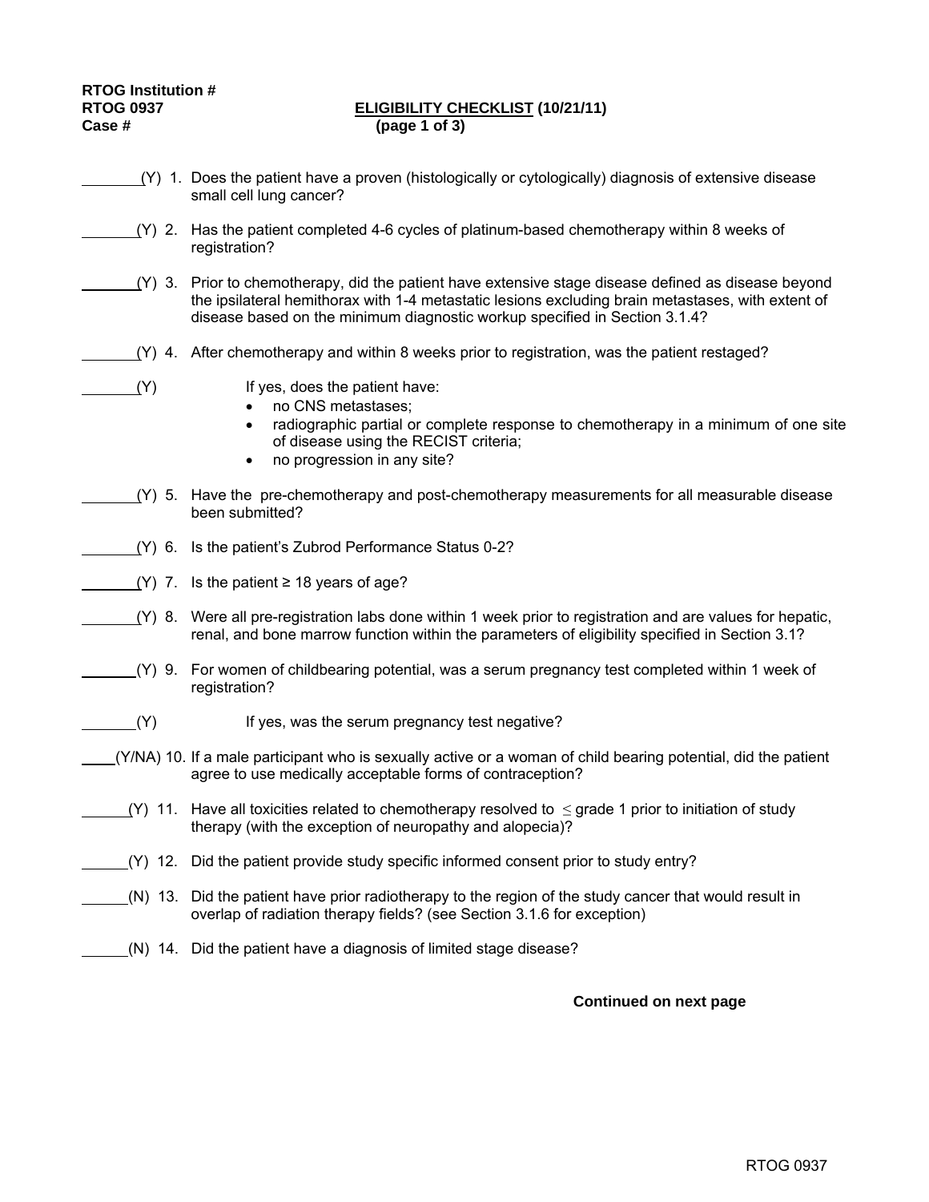RTOG Institution #
RTOG 0937
Case #

**ELIGIBILITY CHECKLIST (10/21/11)**
**(page 1 of 3)**

_______(Y) 1. Does the patient have a proven (histologically or cytologically) diagnosis of extensive disease small cell lung cancer?

_______(Y) 2. Has the patient completed 4-6 cycles of platinum-based chemotherapy within 8 weeks of registration?

_______(Y) 3. Prior to chemotherapy, did the patient have extensive stage disease defined as disease beyond the ipsilateral hemithorax with 1-4 metastatic lesions excluding brain metastases, with extent of disease based on the minimum diagnostic workup specified in Section 3.1.4?

_______(Y) 4. After chemotherapy and within 8 weeks prior to registration, was the patient restaged?

_______(Y) If yes, does the patient have:
- no CNS metastases;
- radiographic partial or complete response to chemotherapy in a minimum of one site of disease using the RECIST criteria;
- no progression in any site?

_______(Y) 5. Have the pre-chemotherapy and post-chemotherapy measurements for all measurable disease been submitted?

_______(Y) 6. Is the patient's Zubrod Performance Status 0-2?

_______(Y) 7. Is the patient ≥ 18 years of age?

_______(Y) 8. Were all pre-registration labs done within 1 week prior to registration and are values for hepatic, renal, and bone marrow function within the parameters of eligibility specified in Section 3.1?

_______(Y) 9. For women of childbearing potential, was a serum pregnancy test completed within 1 week of registration?

_______(Y) If yes, was the serum pregnancy test negative?

____(Y/NA) 10. If a male participant who is sexually active or a woman of child bearing potential, did the patient agree to use medically acceptable forms of contraception?

______(Y) 11. Have all toxicities related to chemotherapy resolved to $\leq$ grade 1 prior to initiation of study therapy (with the exception of neuropathy and alopecia)?

______(Y) 12. Did the patient provide study specific informed consent prior to study entry?

______(N) 13. Did the patient have prior radiotherapy to the region of the study cancer that would result in overlap of radiation therapy fields? (see Section 3.1.6 for exception)

______(N) 14. Did the patient have a diagnosis of limited stage disease?

**Continued on next page**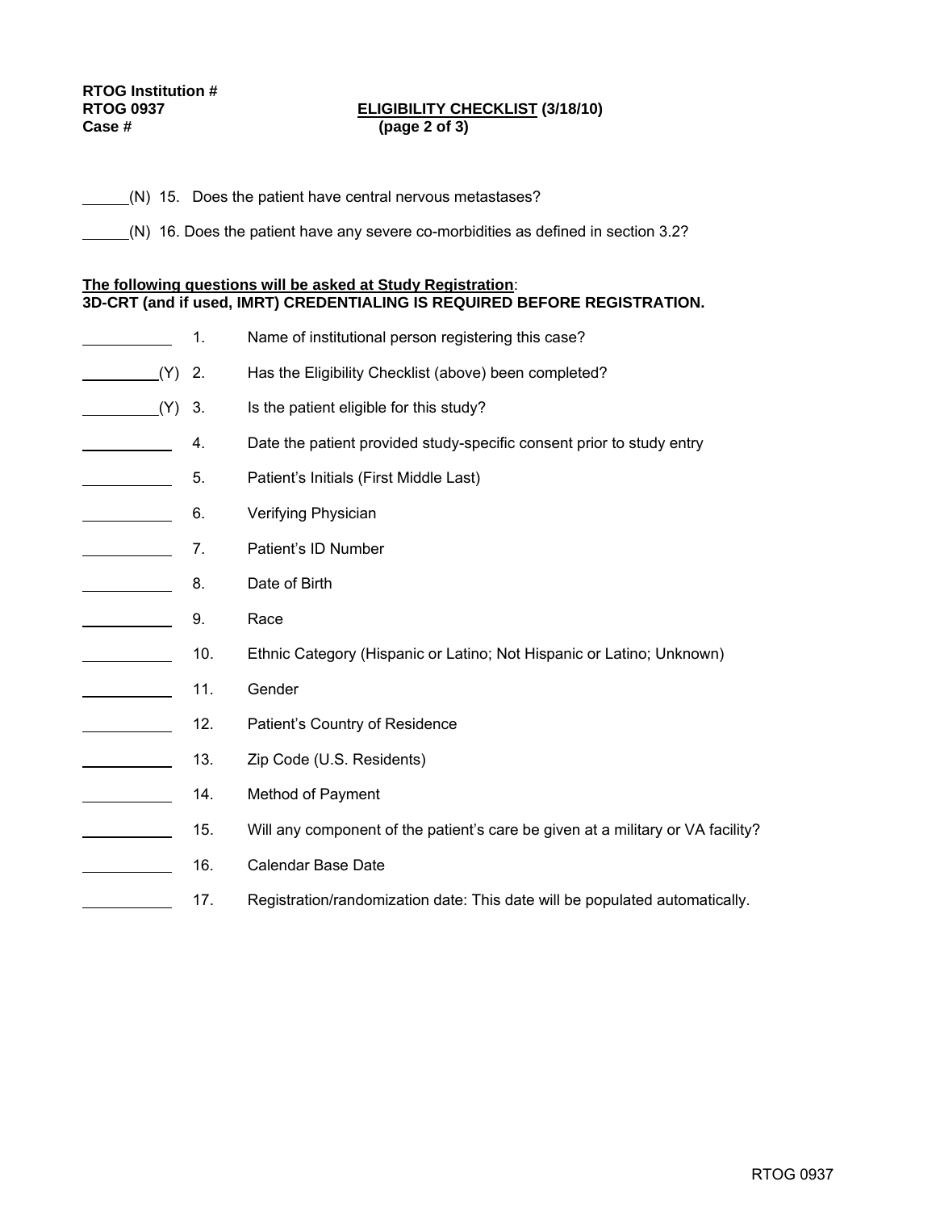**RTOG Institution #**
**RTOG 0937**
**Case #**

**<u>ELIGIBILITY CHECKLIST</u> (3/18/10)**
**(page 2 of 3)**

______(N) 15. Does the patient have central nervous metastases?

______(N) 16. Does the patient have any severe co-morbidities as defined in section 3.2?

**<u>The following questions will be asked at Study Registration</u>:**
**3D-CRT (and if used, IMRT) CREDENTIALING IS REQUIRED BEFORE REGISTRATION.**

__________ 1. Name of institutional person registering this case?

_________(Y) 2. Has the Eligibility Checklist (above) been completed?

_________(Y) 3. Is the patient eligible for this study?

__________ 4. Date the patient provided study-specific consent prior to study entry

__________ 5. Patient's Initials (First Middle Last)

__________ 6. Verifying Physician

__________ 7. Patient's ID Number

__________ 8. Date of Birth

__________ 9. Race

__________ 10. Ethnic Category (Hispanic or Latino; Not Hispanic or Latino; Unknown)

__________ 11. Gender

__________ 12. Patient's Country of Residence

__________ 13. Zip Code (U.S. Residents)

__________ 14. Method of Payment

__________ 15. Will any component of the patient's care be given at a military or VA facility?

__________ 16. Calendar Base Date

__________ 17. Registration/randomization date: This date will be populated automatically.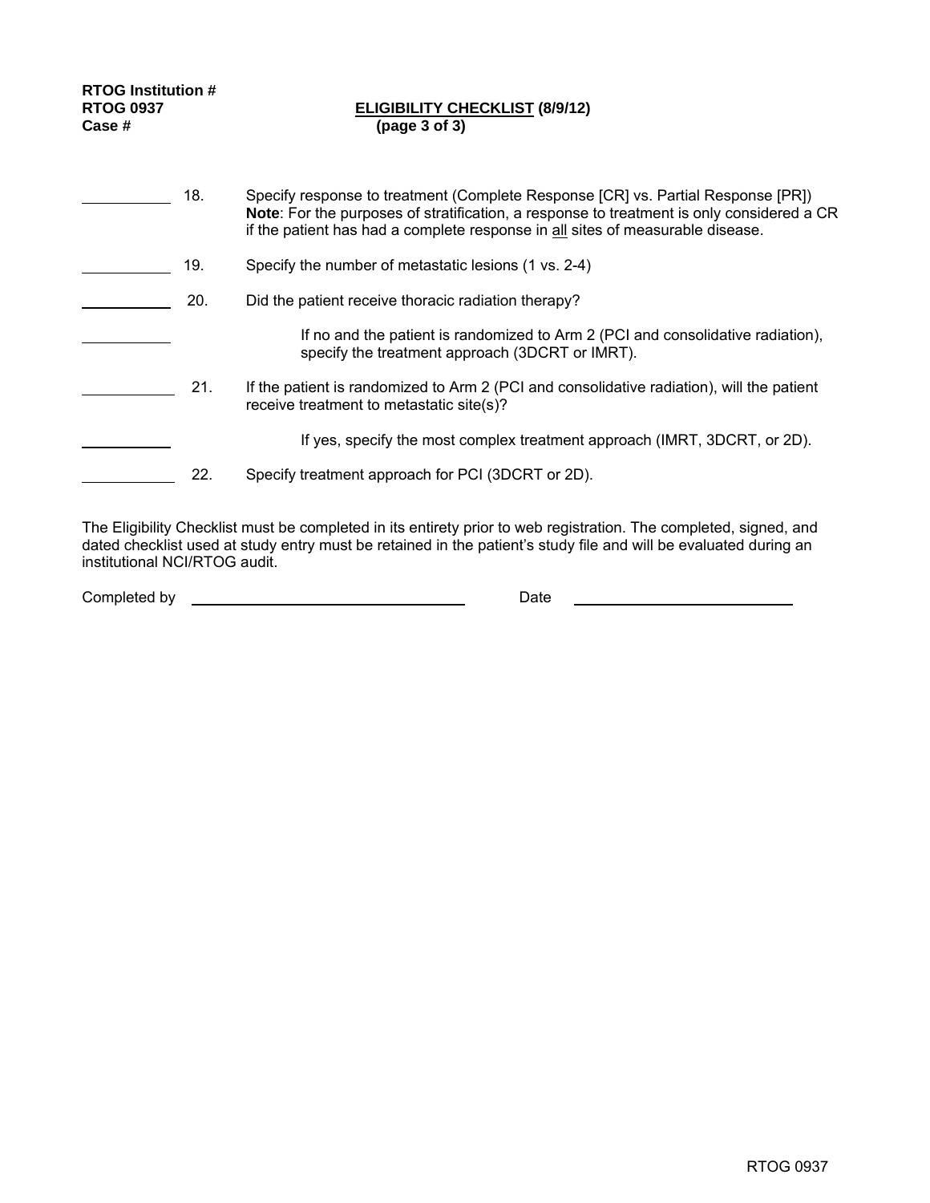**RTOG Institution #**
**RTOG 0937**
**Case #**

**ELIGIBILITY CHECKLIST (8/9/12)**
**(page 3 of 3)**

\_\_\_\_\_\_\_\_\_\_ 18. Specify response to treatment (Complete Response [CR] vs. Partial Response [PR])
**Note**: For the purposes of stratification, a response to treatment is only considered a CR if the patient has had a complete response in <u>all</u> sites of measurable disease.

\_\_\_\_\_\_\_\_\_\_ 19. Specify the number of metastatic lesions (1 vs. 2-4)

\_\_\_\_\_\_\_\_\_\_ 20. Did the patient receive thoracic radiation therapy?

\_\_\_\_\_\_\_\_\_\_ If no and the patient is randomized to Arm 2 (PCI and consolidative radiation), specify the treatment approach (3DCRT or IMRT).

\_\_\_\_\_\_\_\_\_\_ 21. If the patient is randomized to Arm 2 (PCI and consolidative radiation), will the patient receive treatment to metastatic site(s)?

\_\_\_\_\_\_\_\_\_\_ If yes, specify the most complex treatment approach (IMRT, 3DCRT, or 2D).

\_\_\_\_\_\_\_\_\_\_ 22. Specify treatment approach for PCI (3DCRT or 2D).

The Eligibility Checklist must be completed in its entirety prior to web registration. The completed, signed, and dated checklist used at study entry must be retained in the patient's study file and will be evaluated during an institutional NCI/RTOG audit.

Completed by \_\_\_\_\_\_\_\_\_\_\_\_\_\_\_\_\_\_\_\_\_\_\_\_\_\_\_\_\_\_ Date \_\_\_\_\_\_\_\_\_\_\_\_\_\_\_\_\_\_\_\_\_\_\_\_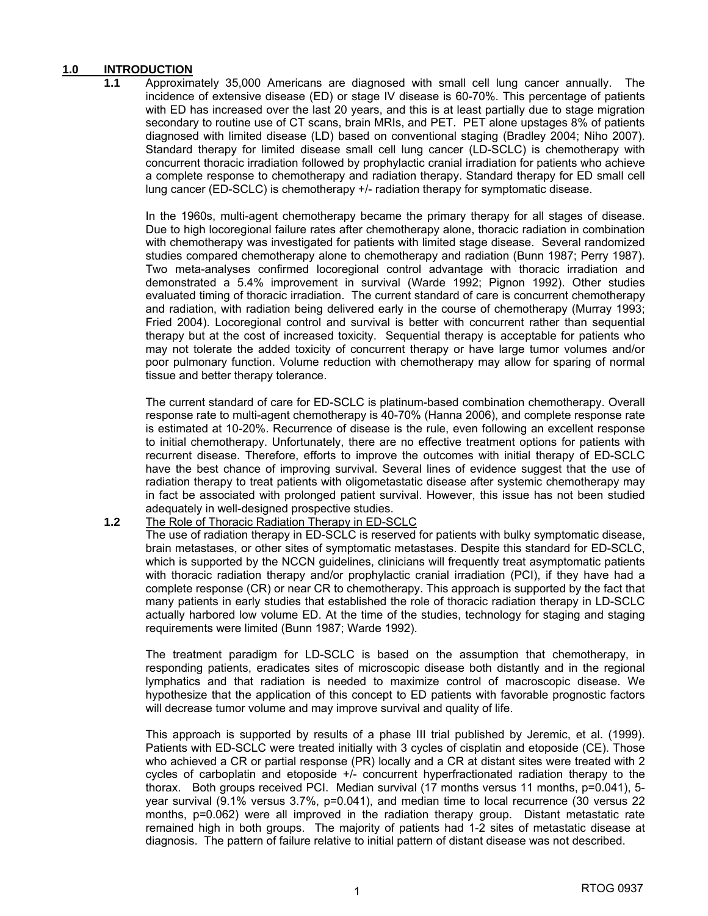# 1.0 INTRODUCTION

**1.1** Approximately 35,000 Americans are diagnosed with small cell lung cancer annually. The incidence of extensive disease (ED) or stage IV disease is 60-70%. This percentage of patients with ED has increased over the last 20 years, and this is at least partially due to stage migration secondary to routine use of CT scans, brain MRIs, and PET. PET alone upstages 8% of patients diagnosed with limited disease (LD) based on conventional staging (Bradley 2004; Niho 2007). Standard therapy for limited disease small cell lung cancer (LD-SCLC) is chemotherapy with concurrent thoracic irradiation followed by prophylactic cranial irradiation for patients who achieve a complete response to chemotherapy and radiation therapy. Standard therapy for ED small cell lung cancer (ED-SCLC) is chemotherapy +/- radiation therapy for symptomatic disease.

In the 1960s, multi-agent chemotherapy became the primary therapy for all stages of disease. Due to high locoregional failure rates after chemotherapy alone, thoracic radiation in combination with chemotherapy was investigated for patients with limited stage disease. Several randomized studies compared chemotherapy alone to chemotherapy and radiation (Bunn 1987; Perry 1987). Two meta-analyses confirmed locoregional control advantage with thoracic irradiation and demonstrated a 5.4% improvement in survival (Warde 1992; Pignon 1992). Other studies evaluated timing of thoracic irradiation. The current standard of care is concurrent chemotherapy and radiation, with radiation being delivered early in the course of chemotherapy (Murray 1993; Fried 2004). Locoregional control and survival is better with concurrent rather than sequential therapy but at the cost of increased toxicity. Sequential therapy is acceptable for patients who may not tolerate the added toxicity of concurrent therapy or have large tumor volumes and/or poor pulmonary function. Volume reduction with chemotherapy may allow for sparing of normal tissue and better therapy tolerance.

The current standard of care for ED-SCLC is platinum-based combination chemotherapy. Overall response rate to multi-agent chemotherapy is 40-70% (Hanna 2006), and complete response rate is estimated at 10-20%. Recurrence of disease is the rule, even following an excellent response to initial chemotherapy. Unfortunately, there are no effective treatment options for patients with recurrent disease. Therefore, efforts to improve the outcomes with initial therapy of ED-SCLC have the best chance of improving survival. Several lines of evidence suggest that the use of radiation therapy to treat patients with oligometastatic disease after systemic chemotherapy may in fact be associated with prolonged patient survival. However, this issue has not been studied adequately in well-designed prospective studies.

**1.2** The Role of Thoracic Radiation Therapy in ED-SCLC

The use of radiation therapy in ED-SCLC is reserved for patients with bulky symptomatic disease, brain metastases, or other sites of symptomatic metastases. Despite this standard for ED-SCLC, which is supported by the NCCN guidelines, clinicians will frequently treat asymptomatic patients with thoracic radiation therapy and/or prophylactic cranial irradiation (PCI), if they have had a complete response (CR) or near CR to chemotherapy. This approach is supported by the fact that many patients in early studies that established the role of thoracic radiation therapy in LD-SCLC actually harbored low volume ED. At the time of the studies, technology for staging and staging requirements were limited (Bunn 1987; Warde 1992).

The treatment paradigm for LD-SCLC is based on the assumption that chemotherapy, in responding patients, eradicates sites of microscopic disease both distantly and in the regional lymphatics and that radiation is needed to maximize control of macroscopic disease. We hypothesize that the application of this concept to ED patients with favorable prognostic factors will decrease tumor volume and may improve survival and quality of life.

This approach is supported by results of a phase III trial published by Jeremic, et al. (1999). Patients with ED-SCLC were treated initially with 3 cycles of cisplatin and etoposide (CE). Those who achieved a CR or partial response (PR) locally and a CR at distant sites were treated with 2 cycles of carboplatin and etoposide +/- concurrent hyperfractionated radiation therapy to the thorax. Both groups received PCI. Median survival (17 months versus 11 months, p=0.041), 5-year survival (9.1% versus 3.7%, p=0.041), and median time to local recurrence (30 versus 22 months, p=0.062) were all improved in the radiation therapy group. Distant metastatic rate remained high in both groups. The majority of patients had 1-2 sites of metastatic disease at diagnosis. The pattern of failure relative to initial pattern of distant disease was not described.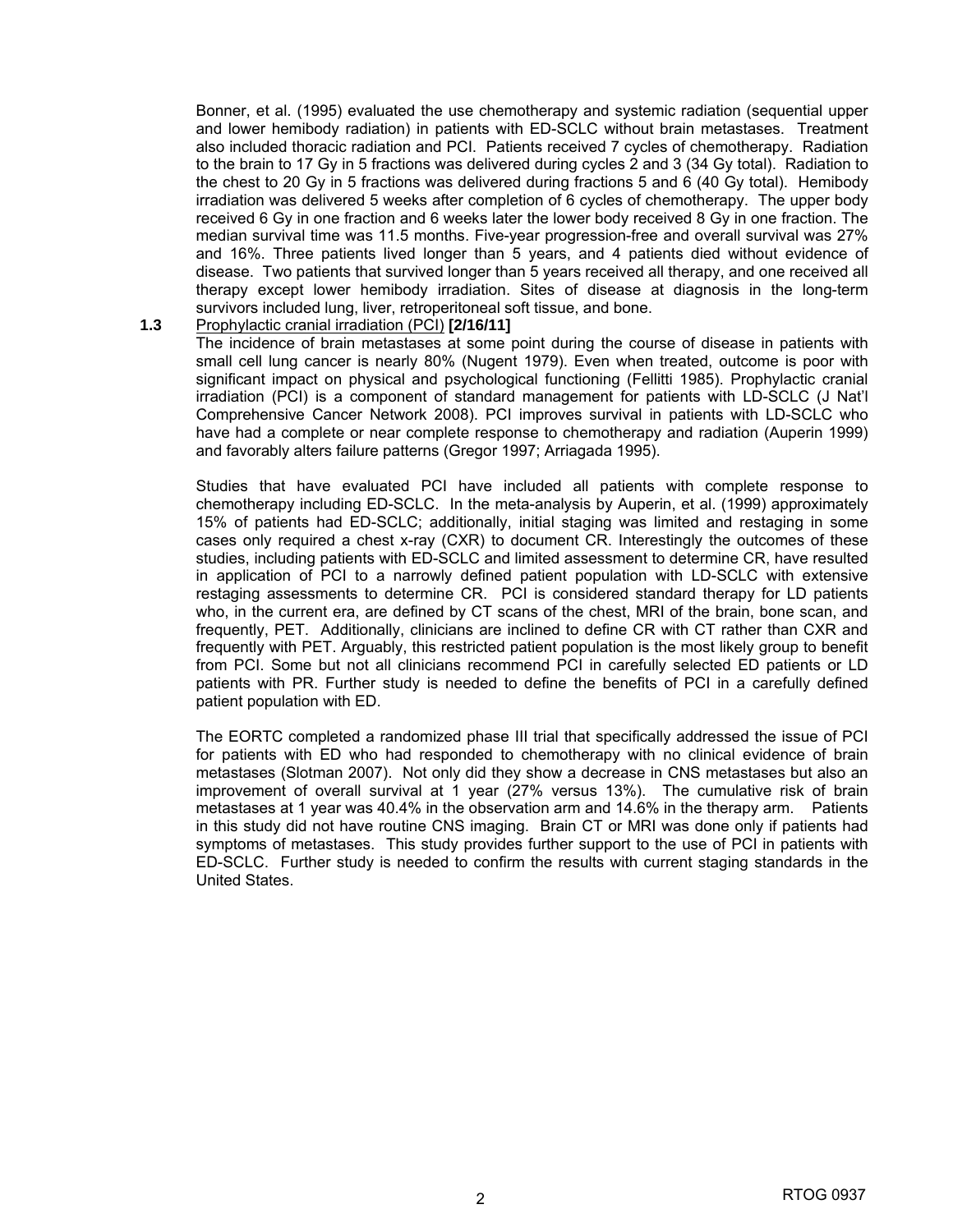Bonner, et al. (1995) evaluated the use chemotherapy and systemic radiation (sequential upper and lower hemibody radiation) in patients with ED-SCLC without brain metastases. Treatment also included thoracic radiation and PCI. Patients received 7 cycles of chemotherapy. Radiation to the brain to 17 Gy in 5 fractions was delivered during cycles 2 and 3 (34 Gy total). Radiation to the chest to 20 Gy in 5 fractions was delivered during fractions 5 and 6 (40 Gy total). Hemibody irradiation was delivered 5 weeks after completion of 6 cycles of chemotherapy. The upper body received 6 Gy in one fraction and 6 weeks later the lower body received 8 Gy in one fraction. The median survival time was 11.5 months. Five-year progression-free and overall survival was 27% and 16%. Three patients lived longer than 5 years, and 4 patients died without evidence of disease. Two patients that survived longer than 5 years received all therapy, and one received all therapy except lower hemibody irradiation. Sites of disease at diagnosis in the long-term survivors included lung, liver, retroperitoneal soft tissue, and bone.

**1.3** Prophylactic cranial irradiation (PCI) **[2/16/11]**

The incidence of brain metastases at some point during the course of disease in patients with small cell lung cancer is nearly 80% (Nugent 1979). Even when treated, outcome is poor with significant impact on physical and psychological functioning (Fellitti 1985). Prophylactic cranial irradiation (PCI) is a component of standard management for patients with LD-SCLC (J Nat'l Comprehensive Cancer Network 2008). PCI improves survival in patients with LD-SCLC who have had a complete or near complete response to chemotherapy and radiation (Auperin 1999) and favorably alters failure patterns (Gregor 1997; Arriagada 1995).

Studies that have evaluated PCI have included all patients with complete response to chemotherapy including ED-SCLC. In the meta-analysis by Auperin, et al. (1999) approximately 15% of patients had ED-SCLC; additionally, initial staging was limited and restaging in some cases only required a chest x-ray (CXR) to document CR. Interestingly the outcomes of these studies, including patients with ED-SCLC and limited assessment to determine CR, have resulted in application of PCI to a narrowly defined patient population with LD-SCLC with extensive restaging assessments to determine CR. PCI is considered standard therapy for LD patients who, in the current era, are defined by CT scans of the chest, MRI of the brain, bone scan, and frequently, PET. Additionally, clinicians are inclined to define CR with CT rather than CXR and frequently with PET. Arguably, this restricted patient population is the most likely group to benefit from PCI. Some but not all clinicians recommend PCI in carefully selected ED patients or LD patients with PR. Further study is needed to define the benefits of PCI in a carefully defined patient population with ED.

The EORTC completed a randomized phase III trial that specifically addressed the issue of PCI for patients with ED who had responded to chemotherapy with no clinical evidence of brain metastases (Slotman 2007). Not only did they show a decrease in CNS metastases but also an improvement of overall survival at 1 year (27% versus 13%). The cumulative risk of brain metastases at 1 year was 40.4% in the observation arm and 14.6% in the therapy arm. Patients in this study did not have routine CNS imaging. Brain CT or MRI was done only if patients had symptoms of metastases. This study provides further support to the use of PCI in patients with ED-SCLC. Further study is needed to confirm the results with current staging standards in the United States.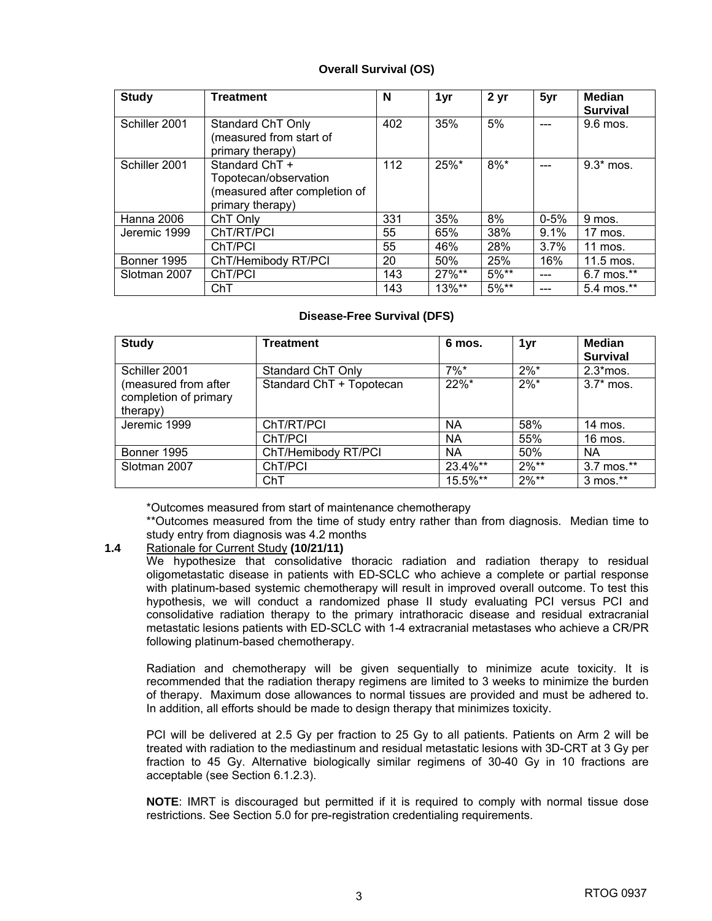**Overall Survival (OS)**

| Study | Treatment | N | 1yr | 2 yr | 5yr | Median Survival |
|---|---|---|---|---|---|---|
| Schiller 2001 | Standard ChT Only (measured from start of primary therapy) | 402 | 35% | 5% | --- | 9.6 mos. |
| Schiller 2001 | Standard ChT + Topotecan/observation (measured after completion of primary therapy) | 112 | 25%* | 8%* | --- | 9.3* mos. |
| Hanna 2006 | ChT Only | 331 | 35% | 8% | 0-5% | 9 mos. |
| Jeremic 1999 | ChT/RT/PCI | 55 | 65% | 38% | 9.1% | 17 mos. |
| | ChT/PCI | 55 | 46% | 28% | 3.7% | 11 mos. |
| Bonner 1995 | ChT/Hemibody RT/PCI | 20 | 50% | 25% | 16% | 11.5 mos. |
| Slotman 2007 | ChT/PCI | 143 | 27%** | 5%** | --- | 6.7 mos.** |
| | ChT | 143 | 13%** | 5%** | --- | 5.4 mos.** |

**Disease-Free Survival (DFS)**

| Study | Treatment | 6 mos. | 1yr | Median Survival |
|---|---|---|---|---|
| Schiller 2001 | Standard ChT Only | 7%* | 2%* | 2.3*mos. |
| (measured from after completion of primary therapy) | Standard ChT + Topotecan | 22%* | 2%* | 3.7* mos. |
| Jeremic 1999 | ChT/RT/PCI | NA | 58% | 14 mos. |
| | ChT/PCI | NA | 55% | 16 mos. |
| Bonner 1995 | ChT/Hemibody RT/PCI | NA | 50% | NA |
| Slotman 2007 | ChT/PCI | 23.4%** | 2%** | 3.7 mos.** |
| | ChT | 15.5%** | 2%** | 3 mos.** |

*Outcomes measured from start of maintenance chemotherapy

**Outcomes measured from the time of study entry rather than from diagnosis. Median time to study entry from diagnosis was 4.2 months

**1.4** Rationale for Current Study **(10/21/11)**

We hypothesize that consolidative thoracic radiation and radiation therapy to residual oligometastatic disease in patients with ED-SCLC who achieve a complete or partial response with platinum-based systemic chemotherapy will result in improved overall outcome. To test this hypothesis, we will conduct a randomized phase II study evaluating PCI versus PCI and consolidative radiation therapy to the primary intrathoracic disease and residual extracranial metastatic lesions patients with ED-SCLC with 1-4 extracranial metastases who achieve a CR/PR following platinum-based chemotherapy.

Radiation and chemotherapy will be given sequentially to minimize acute toxicity. It is recommended that the radiation therapy regimens are limited to 3 weeks to minimize the burden of therapy. Maximum dose allowances to normal tissues are provided and must be adhered to. In addition, all efforts should be made to design therapy that minimizes toxicity.

PCI will be delivered at 2.5 Gy per fraction to 25 Gy to all patients. Patients on Arm 2 will be treated with radiation to the mediastinum and residual metastatic lesions with 3D-CRT at 3 Gy per fraction to 45 Gy. Alternative biologically similar regimens of 30-40 Gy in 10 fractions are acceptable (see Section 6.1.2.3).

**NOTE**: IMRT is discouraged but permitted if it is required to comply with normal tissue dose restrictions. See Section 5.0 for pre-registration credentialing requirements.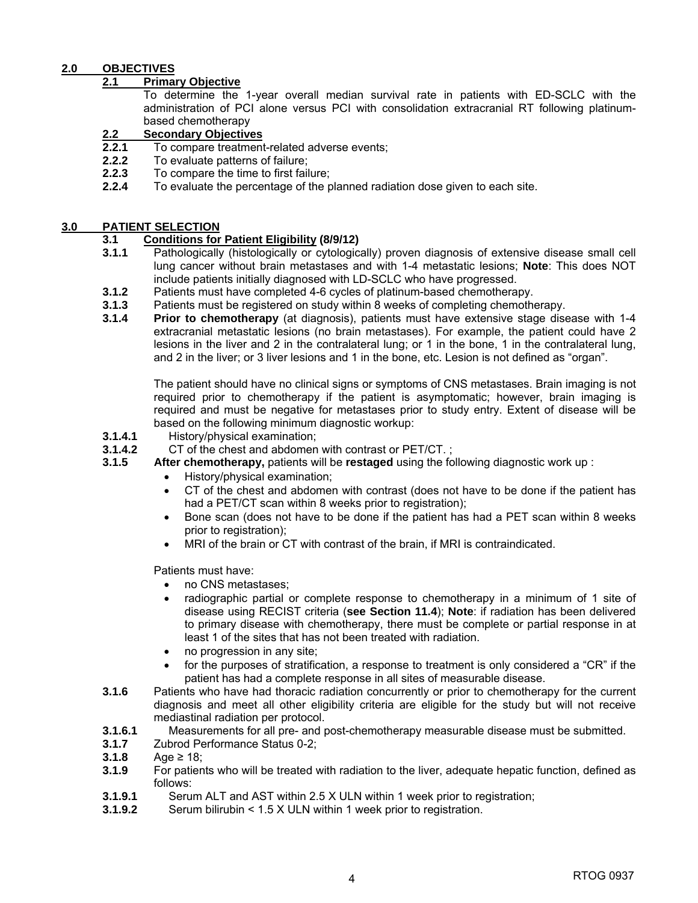## 2.0 OBJECTIVES

### 2.1 Primary Objective

To determine the 1-year overall median survival rate in patients with ED-SCLC with the administration of PCI alone versus PCI with consolidation extracranial RT following platinum-based chemotherapy

### 2.2 Secondary Objectives

**2.2.1** To compare treatment-related adverse events;
**2.2.2** To evaluate patterns of failure;
**2.2.3** To compare the time to first failure;
**2.2.4** To evaluate the percentage of the planned radiation dose given to each site.

## 3.0 PATIENT SELECTION

### 3.1 Conditions for Patient Eligibility (8/9/12)

**3.1.1** Pathologically (histologically or cytologically) proven diagnosis of extensive disease small cell lung cancer without brain metastases and with 1-4 metastatic lesions; **Note**: This does NOT include patients initially diagnosed with LD-SCLC who have progressed.

**3.1.2** Patients must have completed 4-6 cycles of platinum-based chemotherapy.

**3.1.3** Patients must be registered on study within 8 weeks of completing chemotherapy.

**3.1.4** **Prior to chemotherapy** (at diagnosis), patients must have extensive stage disease with 1-4 extracranial metastatic lesions (no brain metastases). For example, the patient could have 2 lesions in the liver and 2 in the contralateral lung; or 1 in the bone, 1 in the contralateral lung, and 2 in the liver; or 3 liver lesions and 1 in the bone, etc. Lesion is not defined as "organ".

The patient should have no clinical signs or symptoms of CNS metastases. Brain imaging is not required prior to chemotherapy if the patient is asymptomatic; however, brain imaging is required and must be negative for metastases prior to study entry. Extent of disease will be based on the following minimum diagnostic workup:

**3.1.4.1** History/physical examination;
**3.1.4.2** CT of the chest and abdomen with contrast or PET/CT. ;

**3.1.5** **After chemotherapy,** patients will be **restaged** using the following diagnostic work up :

- History/physical examination;
- CT of the chest and abdomen with contrast (does not have to be done if the patient has had a PET/CT scan within 8 weeks prior to registration);
- Bone scan (does not have to be done if the patient has had a PET scan within 8 weeks prior to registration);
- MRI of the brain or CT with contrast of the brain, if MRI is contraindicated.

Patients must have:

- no CNS metastases;
- radiographic partial or complete response to chemotherapy in a minimum of 1 site of disease using RECIST criteria (**see Section 11.4**); **Note**: if radiation has been delivered to primary disease with chemotherapy, there must be complete or partial response in at least 1 of the sites that has not been treated with radiation.
- no progression in any site;
- for the purposes of stratification, a response to treatment is only considered a "CR" if the patient has had a complete response in all sites of measurable disease.

**3.1.6** Patients who have had thoracic radiation concurrently or prior to chemotherapy for the current diagnosis and meet all other eligibility criteria are eligible for the study but will not receive mediastinal radiation per protocol.

**3.1.6.1** Measurements for all pre- and post-chemotherapy measurable disease must be submitted.

**3.1.7** Zubrod Performance Status 0-2;

**3.1.8** Age ≥ 18;

**3.1.9** For patients who will be treated with radiation to the liver, adequate hepatic function, defined as follows:

**3.1.9.1** Serum ALT and AST within 2.5 X ULN within 1 week prior to registration;
**3.1.9.2** Serum bilirubin < 1.5 X ULN within 1 week prior to registration.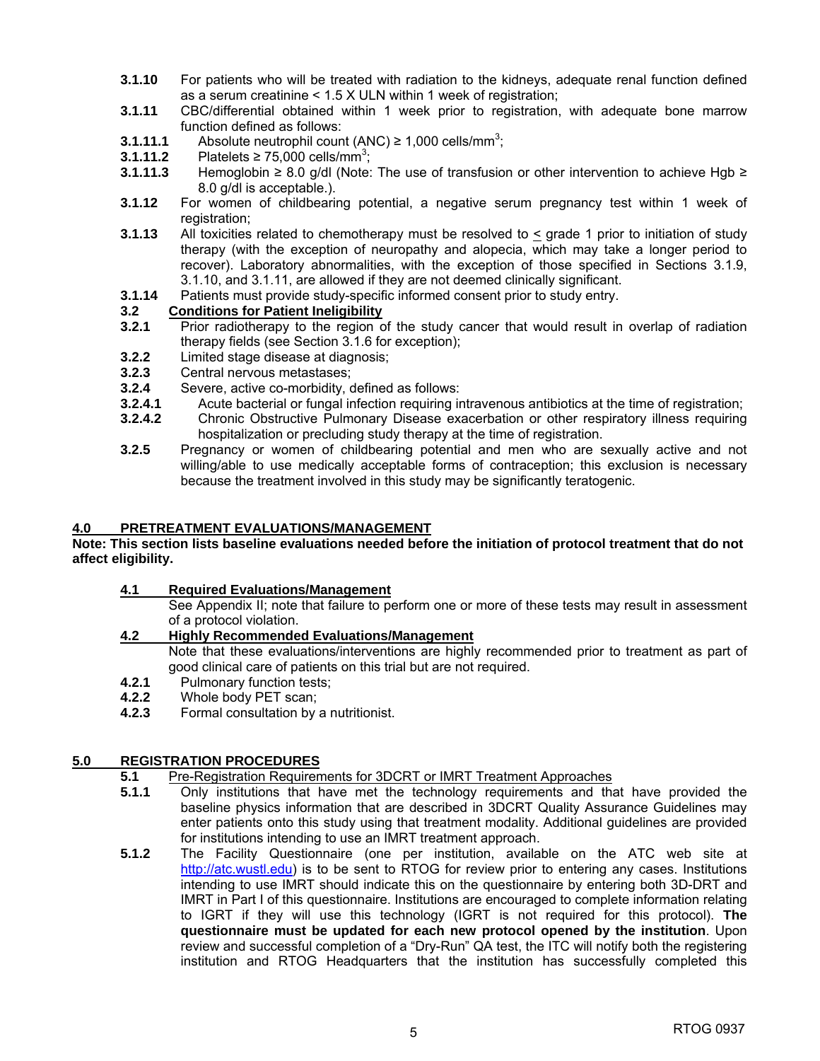**3.1.10** For patients who will be treated with radiation to the kidneys, adequate renal function defined as a serum creatinine < 1.5 X ULN within 1 week of registration;

**3.1.11** CBC/differential obtained within 1 week prior to registration, with adequate bone marrow function defined as follows:

**3.1.11.1** Absolute neutrophil count (ANC) ≥ 1,000 cells/mm$^3$;

**3.1.11.2** Platelets ≥ 75,000 cells/mm$^3$;

**3.1.11.3** Hemoglobin ≥ 8.0 g/dl (Note: The use of transfusion or other intervention to achieve Hgb ≥ 8.0 g/dl is acceptable.).

**3.1.12** For women of childbearing potential, a negative serum pregnancy test within 1 week of registration;

**3.1.13** All toxicities related to chemotherapy must be resolved to ≤ grade 1 prior to initiation of study therapy (with the exception of neuropathy and alopecia, which may take a longer period to recover). Laboratory abnormalities, with the exception of those specified in Sections 3.1.9, 3.1.10, and 3.1.11, are allowed if they are not deemed clinically significant.

**3.1.14** Patients must provide study-specific informed consent prior to study entry.

**3.2** **Conditions for Patient Ineligibility**

**3.2.1** Prior radiotherapy to the region of the study cancer that would result in overlap of radiation therapy fields (see Section 3.1.6 for exception);

**3.2.2** Limited stage disease at diagnosis;

**3.2.3** Central nervous metastases;

**3.2.4** Severe, active co-morbidity, defined as follows:

**3.2.4.1** Acute bacterial or fungal infection requiring intravenous antibiotics at the time of registration;

**3.2.4.2** Chronic Obstructive Pulmonary Disease exacerbation or other respiratory illness requiring hospitalization or precluding study therapy at the time of registration.

**3.2.5** Pregnancy or women of childbearing potential and men who are sexually active and not willing/able to use medically acceptable forms of contraception; this exclusion is necessary because the treatment involved in this study may be significantly teratogenic.

## 4.0 PRETREATMENT EVALUATIONS/MANAGEMENT

**Note: This section lists baseline evaluations needed before the initiation of protocol treatment that do not affect eligibility.**

### 4.1 Required Evaluations/Management

See Appendix II; note that failure to perform one or more of these tests may result in assessment of a protocol violation.

### 4.2 Highly Recommended Evaluations/Management

Note that these evaluations/interventions are highly recommended prior to treatment as part of good clinical care of patients on this trial but are not required.

**4.2.1** Pulmonary function tests;

**4.2.2** Whole body PET scan;

**4.2.3** Formal consultation by a nutritionist.

## 5.0 REGISTRATION PROCEDURES

**5.1** Pre-Registration Requirements for 3DCRT or IMRT Treatment Approaches

**5.1.1** Only institutions that have met the technology requirements and that have provided the baseline physics information that are described in 3DCRT Quality Assurance Guidelines may enter patients onto this study using that treatment modality. Additional guidelines are provided for institutions intending to use an IMRT treatment approach.

**5.1.2** The Facility Questionnaire (one per institution, available on the ATC web site at http://atc.wustl.edu) is to be sent to RTOG for review prior to entering any cases. Institutions intending to use IMRT should indicate this on the questionnaire by entering both 3D-DRT and IMRT in Part I of this questionnaire. Institutions are encouraged to complete information relating to IGRT if they will use this technology (IGRT is not required for this protocol). **The questionnaire must be updated for each new protocol opened by the institution**. Upon review and successful completion of a "Dry-Run" QA test, the ITC will notify both the registering institution and RTOG Headquarters that the institution has successfully completed this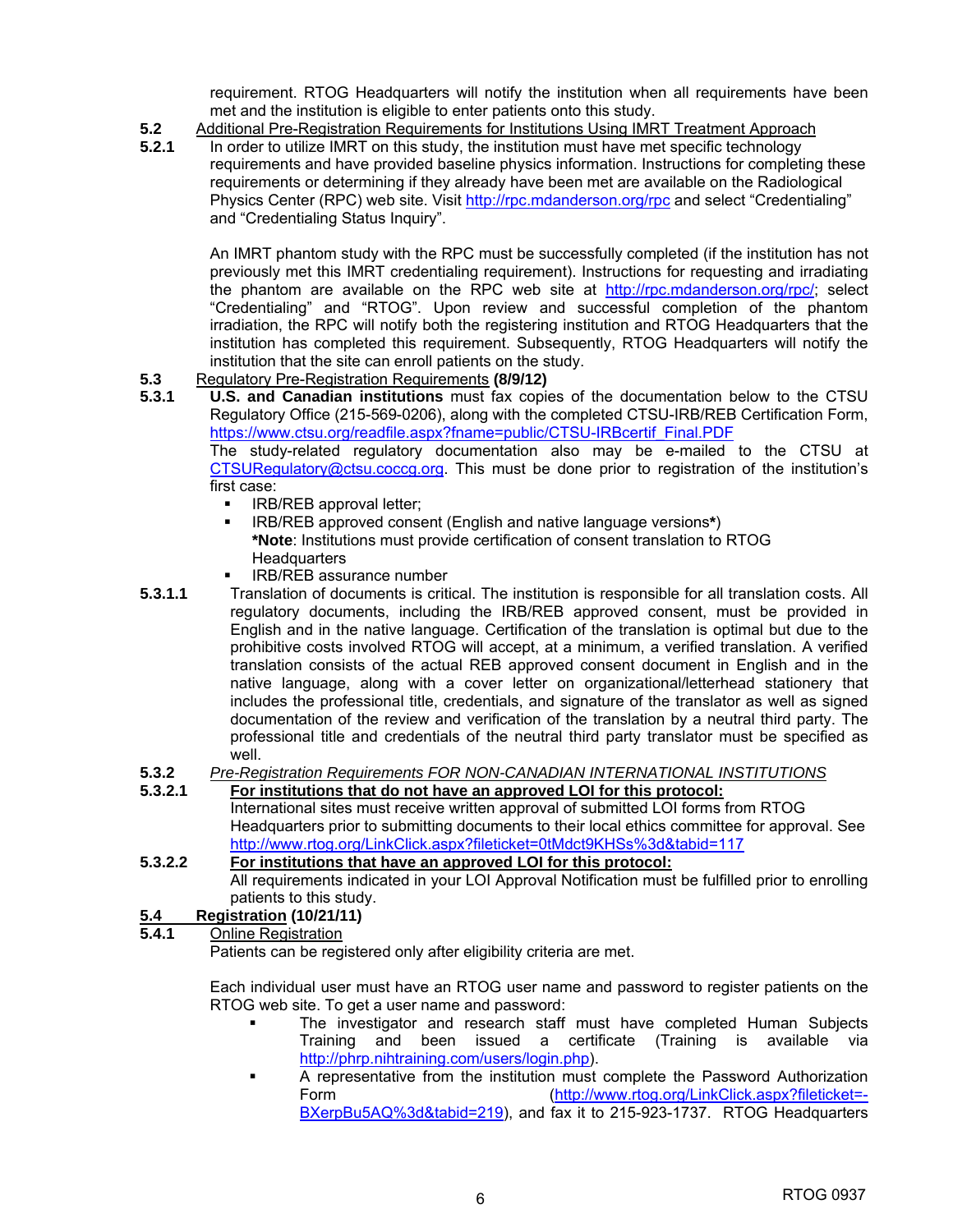requirement. RTOG Headquarters will notify the institution when all requirements have been met and the institution is eligible to enter patients onto this study.

**5.2** Additional Pre-Registration Requirements for Institutions Using IMRT Treatment Approach

**5.2.1** In order to utilize IMRT on this study, the institution must have met specific technology requirements and have provided baseline physics information. Instructions for completing these requirements or determining if they already have been met are available on the Radiological Physics Center (RPC) web site. Visit http://rpc.mdanderson.org/rpc and select "Credentialing" and "Credentialing Status Inquiry".

An IMRT phantom study with the RPC must be successfully completed (if the institution has not previously met this IMRT credentialing requirement). Instructions for requesting and irradiating the phantom are available on the RPC web site at http://rpc.mdanderson.org/rpc/; select "Credentialing" and "RTOG". Upon review and successful completion of the phantom irradiation, the RPC will notify both the registering institution and RTOG Headquarters that the institution has completed this requirement. Subsequently, RTOG Headquarters will notify the institution that the site can enroll patients on the study.

**5.3** Regulatory Pre-Registration Requirements **(8/9/12)**

**5.3.1** **U.S. and Canadian institutions** must fax copies of the documentation below to the CTSU Regulatory Office (215-569-0206), along with the completed CTSU-IRB/REB Certification Form, https://www.ctsu.org/readfile.aspx?fname=public/CTSU-IRBcertif_Final.PDF
The study-related regulatory documentation also may be e-mailed to the CTSU at CTSURegulatory@ctsu.coccg.org. This must be done prior to registration of the institution's first case:

- IRB/REB approval letter;
- IRB/REB approved consent (English and native language versions**\***)
  **\*Note**: Institutions must provide certification of consent translation to RTOG Headquarters
- IRB/REB assurance number

**5.3.1.1** Translation of documents is critical. The institution is responsible for all translation costs. All regulatory documents, including the IRB/REB approved consent, must be provided in English and in the native language. Certification of the translation is optimal but due to the prohibitive costs involved RTOG will accept, at a minimum, a verified translation. A verified translation consists of the actual REB approved consent document in English and in the native language, along with a cover letter on organizational/letterhead stationery that includes the professional title, credentials, and signature of the translator as well as signed documentation of the review and verification of the translation by a neutral third party. The professional title and credentials of the neutral third party translator must be specified as well.

**5.3.2** *Pre-Registration Requirements FOR NON-CANADIAN INTERNATIONAL INSTITUTIONS*

**5.3.2.1** **For institutions that do not have an approved LOI for this protocol:**
International sites must receive written approval of submitted LOI forms from RTOG Headquarters prior to submitting documents to their local ethics committee for approval. See http://www.rtog.org/LinkClick.aspx?fileticket=0tMdct9KHSs%3d&tabid=117

**5.3.2.2** **For institutions that have an approved LOI for this protocol:**
All requirements indicated in your LOI Approval Notification must be fulfilled prior to enrolling patients to this study.

**5.4 Registration (10/21/11)**

**5.4.1** Online Registration

Patients can be registered only after eligibility criteria are met.

Each individual user must have an RTOG user name and password to register patients on the RTOG web site. To get a user name and password:

- The investigator and research staff must have completed Human Subjects Training and been issued a certificate (Training is available via http://phrp.nihtraining.com/users/login.php).
- A representative from the institution must complete the Password Authorization Form (http://www.rtog.org/LinkClick.aspx?fileticket=-BXerpBu5AQ%3d&tabid=219), and fax it to 215-923-1737. RTOG Headquarters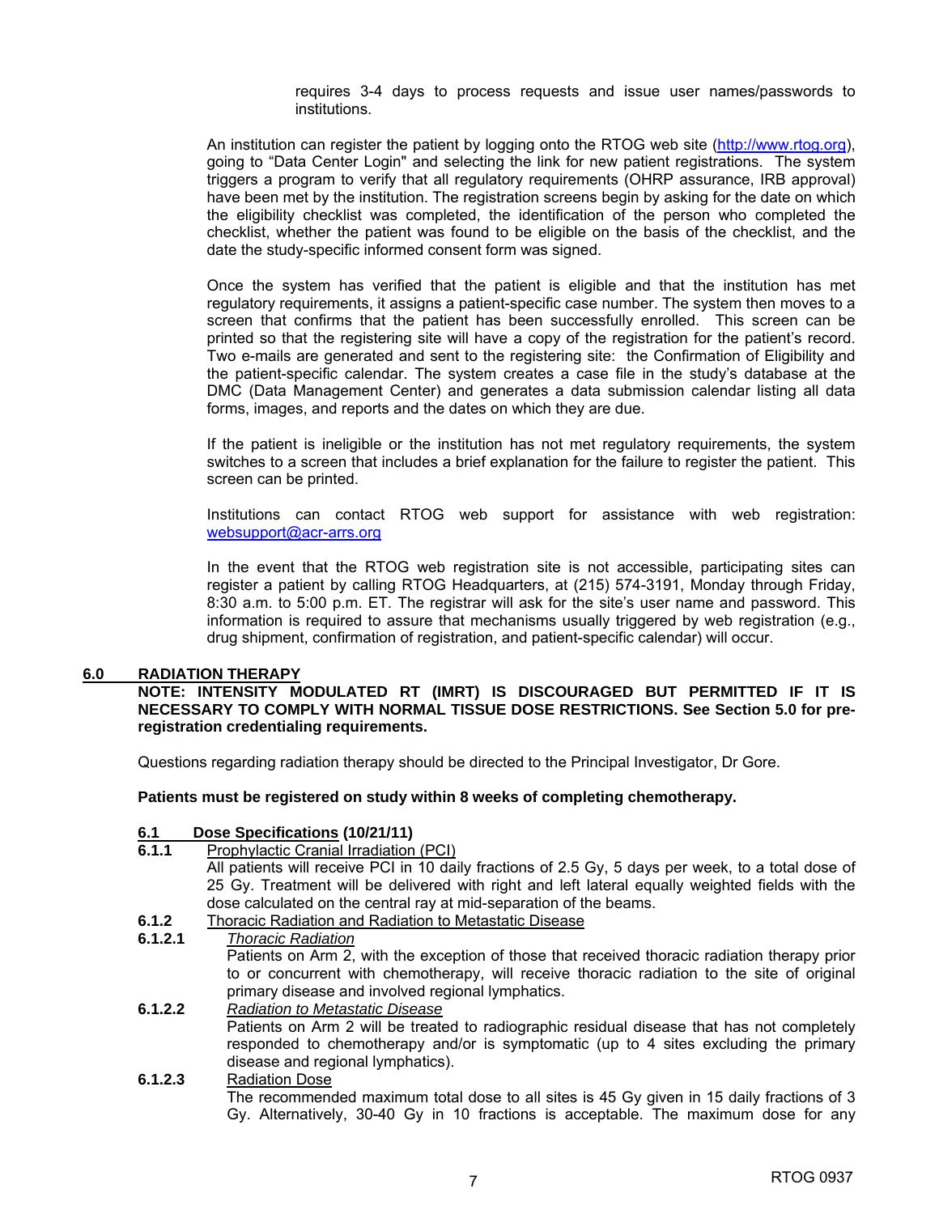requires 3-4 days to process requests and issue user names/passwords to institutions.

An institution can register the patient by logging onto the RTOG web site (http://www.rtog.org), going to "Data Center Login" and selecting the link for new patient registrations. The system triggers a program to verify that all regulatory requirements (OHRP assurance, IRB approval) have been met by the institution. The registration screens begin by asking for the date on which the eligibility checklist was completed, the identification of the person who completed the checklist, whether the patient was found to be eligible on the basis of the checklist, and the date the study-specific informed consent form was signed.

Once the system has verified that the patient is eligible and that the institution has met regulatory requirements, it assigns a patient-specific case number. The system then moves to a screen that confirms that the patient has been successfully enrolled. This screen can be printed so that the registering site will have a copy of the registration for the patient's record. Two e-mails are generated and sent to the registering site: the Confirmation of Eligibility and the patient-specific calendar. The system creates a case file in the study's database at the DMC (Data Management Center) and generates a data submission calendar listing all data forms, images, and reports and the dates on which they are due.

If the patient is ineligible or the institution has not met regulatory requirements, the system switches to a screen that includes a brief explanation for the failure to register the patient. This screen can be printed.

Institutions can contact RTOG web support for assistance with web registration: websupport@acr-arrs.org

In the event that the RTOG web registration site is not accessible, participating sites can register a patient by calling RTOG Headquarters, at (215) 574-3191, Monday through Friday, 8:30 a.m. to 5:00 p.m. ET. The registrar will ask for the site's user name and password. This information is required to assure that mechanisms usually triggered by web registration (e.g., drug shipment, confirmation of registration, and patient-specific calendar) will occur.

## 6.0 RADIATION THERAPY

**NOTE: INTENSITY MODULATED RT (IMRT) IS DISCOURAGED BUT PERMITTED IF IT IS NECESSARY TO COMPLY WITH NORMAL TISSUE DOSE RESTRICTIONS. See Section 5.0 for pre-registration credentialing requirements.**

Questions regarding radiation therapy should be directed to the Principal Investigator, Dr Gore.

**Patients must be registered on study within 8 weeks of completing chemotherapy.**

### 6.1 Dose Specifications (10/21/11)

**6.1.1** Prophylactic Cranial Irradiation (PCI)

All patients will receive PCI in 10 daily fractions of 2.5 Gy, 5 days per week, to a total dose of 25 Gy. Treatment will be delivered with right and left lateral equally weighted fields with the dose calculated on the central ray at mid-separation of the beams.

**6.1.2** Thoracic Radiation and Radiation to Metastatic Disease

**6.1.2.1** *Thoracic Radiation*

Patients on Arm 2, with the exception of those that received thoracic radiation therapy prior to or concurrent with chemotherapy, will receive thoracic radiation to the site of original primary disease and involved regional lymphatics.

**6.1.2.2** *Radiation to Metastatic Disease*

Patients on Arm 2 will be treated to radiographic residual disease that has not completely responded to chemotherapy and/or is symptomatic (up to 4 sites excluding the primary disease and regional lymphatics).

**6.1.2.3** Radiation Dose

The recommended maximum total dose to all sites is 45 Gy given in 15 daily fractions of 3 Gy. Alternatively, 30-40 Gy in 10 fractions is acceptable. The maximum dose for any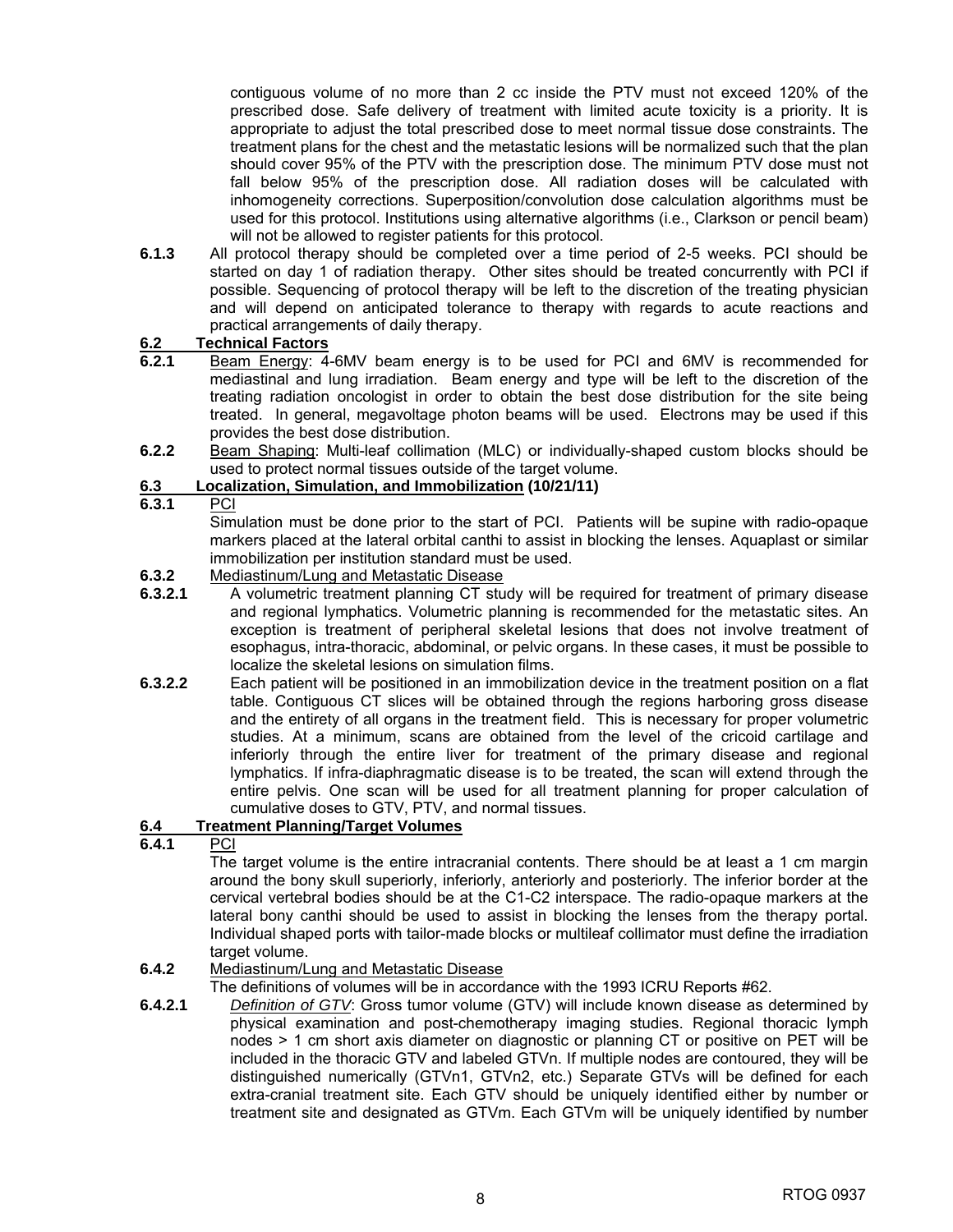contiguous volume of no more than 2 cc inside the PTV must not exceed 120% of the prescribed dose. Safe delivery of treatment with limited acute toxicity is a priority. It is appropriate to adjust the total prescribed dose to meet normal tissue dose constraints. The treatment plans for the chest and the metastatic lesions will be normalized such that the plan should cover 95% of the PTV with the prescription dose. The minimum PTV dose must not fall below 95% of the prescription dose. All radiation doses will be calculated with inhomogeneity corrections. Superposition/convolution dose calculation algorithms must be used for this protocol. Institutions using alternative algorithms (i.e., Clarkson or pencil beam) will not be allowed to register patients for this protocol.

**6.1.3** All protocol therapy should be completed over a time period of 2-5 weeks. PCI should be started on day 1 of radiation therapy. Other sites should be treated concurrently with PCI if possible. Sequencing of protocol therapy will be left to the discretion of the treating physician and will depend on anticipated tolerance to therapy with regards to acute reactions and practical arrangements of daily therapy.

## 6.2 Technical Factors

**6.2.1** Beam Energy: 4-6MV beam energy is to be used for PCI and 6MV is recommended for mediastinal and lung irradiation. Beam energy and type will be left to the discretion of the treating radiation oncologist in order to obtain the best dose distribution for the site being treated. In general, megavoltage photon beams will be used. Electrons may be used if this provides the best dose distribution.

**6.2.2** Beam Shaping: Multi-leaf collimation (MLC) or individually-shaped custom blocks should be used to protect normal tissues outside of the target volume.

## 6.3 Localization, Simulation, and Immobilization (10/21/11)

**6.3.1** PCI

Simulation must be done prior to the start of PCI. Patients will be supine with radio-opaque markers placed at the lateral orbital canthi to assist in blocking the lenses. Aquaplast or similar immobilization per institution standard must be used.

**6.3.2** Mediastinum/Lung and Metastatic Disease

**6.3.2.1** A volumetric treatment planning CT study will be required for treatment of primary disease and regional lymphatics. Volumetric planning is recommended for the metastatic sites. An exception is treatment of peripheral skeletal lesions that does not involve treatment of esophagus, intra-thoracic, abdominal, or pelvic organs. In these cases, it must be possible to localize the skeletal lesions on simulation films.

**6.3.2.2** Each patient will be positioned in an immobilization device in the treatment position on a flat table. Contiguous CT slices will be obtained through the regions harboring gross disease and the entirety of all organs in the treatment field. This is necessary for proper volumetric studies. At a minimum, scans are obtained from the level of the cricoid cartilage and inferiorly through the entire liver for treatment of the primary disease and regional lymphatics. If infra-diaphragmatic disease is to be treated, the scan will extend through the entire pelvis. One scan will be used for all treatment planning for proper calculation of cumulative doses to GTV, PTV, and normal tissues.

## 6.4 Treatment Planning/Target Volumes

**6.4.1** PCI

The target volume is the entire intracranial contents. There should be at least a 1 cm margin around the bony skull superiorly, inferiorly, anteriorly and posteriorly. The inferior border at the cervical vertebral bodies should be at the C1-C2 interspace. The radio-opaque markers at the lateral bony canthi should be used to assist in blocking the lenses from the therapy portal. Individual shaped ports with tailor-made blocks or multileaf collimator must define the irradiation target volume.

**6.4.2** Mediastinum/Lung and Metastatic Disease

The definitions of volumes will be in accordance with the 1993 ICRU Reports #62.

**6.4.2.1** *Definition of GTV*: Gross tumor volume (GTV) will include known disease as determined by physical examination and post-chemotherapy imaging studies. Regional thoracic lymph nodes > 1 cm short axis diameter on diagnostic or planning CT or positive on PET will be included in the thoracic GTV and labeled GTVn. If multiple nodes are contoured, they will be distinguished numerically (GTVn1, GTVn2, etc.) Separate GTVs will be defined for each extra-cranial treatment site. Each GTV should be uniquely identified either by number or treatment site and designated as GTVm. Each GTVm will be uniquely identified by number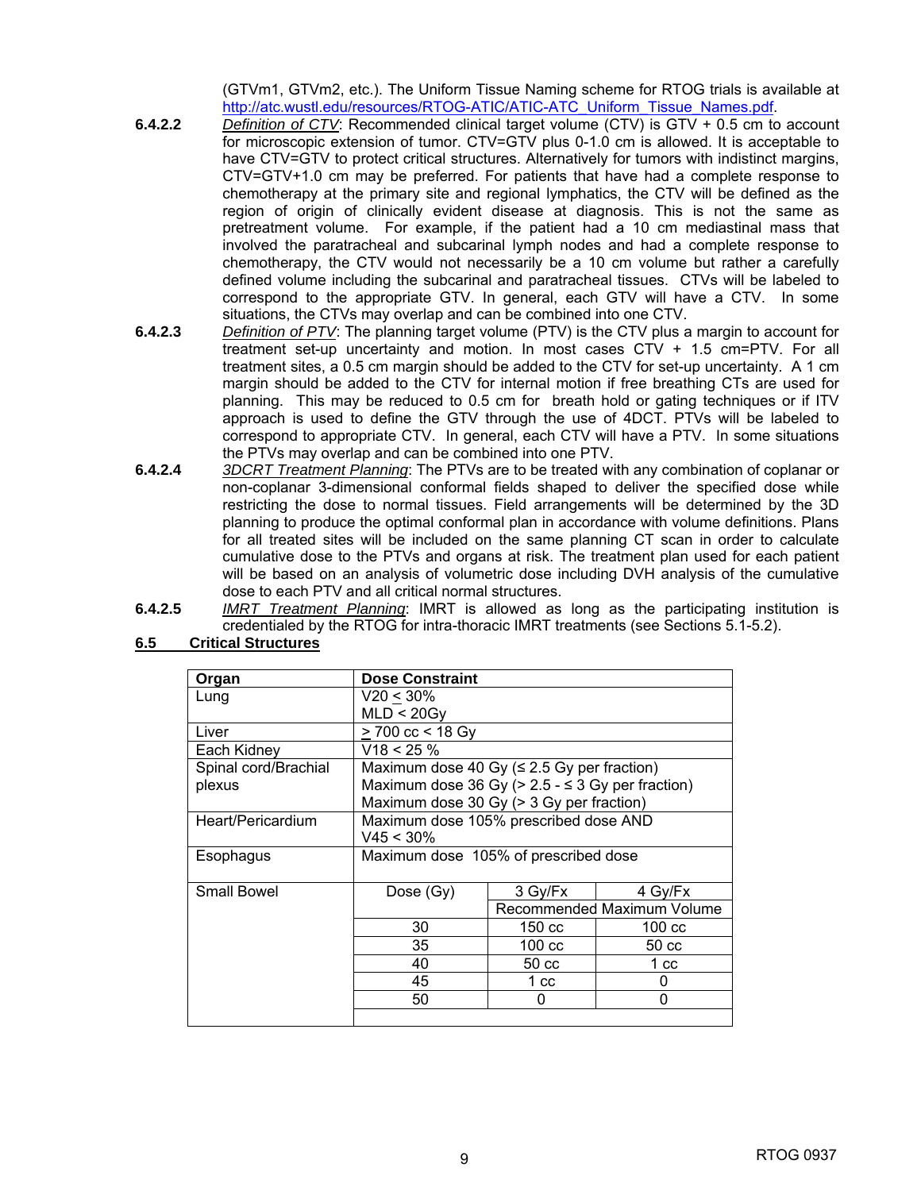(GTVm1, GTVm2, etc.). The Uniform Tissue Naming scheme for RTOG trials is available at http://atc.wustl.edu/resources/RTOG-ATIC/ATIC-ATC_Uniform_Tissue_Names.pdf.

**6.4.2.2** *Definition of CTV*: Recommended clinical target volume (CTV) is GTV + 0.5 cm to account for microscopic extension of tumor. CTV=GTV plus 0-1.0 cm is allowed. It is acceptable to have CTV=GTV to protect critical structures. Alternatively for tumors with indistinct margins, CTV=GTV+1.0 cm may be preferred. For patients that have had a complete response to chemotherapy at the primary site and regional lymphatics, the CTV will be defined as the region of origin of clinically evident disease at diagnosis. This is not the same as pretreatment volume. For example, if the patient had a 10 cm mediastinal mass that involved the paratracheal and subcarinal lymph nodes and had a complete response to chemotherapy, the CTV would not necessarily be a 10 cm volume but rather a carefully defined volume including the subcarinal and paratracheal tissues. CTVs will be labeled to correspond to the appropriate GTV. In general, each GTV will have a CTV. In some situations, the CTVs may overlap and can be combined into one CTV.

**6.4.2.3** *Definition of PTV*: The planning target volume (PTV) is the CTV plus a margin to account for treatment set-up uncertainty and motion. In most cases CTV + 1.5 cm=PTV. For all treatment sites, a 0.5 cm margin should be added to the CTV for set-up uncertainty. A 1 cm margin should be added to the CTV for internal motion if free breathing CTs are used for planning. This may be reduced to 0.5 cm for breath hold or gating techniques or if ITV approach is used to define the GTV through the use of 4DCT. PTVs will be labeled to correspond to appropriate CTV. In general, each CTV will have a PTV. In some situations the PTVs may overlap and can be combined into one PTV.

**6.4.2.4** *3DCRT Treatment Planning*: The PTVs are to be treated with any combination of coplanar or non-coplanar 3-dimensional conformal fields shaped to deliver the specified dose while restricting the dose to normal tissues. Field arrangements will be determined by the 3D planning to produce the optimal conformal plan in accordance with volume definitions. Plans for all treated sites will be included on the same planning CT scan in order to calculate cumulative dose to the PTVs and organs at risk. The treatment plan used for each patient will be based on an analysis of volumetric dose including DVH analysis of the cumulative dose to each PTV and all critical normal structures.

**6.4.2.5** *IMRT Treatment Planning*: IMRT is allowed as long as the participating institution is credentialed by the RTOG for intra-thoracic IMRT treatments (see Sections 5.1-5.2).

## 6.5 Critical Structures

| Organ | Dose Constraint | | |
|---|---|---|---|
| Lung | V20 ≤ 30%<br>MLD < 20Gy | | |
| Liver | ≥ 700 cc < 18 Gy | | |
| Each Kidney | V18 < 25 % | | |
| Spinal cord/Brachial plexus | Maximum dose 40 Gy (≤ 2.5 Gy per fraction)<br>Maximum dose 36 Gy (> 2.5 - ≤ 3 Gy per fraction)<br>Maximum dose 30 Gy (> 3 Gy per fraction) | | |
| Heart/Pericardium | Maximum dose 105% prescribed dose AND<br>V45 < 30% | | |
| Esophagus | Maximum dose 105% of prescribed dose | | |
| Small Bowel | Dose (Gy) | 3 Gy/Fx | 4 Gy/Fx |
| | | Recommended Maximum Volume | |
| | 30 | 150 cc | 100 cc |
| | 35 | 100 cc | 50 cc |
| | 40 | 50 cc | 1 cc |
| | 45 | 1 cc | 0 |
| | 50 | 0 | 0 |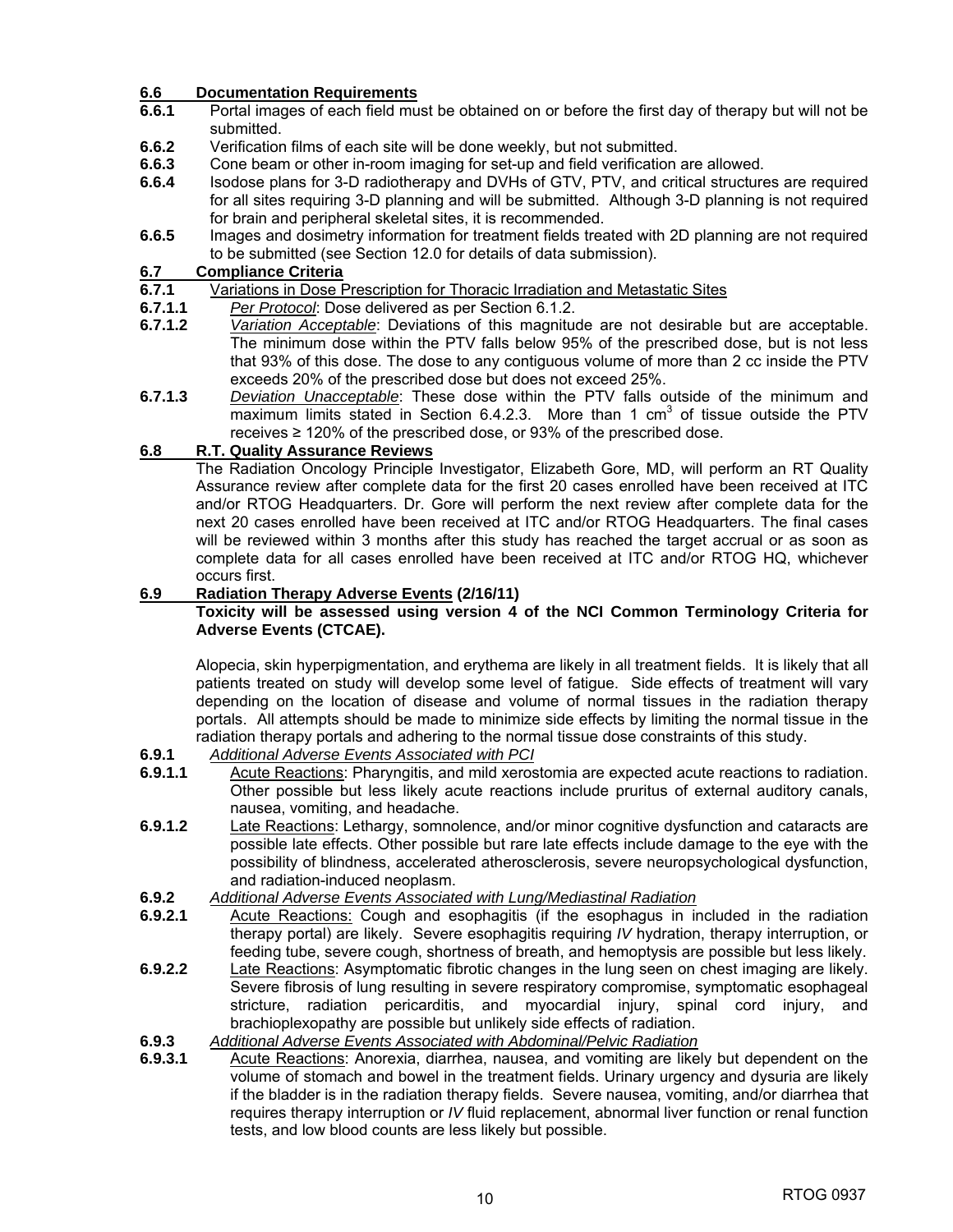## 6.6 Documentation Requirements

**6.6.1** Portal images of each field must be obtained on or before the first day of therapy but will not be submitted.

**6.6.2** Verification films of each site will be done weekly, but not submitted.

**6.6.3** Cone beam or other in-room imaging for set-up and field verification are allowed.

**6.6.4** Isodose plans for 3-D radiotherapy and DVHs of GTV, PTV, and critical structures are required for all sites requiring 3-D planning and will be submitted. Although 3-D planning is not required for brain and peripheral skeletal sites, it is recommended.

**6.6.5** Images and dosimetry information for treatment fields treated with 2D planning are not required to be submitted (see Section 12.0 for details of data submission).

## 6.7 Compliance Criteria

**6.7.1** Variations in Dose Prescription for Thoracic Irradiation and Metastatic Sites

**6.7.1.1** *Per Protocol*: Dose delivered as per Section 6.1.2.

**6.7.1.2** *Variation Acceptable*: Deviations of this magnitude are not desirable but are acceptable. The minimum dose within the PTV falls below 95% of the prescribed dose, but is not less that 93% of this dose. The dose to any contiguous volume of more than 2 cc inside the PTV exceeds 20% of the prescribed dose but does not exceed 25%.

**6.7.1.3** *Deviation Unacceptable*: These dose within the PTV falls outside of the minimum and maximum limits stated in Section 6.4.2.3. More than 1 $cm^3$ of tissue outside the PTV receives ≥ 120% of the prescribed dose, or 93% of the prescribed dose.

## 6.8 R.T. Quality Assurance Reviews

The Radiation Oncology Principle Investigator, Elizabeth Gore, MD, will perform an RT Quality Assurance review after complete data for the first 20 cases enrolled have been received at ITC and/or RTOG Headquarters. Dr. Gore will perform the next review after complete data for the next 20 cases enrolled have been received at ITC and/or RTOG Headquarters. The final cases will be reviewed within 3 months after this study has reached the target accrual or as soon as complete data for all cases enrolled have been received at ITC and/or RTOG HQ, whichever occurs first.

## 6.9 Radiation Therapy Adverse Events (2/16/11)

**Toxicity will be assessed using version 4 of the NCI Common Terminology Criteria for Adverse Events (CTCAE).**

Alopecia, skin hyperpigmentation, and erythema are likely in all treatment fields. It is likely that all patients treated on study will develop some level of fatigue. Side effects of treatment will vary depending on the location of disease and volume of normal tissues in the radiation therapy portals. All attempts should be made to minimize side effects by limiting the normal tissue in the radiation therapy portals and adhering to the normal tissue dose constraints of this study.

**6.9.1** *Additional Adverse Events Associated with PCI*

**6.9.1.1** Acute Reactions: Pharyngitis, and mild xerostomia are expected acute reactions to radiation. Other possible but less likely acute reactions include pruritus of external auditory canals, nausea, vomiting, and headache.

**6.9.1.2** Late Reactions: Lethargy, somnolence, and/or minor cognitive dysfunction and cataracts are possible late effects. Other possible but rare late effects include damage to the eye with the possibility of blindness, accelerated atherosclerosis, severe neuropsychological dysfunction, and radiation-induced neoplasm.

**6.9.2** *Additional Adverse Events Associated with Lung/Mediastinal Radiation*

**6.9.2.1** Acute Reactions: Cough and esophagitis (if the esophagus in included in the radiation therapy portal) are likely. Severe esophagitis requiring *IV* hydration, therapy interruption, or feeding tube, severe cough, shortness of breath, and hemoptysis are possible but less likely.

**6.9.2.2** Late Reactions: Asymptomatic fibrotic changes in the lung seen on chest imaging are likely. Severe fibrosis of lung resulting in severe respiratory compromise, symptomatic esophageal stricture, radiation pericarditis, and myocardial injury, spinal cord injury, and brachioplexopathy are possible but unlikely side effects of radiation.

**6.9.3** *Additional Adverse Events Associated with Abdominal/Pelvic Radiation*

**6.9.3.1** Acute Reactions: Anorexia, diarrhea, nausea, and vomiting are likely but dependent on the volume of stomach and bowel in the treatment fields. Urinary urgency and dysuria are likely if the bladder is in the radiation therapy fields. Severe nausea, vomiting, and/or diarrhea that requires therapy interruption or *IV* fluid replacement, abnormal liver function or renal function tests, and low blood counts are less likely but possible.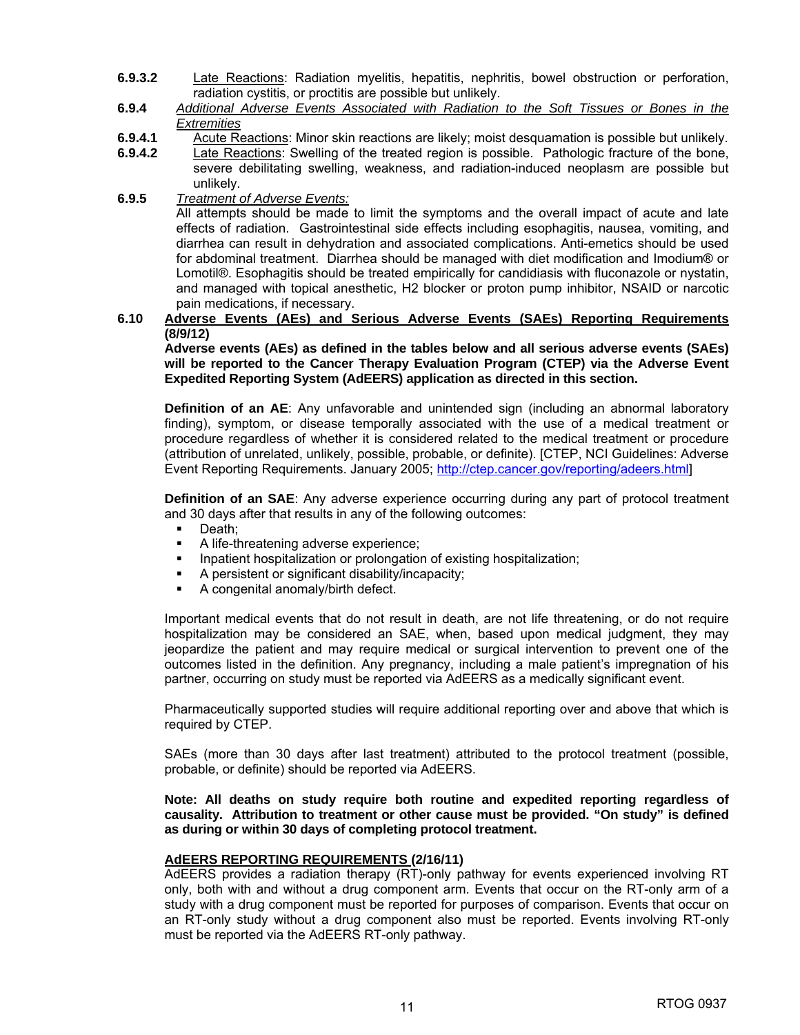**6.9.3.2** Late Reactions: Radiation myelitis, hepatitis, nephritis, bowel obstruction or perforation, radiation cystitis, or proctitis are possible but unlikely.

**6.9.4** *Additional Adverse Events Associated with Radiation to the Soft Tissues or Bones in the Extremities*

**6.9.4.1** Acute Reactions: Minor skin reactions are likely; moist desquamation is possible but unlikely.

**6.9.4.2** Late Reactions: Swelling of the treated region is possible. Pathologic fracture of the bone, severe debilitating swelling, weakness, and radiation-induced neoplasm are possible but unlikely.

**6.9.5** *Treatment of Adverse Events:*

All attempts should be made to limit the symptoms and the overall impact of acute and late effects of radiation. Gastrointestinal side effects including esophagitis, nausea, vomiting, and diarrhea can result in dehydration and associated complications. Anti-emetics should be used for abdominal treatment. Diarrhea should be managed with diet modification and Imodium® or Lomotil®. Esophagitis should be treated empirically for candidiasis with fluconazole or nystatin, and managed with topical anesthetic, H2 blocker or proton pump inhibitor, NSAID or narcotic pain medications, if necessary.

## 6.10 Adverse Events (AEs) and Serious Adverse Events (SAEs) Reporting Requirements (8/9/12)

**Adverse events (AEs) as defined in the tables below and all serious adverse events (SAEs) will be reported to the Cancer Therapy Evaluation Program (CTEP) via the Adverse Event Expedited Reporting System (AdEERS) application as directed in this section.**

**Definition of an AE**: Any unfavorable and unintended sign (including an abnormal laboratory finding), symptom, or disease temporally associated with the use of a medical treatment or procedure regardless of whether it is considered related to the medical treatment or procedure (attribution of unrelated, unlikely, possible, probable, or definite). [CTEP, NCI Guidelines: Adverse Event Reporting Requirements. January 2005; http://ctep.cancer.gov/reporting/adeers.html]

**Definition of an SAE**: Any adverse experience occurring during any part of protocol treatment and 30 days after that results in any of the following outcomes:

- Death;
- A life-threatening adverse experience;
- Inpatient hospitalization or prolongation of existing hospitalization;
- A persistent or significant disability/incapacity;
- A congenital anomaly/birth defect.

Important medical events that do not result in death, are not life threatening, or do not require hospitalization may be considered an SAE, when, based upon medical judgment, they may jeopardize the patient and may require medical or surgical intervention to prevent one of the outcomes listed in the definition. Any pregnancy, including a male patient's impregnation of his partner, occurring on study must be reported via AdEERS as a medically significant event.

Pharmaceutically supported studies will require additional reporting over and above that which is required by CTEP.

SAEs (more than 30 days after last treatment) attributed to the protocol treatment (possible, probable, or definite) should be reported via AdEERS.

**Note: All deaths on study require both routine and expedited reporting regardless of causality. Attribution to treatment or other cause must be provided. "On study" is defined as during or within 30 days of completing protocol treatment.**

**AdEERS REPORTING REQUIREMENTS (2/16/11)**

AdEERS provides a radiation therapy (RT)-only pathway for events experienced involving RT only, both with and without a drug component arm. Events that occur on the RT-only arm of a study with a drug component must be reported for purposes of comparison. Events that occur on an RT-only study without a drug component also must be reported. Events involving RT-only must be reported via the AdEERS RT-only pathway.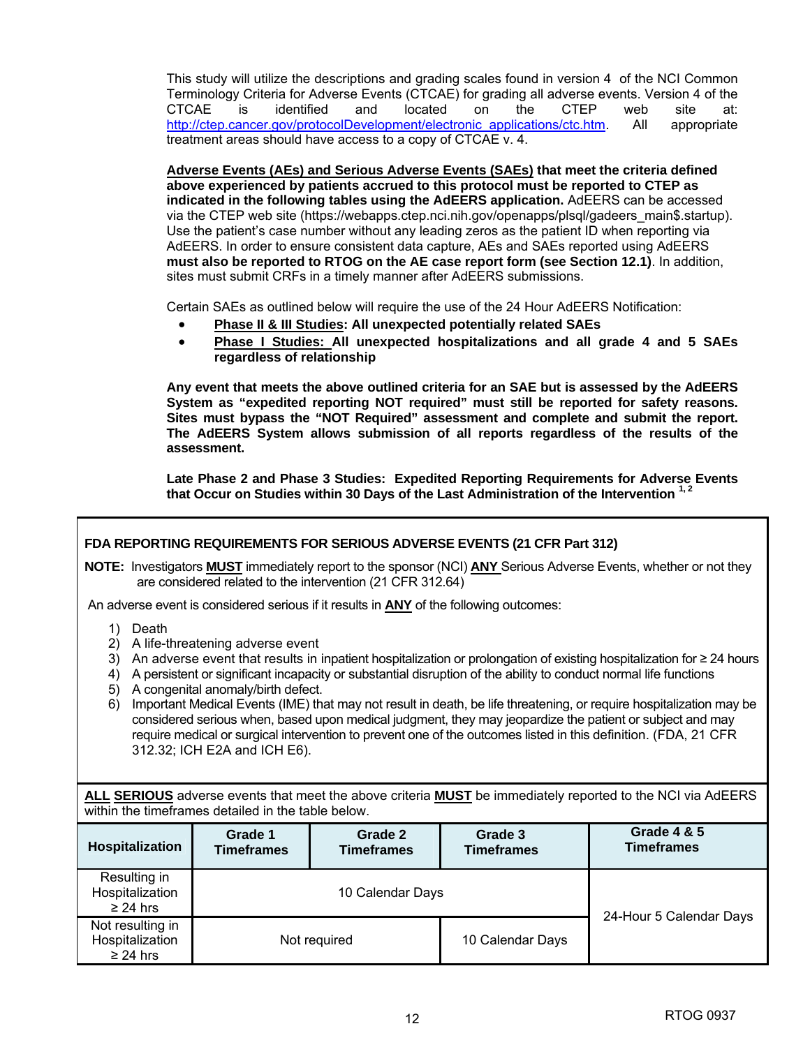This study will utilize the descriptions and grading scales found in version 4 of the NCI Common Terminology Criteria for Adverse Events (CTCAE) for grading all adverse events. Version 4 of the CTCAE is identified and located on the CTEP web site at: http://ctep.cancer.gov/protocolDevelopment/electronic_applications/ctc.htm. All appropriate treatment areas should have access to a copy of CTCAE v. 4.

**Adverse Events (AEs) and Serious Adverse Events (SAEs) that meet the criteria defined above experienced by patients accrued to this protocol must be reported to CTEP as indicated in the following tables using the AdEERS application.** AdEERS can be accessed via the CTEP web site (https://webapps.ctep.nci.nih.gov/openapps/plsql/gadeers_main$.startup). Use the patient's case number without any leading zeros as the patient ID when reporting via AdEERS. In order to ensure consistent data capture, AEs and SAEs reported using AdEERS **must also be reported to RTOG on the AE case report form (see Section 12.1)**. In addition, sites must submit CRFs in a timely manner after AdEERS submissions.

Certain SAEs as outlined below will require the use of the 24 Hour AdEERS Notification:

- **Phase II & III Studies: All unexpected potentially related SAEs**
- **Phase I Studies: All unexpected hospitalizations and all grade 4 and 5 SAEs regardless of relationship**

**Any event that meets the above outlined criteria for an SAE but is assessed by the AdEERS System as "expedited reporting NOT required" must still be reported for safety reasons. Sites must bypass the "NOT Required" assessment and complete and submit the report. The AdEERS System allows submission of all reports regardless of the results of the assessment.**

**Late Phase 2 and Phase 3 Studies: Expedited Reporting Requirements for Adverse Events that Occur on Studies within 30 Days of the Last Administration of the Intervention [1, 2]**

**FDA REPORTING REQUIREMENTS FOR SERIOUS ADVERSE EVENTS (21 CFR Part 312)**

**NOTE:** Investigators **MUST** immediately report to the sponsor (NCI) **ANY** Serious Adverse Events, whether or not they are considered related to the intervention (21 CFR 312.64)

An adverse event is considered serious if it results in **ANY** of the following outcomes:

1) Death
2) A life-threatening adverse event
3) An adverse event that results in inpatient hospitalization or prolongation of existing hospitalization for ≥ 24 hours
4) A persistent or significant incapacity or substantial disruption of the ability to conduct normal life functions
5) A congenital anomaly/birth defect.
6) Important Medical Events (IME) that may not result in death, be life threatening, or require hospitalization may be considered serious when, based upon medical judgment, they may jeopardize the patient or subject and may require medical or surgical intervention to prevent one of the outcomes listed in this definition. (FDA, 21 CFR 312.32; ICH E2A and ICH E6).

**ALL SERIOUS** adverse events that meet the above criteria **MUST** be immediately reported to the NCI via AdEERS within the timeframes detailed in the table below.

| Hospitalization | Grade 1 Timeframes | Grade 2 Timeframes | Grade 3 Timeframes | Grade 4 & 5 Timeframes |
|---|---|---|---|---|
| Resulting in Hospitalization ≥ 24 hrs | 10 Calendar Days | | | 24-Hour 5 Calendar Days |
| Not resulting in Hospitalization ≥ 24 hrs | Not required | | 10 Calendar Days | |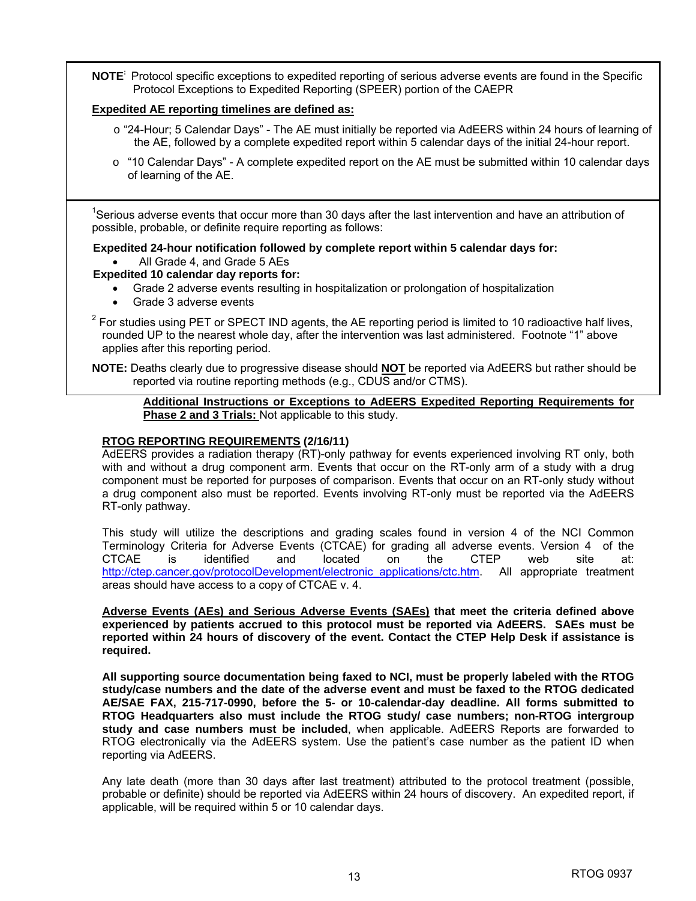**NOTE**: Protocol specific exceptions to expedited reporting of serious adverse events are found in the Specific Protocol Exceptions to Expedited Reporting (SPEER) portion of the CAEPR

**Expedited AE reporting timelines are defined as:**

- o "24-Hour; 5 Calendar Days" - The AE must initially be reported via AdEERS within 24 hours of learning of the AE, followed by a complete expedited report within 5 calendar days of the initial 24-hour report.
- o "10 Calendar Days" - A complete expedited report on the AE must be submitted within 10 calendar days of learning of the AE.

[1] Serious adverse events that occur more than 30 days after the last intervention and have an attribution of possible, probable, or definite require reporting as follows:

**Expedited 24-hour notification followed by complete report within 5 calendar days for:**

- All Grade 4, and Grade 5 AEs

**Expedited 10 calendar day reports for:**

- Grade 2 adverse events resulting in hospitalization or prolongation of hospitalization
- Grade 3 adverse events

[2] For studies using PET or SPECT IND agents, the AE reporting period is limited to 10 radioactive half lives, rounded UP to the nearest whole day, after the intervention was last administered. Footnote "1" above applies after this reporting period.

**NOTE:** Deaths clearly due to progressive disease should **NOT** be reported via AdEERS but rather should be reported via routine reporting methods (e.g., CDUS and/or CTMS).

**Additional Instructions or Exceptions to AdEERS Expedited Reporting Requirements for Phase 2 and 3 Trials:** Not applicable to this study.

**RTOG REPORTING REQUIREMENTS (2/16/11)**

AdEERS provides a radiation therapy (RT)-only pathway for events experienced involving RT only, both with and without a drug component arm. Events that occur on the RT-only arm of a study with a drug component must be reported for purposes of comparison. Events that occur on an RT-only study without a drug component also must be reported. Events involving RT-only must be reported via the AdEERS RT-only pathway.

This study will utilize the descriptions and grading scales found in version 4 of the NCI Common Terminology Criteria for Adverse Events (CTCAE) for grading all adverse events. Version 4 of the CTCAE is identified and located on the CTEP web site at: http://ctep.cancer.gov/protocolDevelopment/electronic_applications/ctc.htm. All appropriate treatment areas should have access to a copy of CTCAE v. 4.

**Adverse Events (AEs) and Serious Adverse Events (SAEs) that meet the criteria defined above experienced by patients accrued to this protocol must be reported via AdEERS. SAEs must be reported within 24 hours of discovery of the event. Contact the CTEP Help Desk if assistance is required.**

**All supporting source documentation being faxed to NCI, must be properly labeled with the RTOG study/case numbers and the date of the adverse event and must be faxed to the RTOG dedicated AE/SAE FAX, 215-717-0990, before the 5- or 10-calendar-day deadline. All forms submitted to RTOG Headquarters also must include the RTOG study/ case numbers; non-RTOG intergroup study and case numbers must be included**, when applicable. AdEERS Reports are forwarded to RTOG electronically via the AdEERS system. Use the patient's case number as the patient ID when reporting via AdEERS.

Any late death (more than 30 days after last treatment) attributed to the protocol treatment (possible, probable or definite) should be reported via AdEERS within 24 hours of discovery. An expedited report, if applicable, will be required within 5 or 10 calendar days.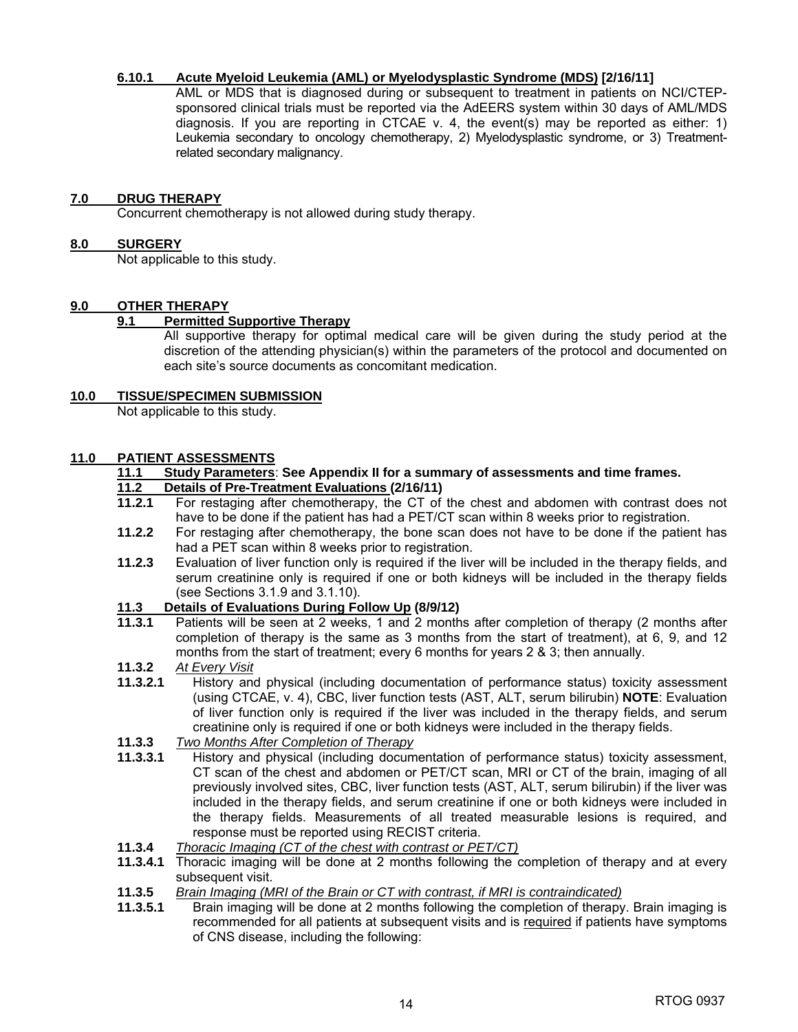#### 6.10.1 Acute Myeloid Leukemia (AML) or Myelodysplastic Syndrome (MDS) [2/16/11]

AML or MDS that is diagnosed during or subsequent to treatment in patients on NCI/CTEP-sponsored clinical trials must be reported via the AdEERS system within 30 days of AML/MDS diagnosis. If you are reporting in CTCAE v. 4, the event(s) may be reported as either: 1) Leukemia secondary to oncology chemotherapy, 2) Myelodysplastic syndrome, or 3) Treatment-related secondary malignancy.

## 7.0 DRUG THERAPY

Concurrent chemotherapy is not allowed during study therapy.

## 8.0 SURGERY

Not applicable to this study.

## 9.0 OTHER THERAPY

### 9.1 Permitted Supportive Therapy

All supportive therapy for optimal medical care will be given during the study period at the discretion of the attending physician(s) within the parameters of the protocol and documented on each site's source documents as concomitant medication.

## 10.0 TISSUE/SPECIMEN SUBMISSION

Not applicable to this study.

## 11.0 PATIENT ASSESSMENTS

### 11.1 Study Parameters: See Appendix II for a summary of assessments and time frames.

### 11.2 Details of Pre-Treatment Evaluations (2/16/11)

**11.2.1** For restaging after chemotherapy, the CT of the chest and abdomen with contrast does not have to be done if the patient has had a PET/CT scan within 8 weeks prior to registration.

**11.2.2** For restaging after chemotherapy, the bone scan does not have to be done if the patient has had a PET scan within 8 weeks prior to registration.

**11.2.3** Evaluation of liver function only is required if the liver will be included in the therapy fields, and serum creatinine only is required if one or both kidneys will be included in the therapy fields (see Sections 3.1.9 and 3.1.10).

### 11.3 Details of Evaluations During Follow Up (8/9/12)

**11.3.1** Patients will be seen at 2 weeks, 1 and 2 months after completion of therapy (2 months after completion of therapy is the same as 3 months from the start of treatment), at 6, 9, and 12 months from the start of treatment; every 6 months for years 2 & 3; then annually.

**11.3.2** *At Every Visit*

**11.3.2.1** History and physical (including documentation of performance status) toxicity assessment (using CTCAE, v. 4), CBC, liver function tests (AST, ALT, serum bilirubin) **NOTE**: Evaluation of liver function only is required if the liver was included in the therapy fields, and serum creatinine only is required if one or both kidneys were included in the therapy fields.

**11.3.3** *Two Months After Completion of Therapy*

**11.3.3.1** History and physical (including documentation of performance status) toxicity assessment, CT scan of the chest and abdomen or PET/CT scan, MRI or CT of the brain, imaging of all previously involved sites, CBC, liver function tests (AST, ALT, serum bilirubin) if the liver was included in the therapy fields, and serum creatinine if one or both kidneys were included in the therapy fields. Measurements of all treated measurable lesions is required, and response must be reported using RECIST criteria.

**11.3.4** *Thoracic Imaging (CT of the chest with contrast or PET/CT)*

**11.3.4.1** Thoracic imaging will be done at 2 months following the completion of therapy and at every subsequent visit.

**11.3.5** *Brain Imaging (MRI of the Brain or CT with contrast, if MRI is contraindicated)*

**11.3.5.1** Brain imaging will be done at 2 months following the completion of therapy. Brain imaging is recommended for all patients at subsequent visits and is required if patients have symptoms of CNS disease, including the following: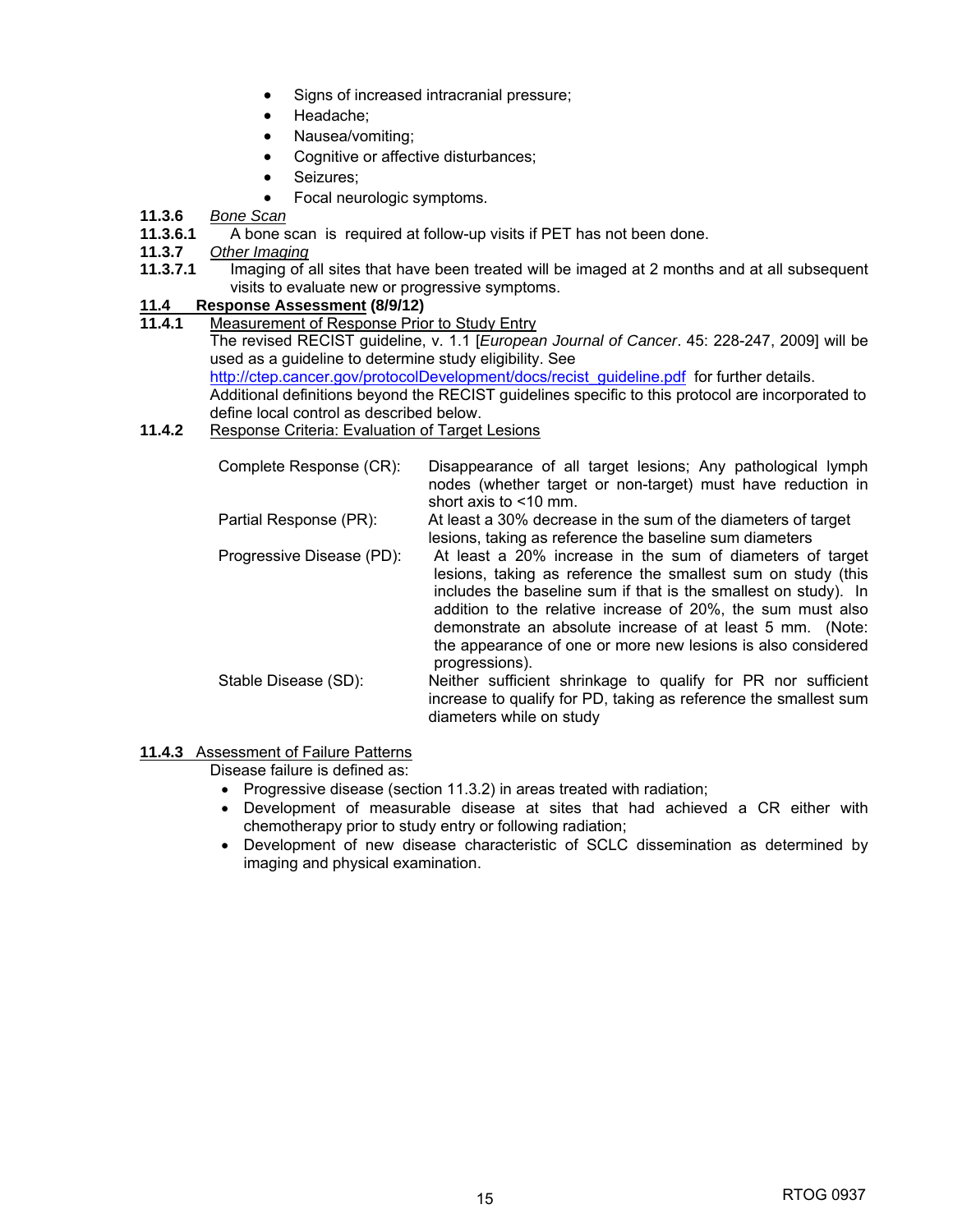- Signs of increased intracranial pressure;
- Headache;
- Nausea/vomiting;
- Cognitive or affective disturbances;
- Seizures;
- Focal neurologic symptoms.

**11.3.6** *Bone Scan*

**11.3.6.1** A bone scan is required at follow-up visits if PET has not been done.

**11.3.7** *Other Imaging*

**11.3.7.1** Imaging of all sites that have been treated will be imaged at 2 months and at all subsequent visits to evaluate new or progressive symptoms.

## 11.4 Response Assessment (8/9/12)

**11.4.1** Measurement of Response Prior to Study Entry

The revised RECIST guideline, v. 1.1 [*European Journal of Cancer*. 45: 228-247, 2009] will be used as a guideline to determine study eligibility. See http://ctep.cancer.gov/protocolDevelopment/docs/recist_guideline.pdf for further details. Additional definitions beyond the RECIST guidelines specific to this protocol are incorporated to define local control as described below.

**11.4.2** Response Criteria: Evaluation of Target Lesions

| | |
|---|---|
| Complete Response (CR): | Disappearance of all target lesions; Any pathological lymph nodes (whether target or non-target) must have reduction in short axis to <10 mm. |
| Partial Response (PR): | At least a 30% decrease in the sum of the diameters of target lesions, taking as reference the baseline sum diameters |
| Progressive Disease (PD): | At least a 20% increase in the sum of diameters of target lesions, taking as reference the smallest sum on study (this includes the baseline sum if that is the smallest on study). In addition to the relative increase of 20%, the sum must also demonstrate an absolute increase of at least 5 mm. (Note: the appearance of one or more new lesions is also considered progressions). |
| Stable Disease (SD): | Neither sufficient shrinkage to qualify for PR nor sufficient increase to qualify for PD, taking as reference the smallest sum diameters while on study |

**11.4.3** Assessment of Failure Patterns

Disease failure is defined as:

- Progressive disease (section 11.3.2) in areas treated with radiation;
- Development of measurable disease at sites that had achieved a CR either with chemotherapy prior to study entry or following radiation;
- Development of new disease characteristic of SCLC dissemination as determined by imaging and physical examination.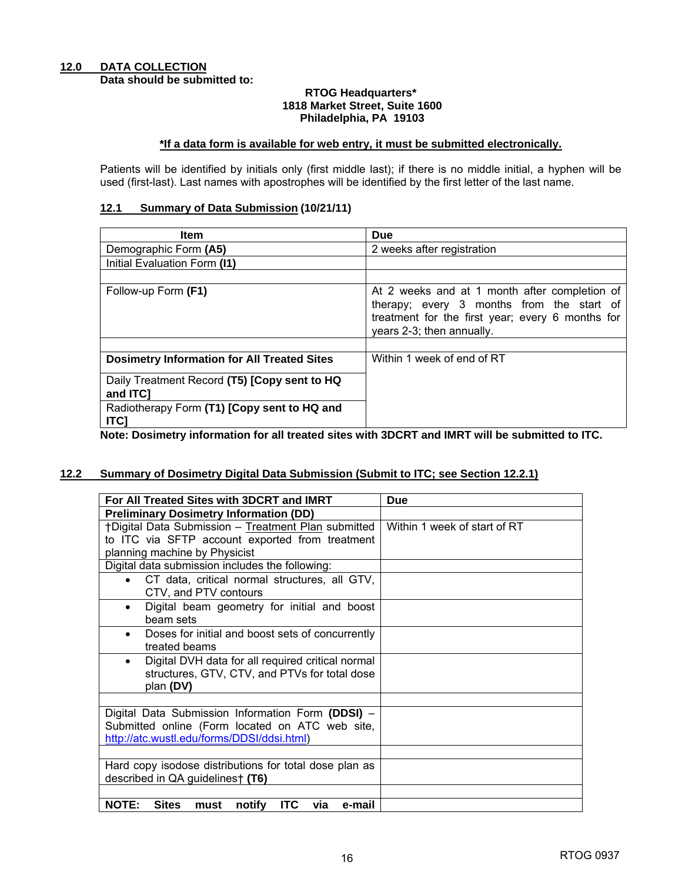## 12.0 DATA COLLECTION

**Data should be submitted to:**

**RTOG Headquarters***
**1818 Market Street, Suite 1600**
**Philadelphia, PA 19103**

***If a data form is available for web entry, it must be submitted electronically.**

Patients will be identified by initials only (first middle last); if there is no middle initial, a hyphen will be used (first-last). Last names with apostrophes will be identified by the first letter of the last name.

### 12.1 Summary of Data Submission (10/21/11)

| Item | Due |
|---|---|
| Demographic Form **(A5)** | 2 weeks after registration |
| Initial Evaluation Form **(I1)** | |
| | |
| Follow-up Form **(F1)** | At 2 weeks and at 1 month after completion of therapy; every 3 months from the start of treatment for the first year; every 6 months for years 2-3; then annually. |
| | |
| **Dosimetry Information for All Treated Sites** | Within 1 week of end of RT |
| Daily Treatment Record **(T5) [Copy sent to HQ and ITC]** | |
| Radiotherapy Form **(T1) [Copy sent to HQ and ITC]** | |

**Note: Dosimetry information for all treated sites with 3DCRT and IMRT will be submitted to ITC.**

### 12.2 Summary of Dosimetry Digital Data Submission (Submit to ITC; see Section 12.2.1)

| For All Treated Sites with 3DCRT and IMRT | Due |
|---|---|
| **Preliminary Dosimetry Information (DD)** | |
| †Digital Data Submission – Treatment Plan submitted to ITC via SFTP account exported from treatment planning machine by Physicist | Within 1 week of start of RT |
| Digital data submission includes the following: | |
| • CT data, critical normal structures, all GTV, CTV, and PTV contours | |
| • Digital beam geometry for initial and boost beam sets | |
| • Doses for initial and boost sets of concurrently treated beams | |
| • Digital DVH data for all required critical normal structures, GTV, CTV, and PTVs for total dose plan **(DV)** | |
| | |
| Digital Data Submission Information Form **(DDSI)** – Submitted online (Form located on ATC web site, http://atc.wustl.edu/forms/DDSI/ddsi.html) | |
| | |
| Hard copy isodose distributions for total dose plan as described in QA guidelines† **(T6)** | |
| | |
| **NOTE: Sites must notify ITC via e-mail** | |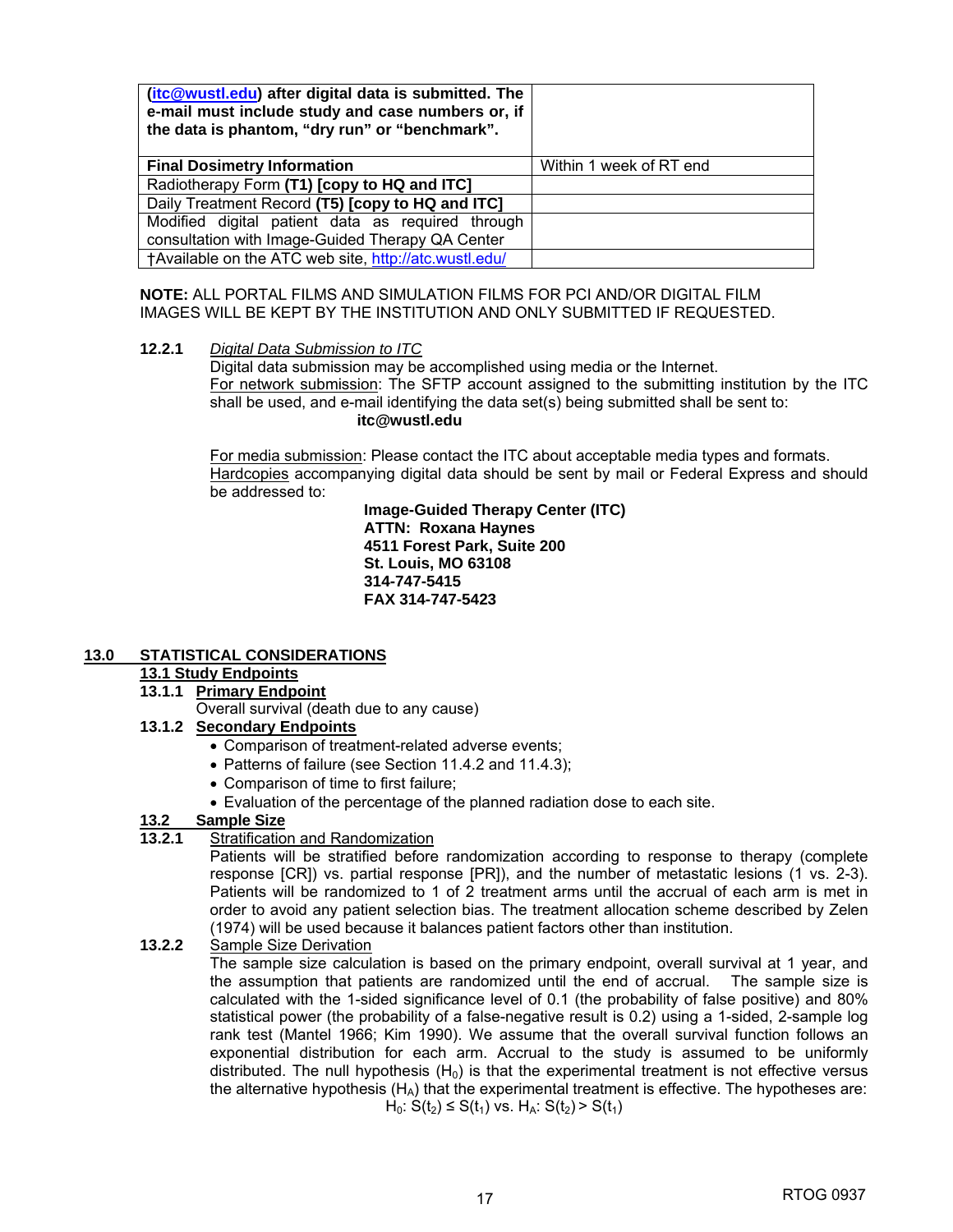| **(itc@wustl.edu) after digital data is submitted. The e-mail must include study and case numbers or, if the data is phantom, "dry run" or "benchmark".** | |
|---|---|
| **Final Dosimetry Information** | Within 1 week of RT end |
| Radiotherapy Form **(T1) [copy to HQ and ITC]** | |
| Daily Treatment Record **(T5) [copy to HQ and ITC]** | |
| Modified digital patient data as required through consultation with Image-Guided Therapy QA Center | |
| †Available on the ATC web site, http://atc.wustl.edu/ | |

**NOTE:** ALL PORTAL FILMS AND SIMULATION FILMS FOR PCI AND/OR DIGITAL FILM IMAGES WILL BE KEPT BY THE INSTITUTION AND ONLY SUBMITTED IF REQUESTED.

**12.2.1** *Digital Data Submission to ITC*

Digital data submission may be accomplished using media or the Internet.

For network submission: The SFTP account assigned to the submitting institution by the ITC shall be used, and e-mail identifying the data set(s) being submitted shall be sent to:

**itc@wustl.edu**

For media submission: Please contact the ITC about acceptable media types and formats.

Hardcopies accompanying digital data should be sent by mail or Federal Express and should be addressed to:

**Image-Guided Therapy Center (ITC)**
**ATTN: Roxana Haynes**
**4511 Forest Park, Suite 200**
**St. Louis, MO 63108**
**314-747-5415**
**FAX 314-747-5423**

## 13.0 STATISTICAL CONSIDERATIONS

### 13.1 Study Endpoints

#### 13.1.1 Primary Endpoint

Overall survival (death due to any cause)

#### 13.1.2 Secondary Endpoints

- Comparison of treatment-related adverse events;
- Patterns of failure (see Section 11.4.2 and 11.4.3);
- Comparison of time to first failure;
- Evaluation of the percentage of the planned radiation dose to each site.

### 13.2 Sample Size

#### 13.2.1 Stratification and Randomization

Patients will be stratified before randomization according to response to therapy (complete response [CR]) vs. partial response [PR]), and the number of metastatic lesions (1 vs. 2-3). Patients will be randomized to 1 of 2 treatment arms until the accrual of each arm is met in order to avoid any patient selection bias. The treatment allocation scheme described by Zelen (1974) will be used because it balances patient factors other than institution.

#### 13.2.2 Sample Size Derivation

The sample size calculation is based on the primary endpoint, overall survival at 1 year, and the assumption that patients are randomized until the end of accrual. The sample size is calculated with the 1-sided significance level of 0.1 (the probability of false positive) and 80% statistical power (the probability of a false-negative result is 0.2) using a 1-sided, 2-sample log rank test (Mantel 1966; Kim 1990). We assume that the overall survival function follows an exponential distribution for each arm. Accrual to the study is assumed to be uniformly distributed. The null hypothesis ($H_0$) is that the experimental treatment is not effective versus the alternative hypothesis ($H_A$) that the experimental treatment is effective. The hypotheses are:

$$H_0: S(t_2) \le S(t_1) \text{ vs. } H_A: S(t_2) > S(t_1)$$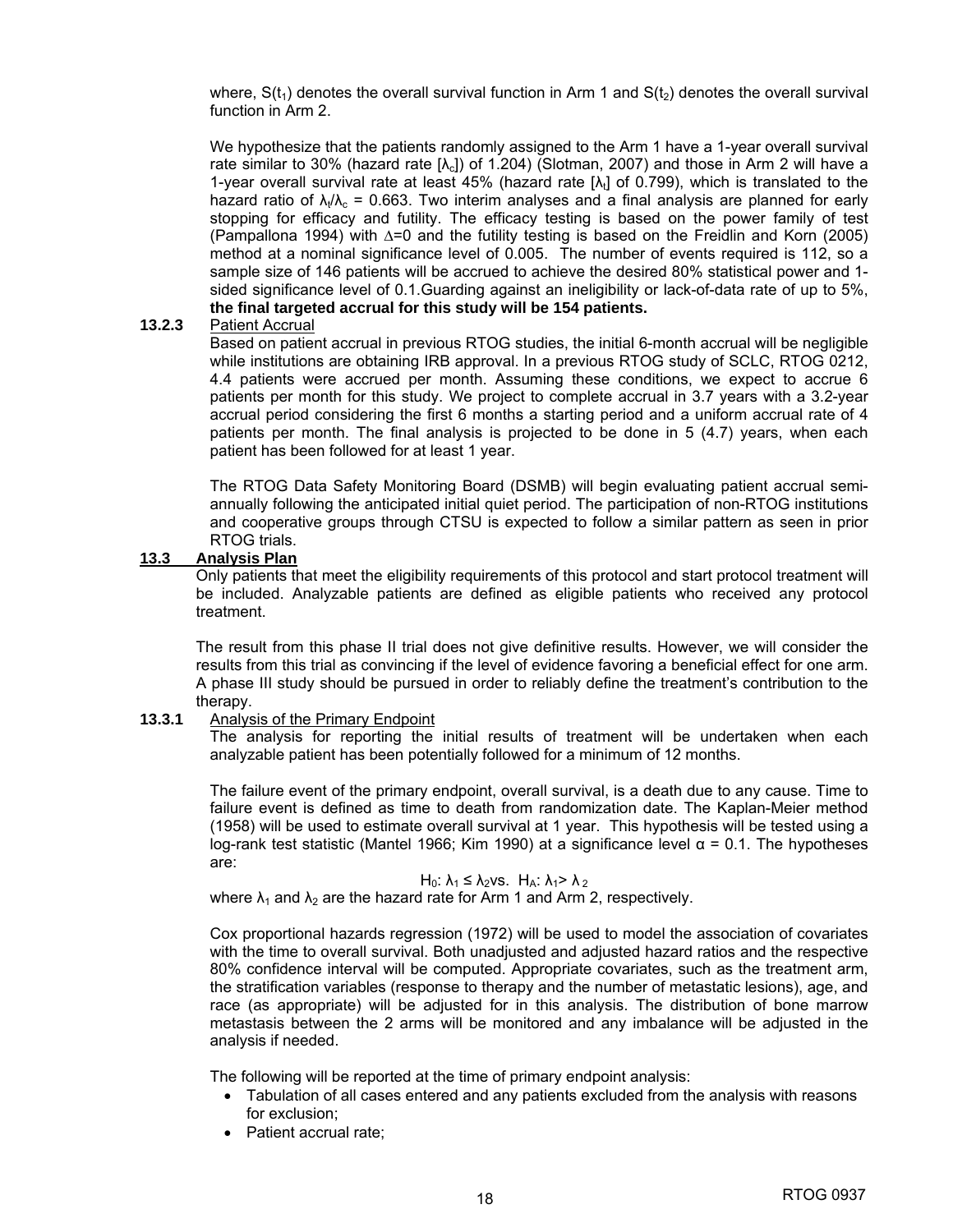where, $S(t_1)$ denotes the overall survival function in Arm 1 and $S(t_2)$ denotes the overall survival function in Arm 2.

We hypothesize that the patients randomly assigned to the Arm 1 have a 1-year overall survival rate similar to 30% (hazard rate [$\lambda_c$]) of 1.204) (Slotman, 2007) and those in Arm 2 will have a 1-year overall survival rate at least 45% (hazard rate [$\lambda_t$] of 0.799), which is translated to the hazard ratio of $\lambda_t/\lambda_c = 0.663$. Two interim analyses and a final analysis are planned for early stopping for efficacy and futility. The efficacy testing is based on the power family of test (Pampallona 1994) with $\Delta=0$ and the futility testing is based on the Freidlin and Korn (2005) method at a nominal significance level of 0.005. The number of events required is 112, so a sample size of 146 patients will be accrued to achieve the desired 80% statistical power and 1-sided significance level of 0.1.Guarding against an ineligibility or lack-of-data rate of up to 5%, **the final targeted accrual for this study will be 154 patients.**

**13.2.3** Patient Accrual

Based on patient accrual in previous RTOG studies, the initial 6-month accrual will be negligible while institutions are obtaining IRB approval. In a previous RTOG study of SCLC, RTOG 0212, 4.4 patients were accrued per month. Assuming these conditions, we expect to accrue 6 patients per month for this study. We project to complete accrual in 3.7 years with a 3.2-year accrual period considering the first 6 months a starting period and a uniform accrual rate of 4 patients per month. The final analysis is projected to be done in 5 (4.7) years, when each patient has been followed for at least 1 year.

The RTOG Data Safety Monitoring Board (DSMB) will begin evaluating patient accrual semi-annually following the anticipated initial quiet period. The participation of non-RTOG institutions and cooperative groups through CTSU is expected to follow a similar pattern as seen in prior RTOG trials.

## 13.3 Analysis Plan

Only patients that meet the eligibility requirements of this protocol and start protocol treatment will be included. Analyzable patients are defined as eligible patients who received any protocol treatment.

The result from this phase II trial does not give definitive results. However, we will consider the results from this trial as convincing if the level of evidence favoring a beneficial effect for one arm. A phase III study should be pursued in order to reliably define the treatment's contribution to the therapy.

**13.3.1** Analysis of the Primary Endpoint

The analysis for reporting the initial results of treatment will be undertaken when each analyzable patient has been potentially followed for a minimum of 12 months.

The failure event of the primary endpoint, overall survival, is a death due to any cause. Time to failure event is defined as time to death from randomization date. The Kaplan-Meier method (1958) will be used to estimate overall survival at 1 year. This hypothesis will be tested using a log-rank test statistic (Mantel 1966; Kim 1990) at a significance level $\alpha = 0.1$. The hypotheses are:

$$H_0: \lambda_1 \leq \lambda_2 \text{ vs. } H_A: \lambda_1 > \lambda_2$$

where $\lambda_1$ and $\lambda_2$ are the hazard rate for Arm 1 and Arm 2, respectively.

Cox proportional hazards regression (1972) will be used to model the association of covariates with the time to overall survival. Both unadjusted and adjusted hazard ratios and the respective 80% confidence interval will be computed. Appropriate covariates, such as the treatment arm, the stratification variables (response to therapy and the number of metastatic lesions), age, and race (as appropriate) will be adjusted for in this analysis. The distribution of bone marrow metastasis between the 2 arms will be monitored and any imbalance will be adjusted in the analysis if needed.

The following will be reported at the time of primary endpoint analysis:

- Tabulation of all cases entered and any patients excluded from the analysis with reasons for exclusion;
- Patient accrual rate;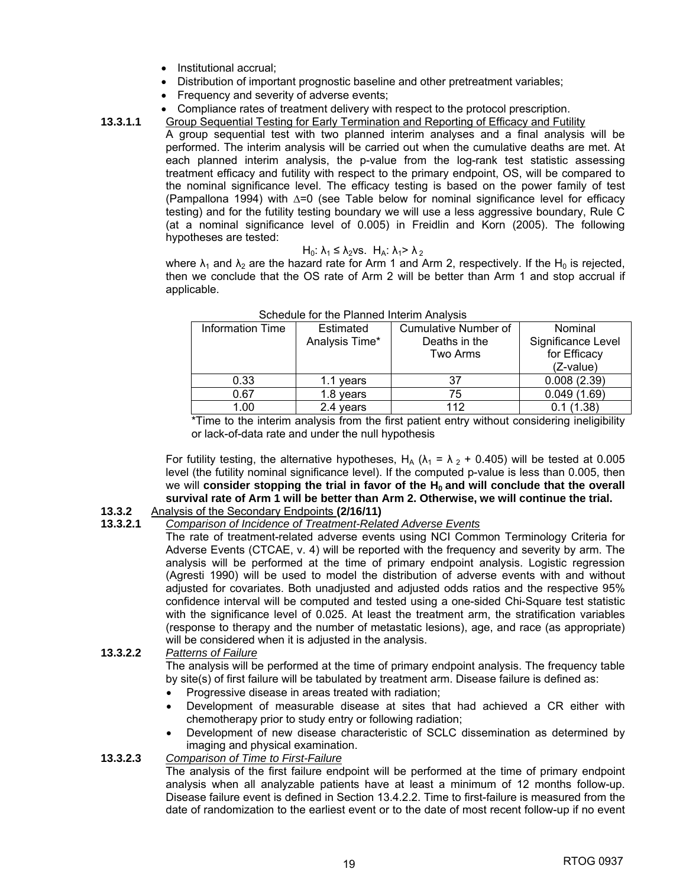- Institutional accrual;
- Distribution of important prognostic baseline and other pretreatment variables;
- Frequency and severity of adverse events;
- Compliance rates of treatment delivery with respect to the protocol prescription.

**13.3.1.1** Group Sequential Testing for Early Termination and Reporting of Efficacy and Futility

A group sequential test with two planned interim analyses and a final analysis will be performed. The interim analysis will be carried out when the cumulative deaths are met. At each planned interim analysis, the p-value from the log-rank test statistic assessing treatment efficacy and futility with respect to the primary endpoint, OS, will be compared to the nominal significance level. The efficacy testing is based on the power family of test (Pampallona 1994) with $\Delta$=0 (see Table below for nominal significance level for efficacy testing) and for the futility testing boundary we will use a less aggressive boundary, Rule C (at a nominal significance level of 0.005) in Freidlin and Korn (2005). The following hypotheses are tested:

$$H_0: \lambda_1 \leq \lambda_2 \text{ vs. } H_A: \lambda_1 > \lambda_2$$

where $\lambda_1$ and $\lambda_2$ are the hazard rate for Arm 1 and Arm 2, respectively. If the $H_0$ is rejected, then we conclude that the OS rate of Arm 2 will be better than Arm 1 and stop accrual if applicable.

Schedule for the Planned Interim Analysis

| Information Time | Estimated Analysis Time* | Cumulative Number of Deaths in the Two Arms | Nominal Significance Level for Efficacy (Z-value) |
|---|---|---|---|
| 0.33 | 1.1 years | 37 | 0.008 (2.39) |
| 0.67 | 1.8 years | 75 | 0.049 (1.69) |
| 1.00 | 2.4 years | 112 | 0.1 (1.38) |

*Time to the interim analysis from the first patient entry without considering ineligibility or lack-of-data rate and under the null hypothesis

For futility testing, the alternative hypotheses, $H_A$ ($\lambda_1 = \lambda_2 + 0.405$) will be tested at 0.005 level (the futility nominal significance level). If the computed p-value is less than 0.005, then we will **consider stopping the trial in favor of the $H_0$ and will conclude that the overall survival rate of Arm 1 will be better than Arm 2. Otherwise, we will continue the trial.**

**13.3.2** Analysis of the Secondary Endpoints **(2/16/11)**

**13.3.2.1** *Comparison of Incidence of Treatment-Related Adverse Events*

The rate of treatment-related adverse events using NCI Common Terminology Criteria for Adverse Events (CTCAE, v. 4) will be reported with the frequency and severity by arm. The analysis will be performed at the time of primary endpoint analysis. Logistic regression (Agresti 1990) will be used to model the distribution of adverse events with and without adjusted for covariates. Both unadjusted and adjusted odds ratios and the respective 95% confidence interval will be computed and tested using a one-sided Chi-Square test statistic with the significance level of 0.025. At least the treatment arm, the stratification variables (response to therapy and the number of metastatic lesions), age, and race (as appropriate) will be considered when it is adjusted in the analysis.

**13.3.2.2** *Patterns of Failure*

The analysis will be performed at the time of primary endpoint analysis. The frequency table by site(s) of first failure will be tabulated by treatment arm. Disease failure is defined as:

- Progressive disease in areas treated with radiation;
- Development of measurable disease at sites that had achieved a CR either with chemotherapy prior to study entry or following radiation;
- Development of new disease characteristic of SCLC dissemination as determined by imaging and physical examination.

**13.3.2.3** *Comparison of Time to First-Failure*

The analysis of the first failure endpoint will be performed at the time of primary endpoint analysis when all analyzable patients have at least a minimum of 12 months follow-up. Disease failure event is defined in Section 13.4.2.2. Time to first-failure is measured from the date of randomization to the earliest event or to the date of most recent follow-up if no event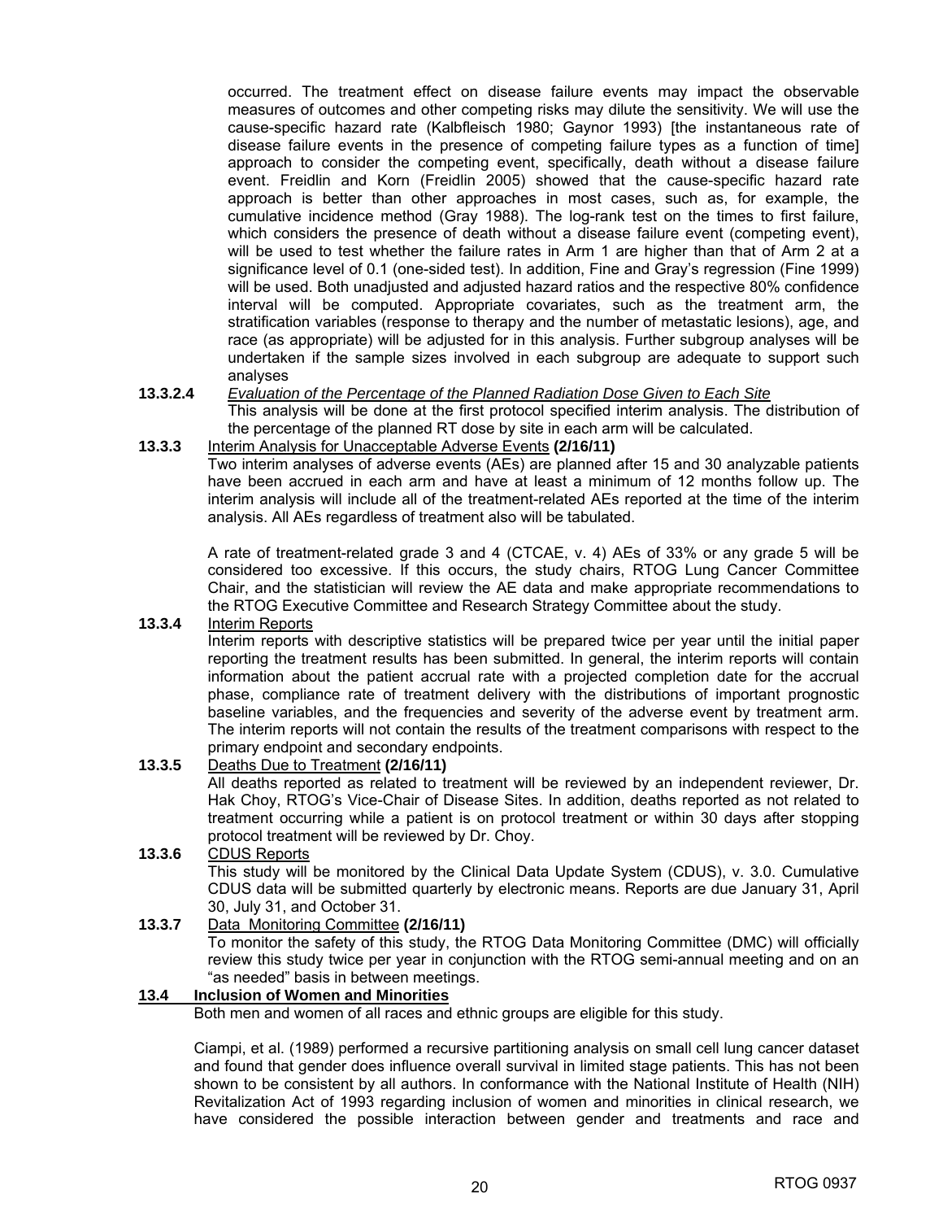occurred. The treatment effect on disease failure events may impact the observable measures of outcomes and other competing risks may dilute the sensitivity. We will use the cause-specific hazard rate (Kalbfleisch 1980; Gaynor 1993) [the instantaneous rate of disease failure events in the presence of competing failure types as a function of time] approach to consider the competing event, specifically, death without a disease failure event. Freidlin and Korn (Freidlin 2005) showed that the cause-specific hazard rate approach is better than other approaches in most cases, such as, for example, the cumulative incidence method (Gray 1988). The log-rank test on the times to first failure, which considers the presence of death without a disease failure event (competing event), will be used to test whether the failure rates in Arm 1 are higher than that of Arm 2 at a significance level of 0.1 (one-sided test). In addition, Fine and Gray's regression (Fine 1999) will be used. Both unadjusted and adjusted hazard ratios and the respective 80% confidence interval will be computed. Appropriate covariates, such as the treatment arm, the stratification variables (response to therapy and the number of metastatic lesions), age, and race (as appropriate) will be adjusted for in this analysis. Further subgroup analyses will be undertaken if the sample sizes involved in each subgroup are adequate to support such analyses

**13.3.2.4** *Evaluation of the Percentage of the Planned Radiation Dose Given to Each Site*

This analysis will be done at the first protocol specified interim analysis. The distribution of the percentage of the planned RT dose by site in each arm will be calculated.

**13.3.3** Interim Analysis for Unacceptable Adverse Events **(2/16/11)**

Two interim analyses of adverse events (AEs) are planned after 15 and 30 analyzable patients have been accrued in each arm and have at least a minimum of 12 months follow up. The interim analysis will include all of the treatment-related AEs reported at the time of the interim analysis. All AEs regardless of treatment also will be tabulated.

A rate of treatment-related grade 3 and 4 (CTCAE, v. 4) AEs of 33% or any grade 5 will be considered too excessive. If this occurs, the study chairs, RTOG Lung Cancer Committee Chair, and the statistician will review the AE data and make appropriate recommendations to the RTOG Executive Committee and Research Strategy Committee about the study.

**13.3.4** Interim Reports

Interim reports with descriptive statistics will be prepared twice per year until the initial paper reporting the treatment results has been submitted. In general, the interim reports will contain information about the patient accrual rate with a projected completion date for the accrual phase, compliance rate of treatment delivery with the distributions of important prognostic baseline variables, and the frequencies and severity of the adverse event by treatment arm. The interim reports will not contain the results of the treatment comparisons with respect to the primary endpoint and secondary endpoints.

**13.3.5** Deaths Due to Treatment **(2/16/11)**

All deaths reported as related to treatment will be reviewed by an independent reviewer, Dr. Hak Choy, RTOG's Vice-Chair of Disease Sites. In addition, deaths reported as not related to treatment occurring while a patient is on protocol treatment or within 30 days after stopping protocol treatment will be reviewed by Dr. Choy.

**13.3.6** CDUS Reports

This study will be monitored by the Clinical Data Update System (CDUS), v. 3.0. Cumulative CDUS data will be submitted quarterly by electronic means. Reports are due January 31, April 30, July 31, and October 31.

**13.3.7** Data Monitoring Committee **(2/16/11)**

To monitor the safety of this study, the RTOG Data Monitoring Committee (DMC) will officially review this study twice per year in conjunction with the RTOG semi-annual meeting and on an "as needed" basis in between meetings.

## 13.4 Inclusion of Women and Minorities

Both men and women of all races and ethnic groups are eligible for this study.

Ciampi, et al. (1989) performed a recursive partitioning analysis on small cell lung cancer dataset and found that gender does influence overall survival in limited stage patients. This has not been shown to be consistent by all authors. In conformance with the National Institute of Health (NIH) Revitalization Act of 1993 regarding inclusion of women and minorities in clinical research, we have considered the possible interaction between gender and treatments and race and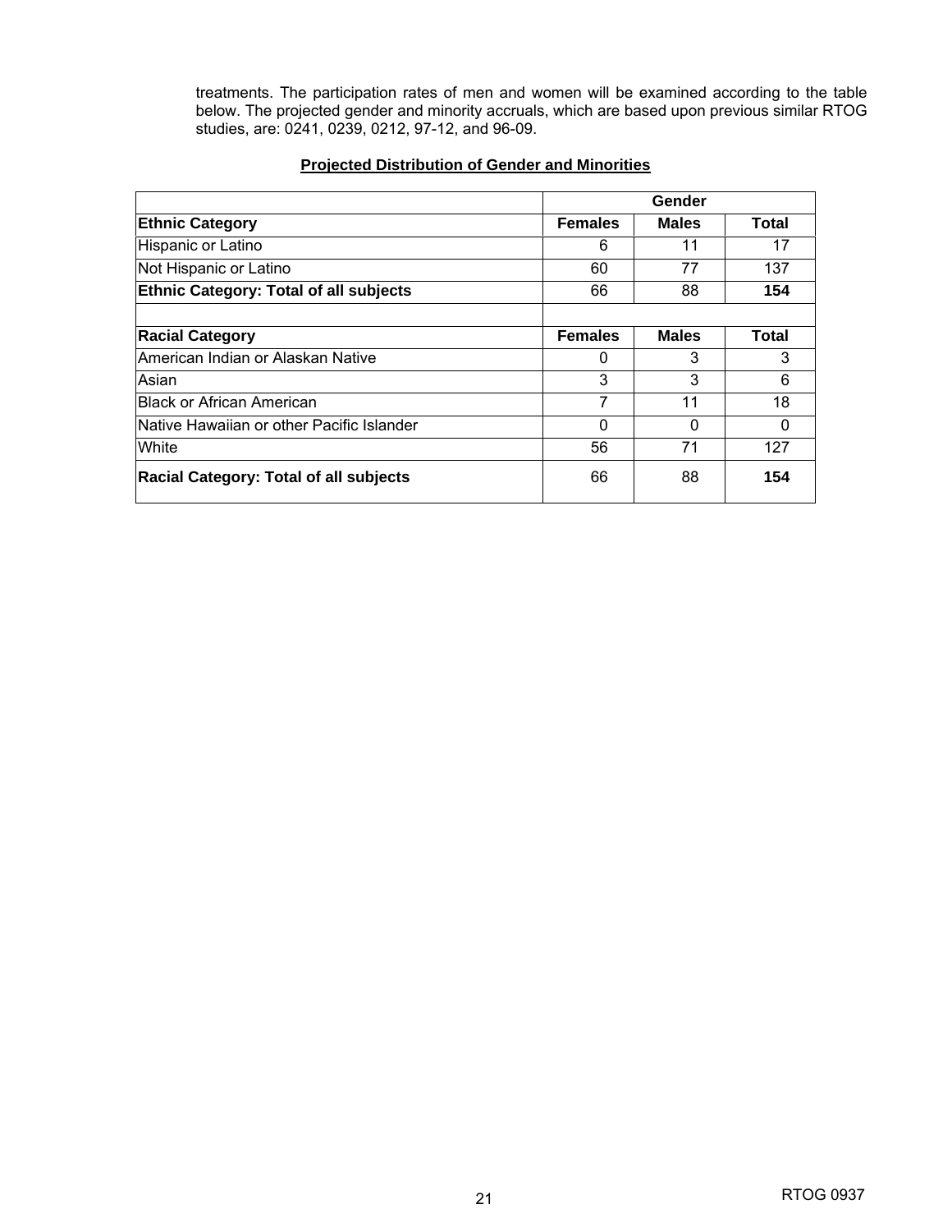treatments. The participation rates of men and women will be examined according to the table below. The projected gender and minority accruals, which are based upon previous similar RTOG studies, are: 0241, 0239, 0212, 97-12, and 96-09.

**Projected Distribution of Gender and Minorities**

| | Gender | | |
|---|---|---|---|
| **Ethnic Category** | **Females** | **Males** | **Total** |
| Hispanic or Latino | 6 | 11 | 17 |
| Not Hispanic or Latino | 60 | 77 | 137 |
| **Ethnic Category: Total of all subjects** | 66 | 88 | **154** |
| | | | |
| **Racial Category** | **Females** | **Males** | **Total** |
| American Indian or Alaskan Native | 0 | 3 | 3 |
| Asian | 3 | 3 | 6 |
| Black or African American | 7 | 11 | 18 |
| Native Hawaiian or other Pacific Islander | 0 | 0 | 0 |
| White | 56 | 71 | 127 |
| **Racial Category: Total of all subjects** | 66 | 88 | **154** |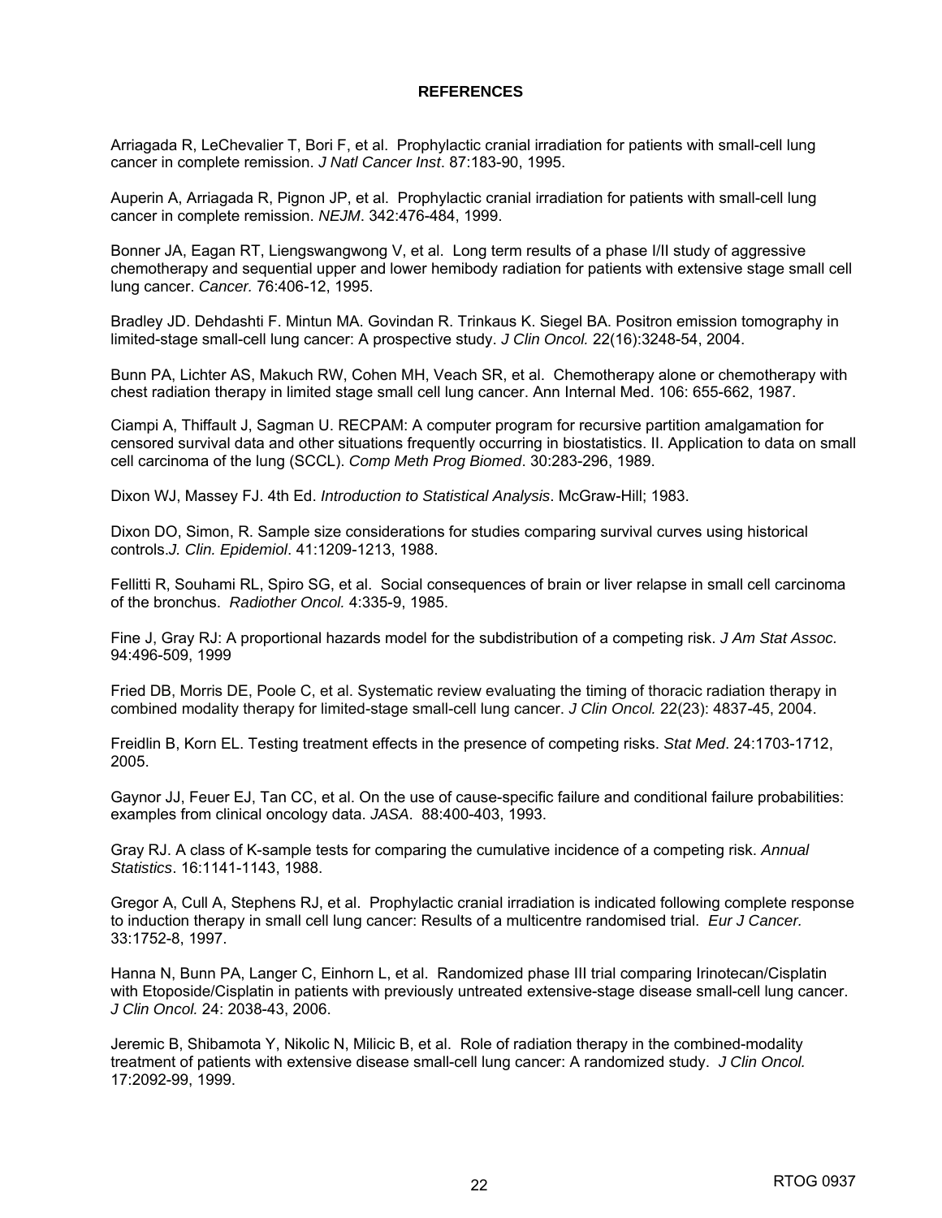## REFERENCES

Arriagada R, LeChevalier T, Bori F, et al. Prophylactic cranial irradiation for patients with small-cell lung cancer in complete remission. *J Natl Cancer Inst*. 87:183-90, 1995.

Auperin A, Arriagada R, Pignon JP, et al. Prophylactic cranial irradiation for patients with small-cell lung cancer in complete remission. *NEJM*. 342:476-484, 1999.

Bonner JA, Eagan RT, Liengswangwong V, et al. Long term results of a phase I/II study of aggressive chemotherapy and sequential upper and lower hemibody radiation for patients with extensive stage small cell lung cancer. *Cancer.* 76:406-12, 1995.

Bradley JD. Dehdashti F. Mintun MA. Govindan R. Trinkaus K. Siegel BA. Positron emission tomography in limited-stage small-cell lung cancer: A prospective study. *J Clin Oncol.* 22(16):3248-54, 2004.

Bunn PA, Lichter AS, Makuch RW, Cohen MH, Veach SR, et al. Chemotherapy alone or chemotherapy with chest radiation therapy in limited stage small cell lung cancer. Ann Internal Med. 106: 655-662, 1987.

Ciampi A, Thiffault J, Sagman U. RECPAM: A computer program for recursive partition amalgamation for censored survival data and other situations frequently occurring in biostatistics. II. Application to data on small cell carcinoma of the lung (SCCL). *Comp Meth Prog Biomed*. 30:283-296, 1989.

Dixon WJ, Massey FJ. 4th Ed. *Introduction to Statistical Analysis*. McGraw-Hill; 1983.

Dixon DO, Simon, R. Sample size considerations for studies comparing survival curves using historical controls.*J. Clin. Epidemiol*. 41:1209-1213, 1988.

Fellitti R, Souhami RL, Spiro SG, et al. Social consequences of brain or liver relapse in small cell carcinoma of the bronchus. *Radiother Oncol.* 4:335-9, 1985.

Fine J, Gray RJ: A proportional hazards model for the subdistribution of a competing risk. *J Am Stat Assoc*. 94:496-509, 1999

Fried DB, Morris DE, Poole C, et al. Systematic review evaluating the timing of thoracic radiation therapy in combined modality therapy for limited-stage small-cell lung cancer. *J Clin Oncol.* 22(23): 4837-45, 2004.

Freidlin B, Korn EL. Testing treatment effects in the presence of competing risks. *Stat Med*. 24:1703-1712, 2005.

Gaynor JJ, Feuer EJ, Tan CC, et al. On the use of cause-specific failure and conditional failure probabilities: examples from clinical oncology data. *JASA*. 88:400-403, 1993.

Gray RJ. A class of K-sample tests for comparing the cumulative incidence of a competing risk. *Annual Statistics*. 16:1141-1143, 1988.

Gregor A, Cull A, Stephens RJ, et al. Prophylactic cranial irradiation is indicated following complete response to induction therapy in small cell lung cancer: Results of a multicentre randomised trial. *Eur J Cancer.* 33:1752-8, 1997.

Hanna N, Bunn PA, Langer C, Einhorn L, et al. Randomized phase III trial comparing Irinotecan/Cisplatin with Etoposide/Cisplatin in patients with previously untreated extensive-stage disease small-cell lung cancer. *J Clin Oncol.* 24: 2038-43, 2006.

Jeremic B, Shibamota Y, Nikolic N, Milicic B, et al. Role of radiation therapy in the combined-modality treatment of patients with extensive disease small-cell lung cancer: A randomized study. *J Clin Oncol.* 17:2092-99, 1999.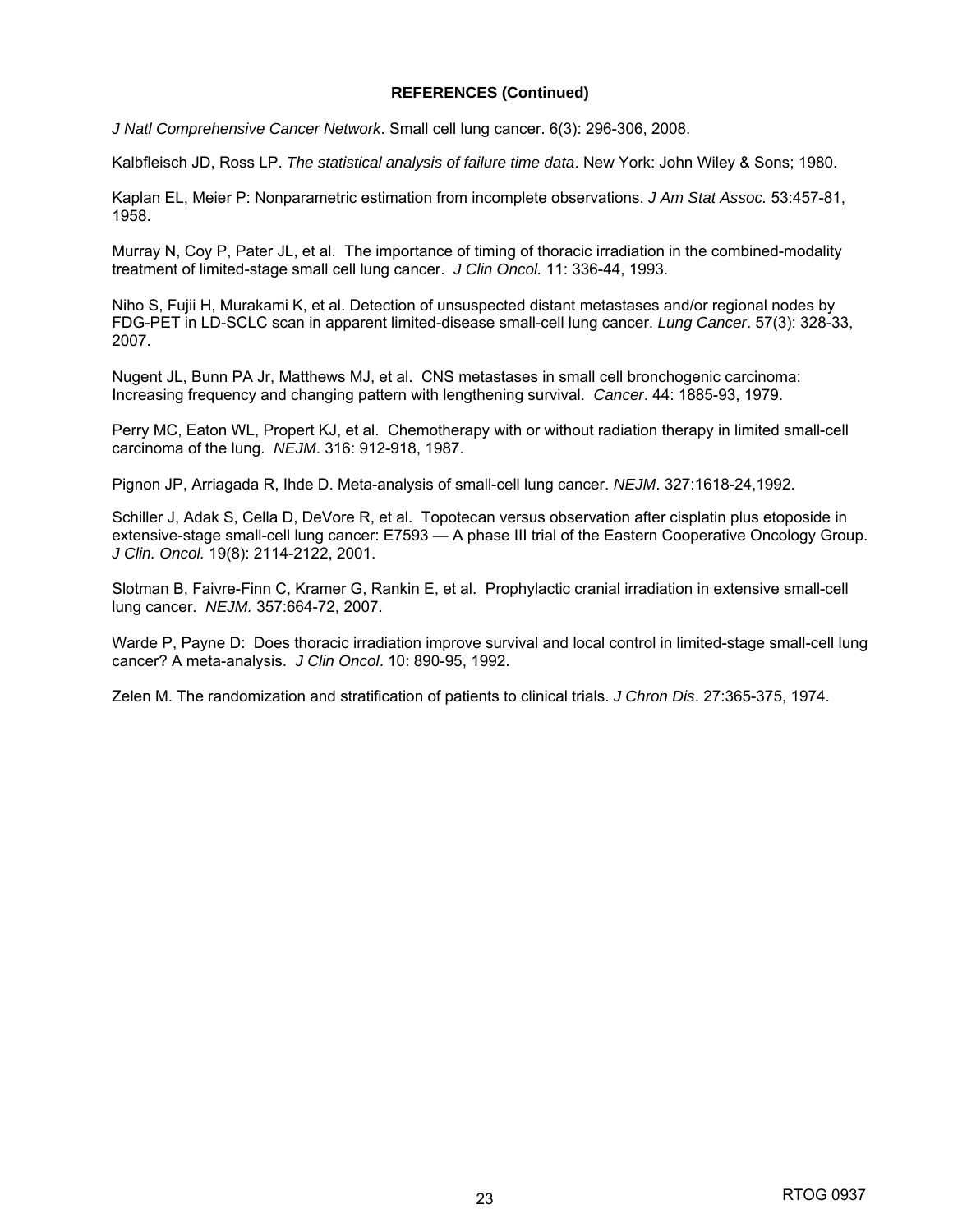**REFERENCES (Continued)**

*J Natl Comprehensive Cancer Network*. Small cell lung cancer. 6(3): 296-306, 2008.

Kalbfleisch JD, Ross LP. *The statistical analysis of failure time data*. New York: John Wiley & Sons; 1980.

Kaplan EL, Meier P: Nonparametric estimation from incomplete observations. *J Am Stat Assoc.* 53:457-81, 1958.

Murray N, Coy P, Pater JL, et al. The importance of timing of thoracic irradiation in the combined-modality treatment of limited-stage small cell lung cancer. *J Clin Oncol.* 11: 336-44, 1993.

Niho S, Fujii H, Murakami K, et al. Detection of unsuspected distant metastases and/or regional nodes by FDG-PET in LD-SCLC scan in apparent limited-disease small-cell lung cancer. *Lung Cancer*. 57(3): 328-33, 2007.

Nugent JL, Bunn PA Jr, Matthews MJ, et al. CNS metastases in small cell bronchogenic carcinoma: Increasing frequency and changing pattern with lengthening survival. *Cancer*. 44: 1885-93, 1979.

Perry MC, Eaton WL, Propert KJ, et al. Chemotherapy with or without radiation therapy in limited small-cell carcinoma of the lung. *NEJM*. 316: 912-918, 1987.

Pignon JP, Arriagada R, Ihde D. Meta-analysis of small-cell lung cancer. *NEJM*. 327:1618-24,1992.

Schiller J, Adak S, Cella D, DeVore R, et al. Topotecan versus observation after cisplatin plus etoposide in extensive-stage small-cell lung cancer: E7593 — A phase III trial of the Eastern Cooperative Oncology Group. *J Clin. Oncol.* 19(8): 2114-2122, 2001.

Slotman B, Faivre-Finn C, Kramer G, Rankin E, et al. Prophylactic cranial irradiation in extensive small-cell lung cancer. *NEJM.* 357:664-72, 2007.

Warde P, Payne D: Does thoracic irradiation improve survival and local control in limited-stage small-cell lung cancer? A meta-analysis. *J Clin Oncol*. 10: 890-95, 1992.

Zelen M. The randomization and stratification of patients to clinical trials. *J Chron Dis*. 27:365-375, 1974.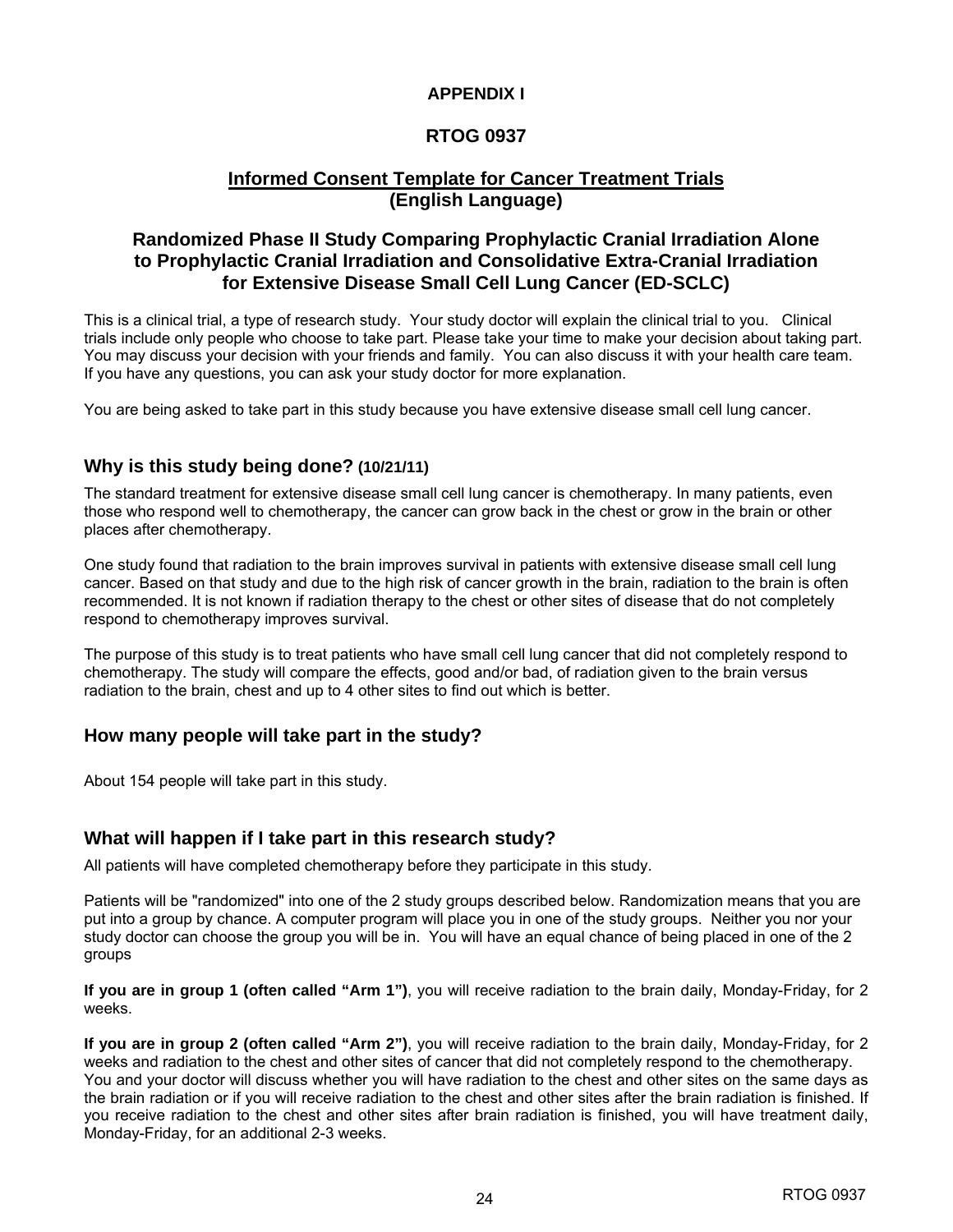# APPENDIX I

# RTOG 0937

## Informed Consent Template for Cancer Treatment Trials
## (English Language)

## Randomized Phase II Study Comparing Prophylactic Cranial Irradiation Alone to Prophylactic Cranial Irradiation and Consolidative Extra-Cranial Irradiation for Extensive Disease Small Cell Lung Cancer (ED-SCLC)

This is a clinical trial, a type of research study. Your study doctor will explain the clinical trial to you. Clinical trials include only people who choose to take part. Please take your time to make your decision about taking part. You may discuss your decision with your friends and family. You can also discuss it with your health care team. If you have any questions, you can ask your study doctor for more explanation.

You are being asked to take part in this study because you have extensive disease small cell lung cancer.

### Why is this study being done? (10/21/11)

The standard treatment for extensive disease small cell lung cancer is chemotherapy. In many patients, even those who respond well to chemotherapy, the cancer can grow back in the chest or grow in the brain or other places after chemotherapy.

One study found that radiation to the brain improves survival in patients with extensive disease small cell lung cancer. Based on that study and due to the high risk of cancer growth in the brain, radiation to the brain is often recommended. It is not known if radiation therapy to the chest or other sites of disease that do not completely respond to chemotherapy improves survival.

The purpose of this study is to treat patients who have small cell lung cancer that did not completely respond to chemotherapy. The study will compare the effects, good and/or bad, of radiation given to the brain versus radiation to the brain, chest and up to 4 other sites to find out which is better.

### How many people will take part in the study?

About 154 people will take part in this study.

### What will happen if I take part in this research study?

All patients will have completed chemotherapy before they participate in this study.

Patients will be "randomized" into one of the 2 study groups described below. Randomization means that you are put into a group by chance. A computer program will place you in one of the study groups. Neither you nor your study doctor can choose the group you will be in. You will have an equal chance of being placed in one of the 2 groups

**If you are in group 1 (often called "Arm 1")**, you will receive radiation to the brain daily, Monday-Friday, for 2 weeks.

**If you are in group 2 (often called "Arm 2")**, you will receive radiation to the brain daily, Monday-Friday, for 2 weeks and radiation to the chest and other sites of cancer that did not completely respond to the chemotherapy. You and your doctor will discuss whether you will have radiation to the chest and other sites on the same days as the brain radiation or if you will receive radiation to the chest and other sites after the brain radiation is finished. If you receive radiation to the chest and other sites after brain radiation is finished, you will have treatment daily, Monday-Friday, for an additional 2-3 weeks.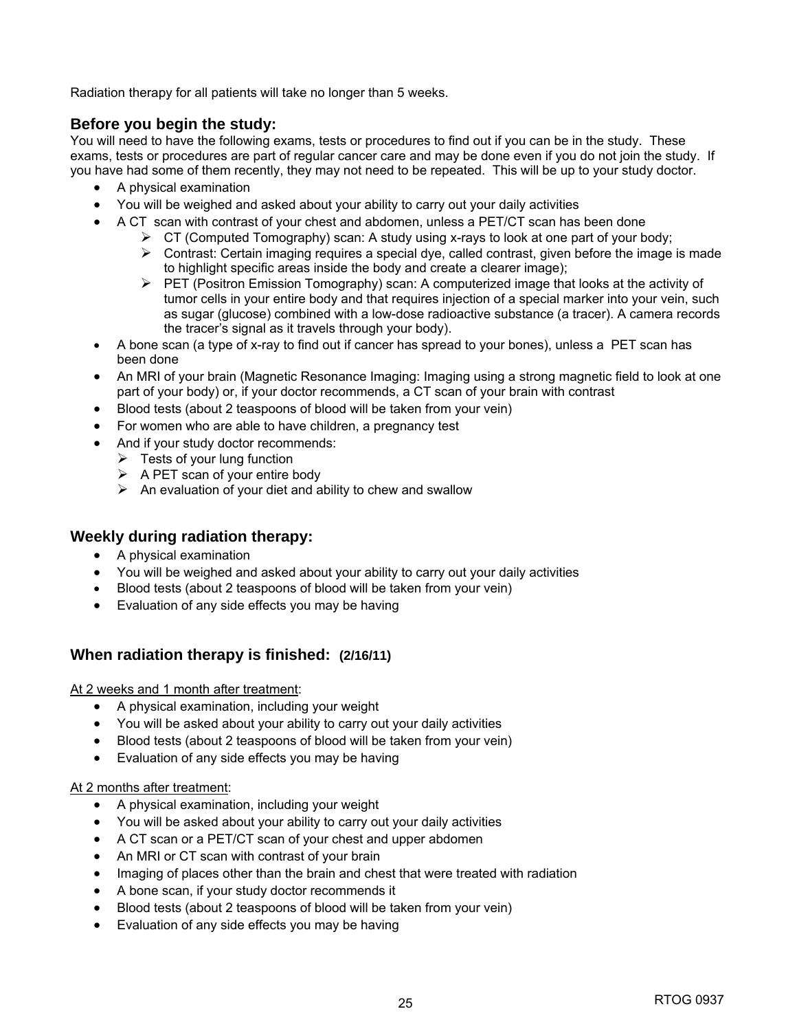Radiation therapy for all patients will take no longer than 5 weeks.

## Before you begin the study:

You will need to have the following exams, tests or procedures to find out if you can be in the study. These exams, tests or procedures are part of regular cancer care and may be done even if you do not join the study. If you have had some of them recently, they may not need to be repeated. This will be up to your study doctor.

- A physical examination
- You will be weighed and asked about your ability to carry out your daily activities
- A CT scan with contrast of your chest and abdomen, unless a PET/CT scan has been done
  - CT (Computed Tomography) scan: A study using x-rays to look at one part of your body;
  - Contrast: Certain imaging requires a special dye, called contrast, given before the image is made to highlight specific areas inside the body and create a clearer image);
  - PET (Positron Emission Tomography) scan: A computerized image that looks at the activity of tumor cells in your entire body and that requires injection of a special marker into your vein, such as sugar (glucose) combined with a low-dose radioactive substance (a tracer). A camera records the tracer's signal as it travels through your body).
- A bone scan (a type of x-ray to find out if cancer has spread to your bones), unless a PET scan has been done
- An MRI of your brain (Magnetic Resonance Imaging: Imaging using a strong magnetic field to look at one part of your body) or, if your doctor recommends, a CT scan of your brain with contrast
- Blood tests (about 2 teaspoons of blood will be taken from your vein)
- For women who are able to have children, a pregnancy test
- And if your study doctor recommends:
  - Tests of your lung function
  - A PET scan of your entire body
  - An evaluation of your diet and ability to chew and swallow

## Weekly during radiation therapy:

- A physical examination
- You will be weighed and asked about your ability to carry out your daily activities
- Blood tests (about 2 teaspoons of blood will be taken from your vein)
- Evaluation of any side effects you may be having

## When radiation therapy is finished: **(2/16/11)**

At 2 weeks and 1 month after treatment:

- A physical examination, including your weight
- You will be asked about your ability to carry out your daily activities
- Blood tests (about 2 teaspoons of blood will be taken from your vein)
- Evaluation of any side effects you may be having

At 2 months after treatment:

- A physical examination, including your weight
- You will be asked about your ability to carry out your daily activities
- A CT scan or a PET/CT scan of your chest and upper abdomen
- An MRI or CT scan with contrast of your brain
- Imaging of places other than the brain and chest that were treated with radiation
- A bone scan, if your study doctor recommends it
- Blood tests (about 2 teaspoons of blood will be taken from your vein)
- Evaluation of any side effects you may be having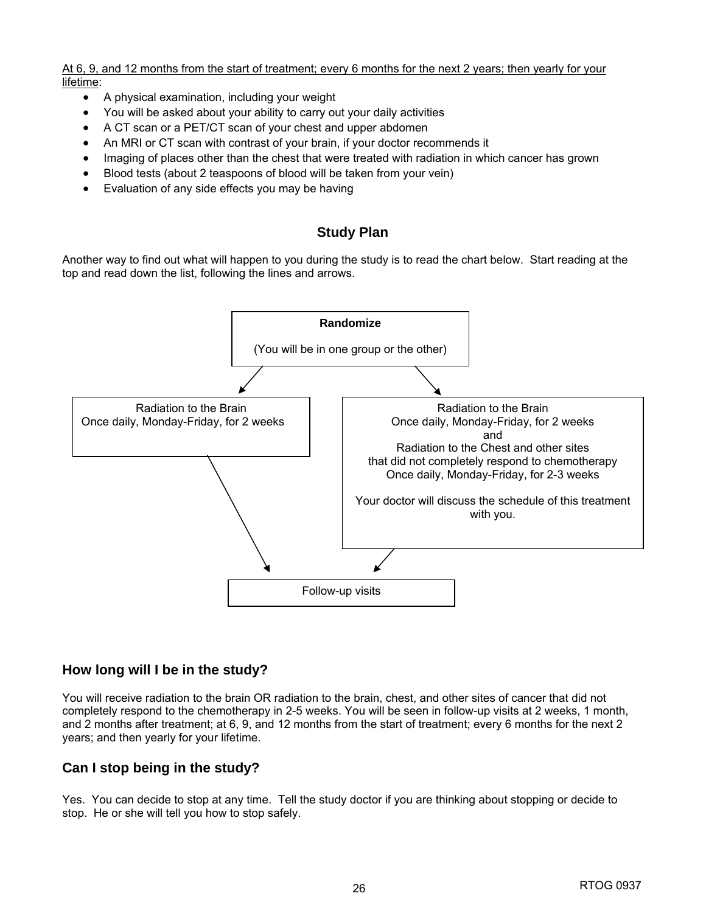<u>At 6, 9, and 12 months from the start of treatment; every 6 months for the next 2 years; then yearly for your lifetime</u>:

- A physical examination, including your weight
- You will be asked about your ability to carry out your daily activities
- A CT scan or a PET/CT scan of your chest and upper abdomen
- An MRI or CT scan with contrast of your brain, if your doctor recommends it
- Imaging of places other than the chest that were treated with radiation in which cancer has grown
- Blood tests (about 2 teaspoons of blood will be taken from your vein)
- Evaluation of any side effects you may be having

## Study Plan

Another way to find out what will happen to you during the study is to read the chart below. Start reading at the top and read down the list, following the lines and arrows.

**Randomize**

(You will be in one group or the other)

Radiation to the Brain
Once daily, Monday-Friday, for 2 weeks

Radiation to the Brain
Once daily, Monday-Friday, for 2 weeks
and
Radiation to the Chest and other sites
that did not completely respond to chemotherapy
Once daily, Monday-Friday, for 2-3 weeks

Your doctor will discuss the schedule of this treatment with you.

Follow-up visits

### How long will I be in the study?

You will receive radiation to the brain OR radiation to the brain, chest, and other sites of cancer that did not completely respond to the chemotherapy in 2-5 weeks. You will be seen in follow-up visits at 2 weeks, 1 month, and 2 months after treatment; at 6, 9, and 12 months from the start of treatment; every 6 months for the next 2 years; and then yearly for your lifetime.

### Can I stop being in the study?

Yes. You can decide to stop at any time. Tell the study doctor if you are thinking about stopping or decide to stop. He or she will tell you how to stop safely.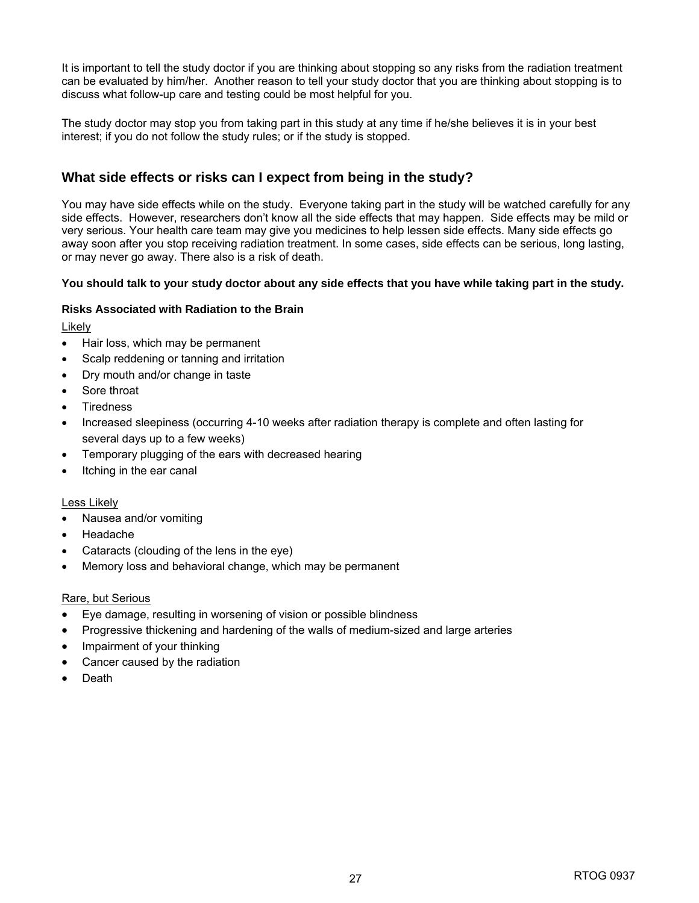It is important to tell the study doctor if you are thinking about stopping so any risks from the radiation treatment can be evaluated by him/her. Another reason to tell your study doctor that you are thinking about stopping is to discuss what follow-up care and testing could be most helpful for you.

The study doctor may stop you from taking part in this study at any time if he/she believes it is in your best interest; if you do not follow the study rules; or if the study is stopped.

## What side effects or risks can I expect from being in the study?

You may have side effects while on the study. Everyone taking part in the study will be watched carefully for any side effects. However, researchers don't know all the side effects that may happen. Side effects may be mild or very serious. Your health care team may give you medicines to help lessen side effects. Many side effects go away soon after you stop receiving radiation treatment. In some cases, side effects can be serious, long lasting, or may never go away. There also is a risk of death.

**You should talk to your study doctor about any side effects that you have while taking part in the study.**

**Risks Associated with Radiation to the Brain**

Likely

- Hair loss, which may be permanent
- Scalp reddening or tanning and irritation
- Dry mouth and/or change in taste
- Sore throat
- Tiredness
- Increased sleepiness (occurring 4-10 weeks after radiation therapy is complete and often lasting for several days up to a few weeks)
- Temporary plugging of the ears with decreased hearing
- Itching in the ear canal

Less Likely

- Nausea and/or vomiting
- Headache
- Cataracts (clouding of the lens in the eye)
- Memory loss and behavioral change, which may be permanent

Rare, but Serious

- Eye damage, resulting in worsening of vision or possible blindness
- Progressive thickening and hardening of the walls of medium-sized and large arteries
- Impairment of your thinking
- Cancer caused by the radiation
- Death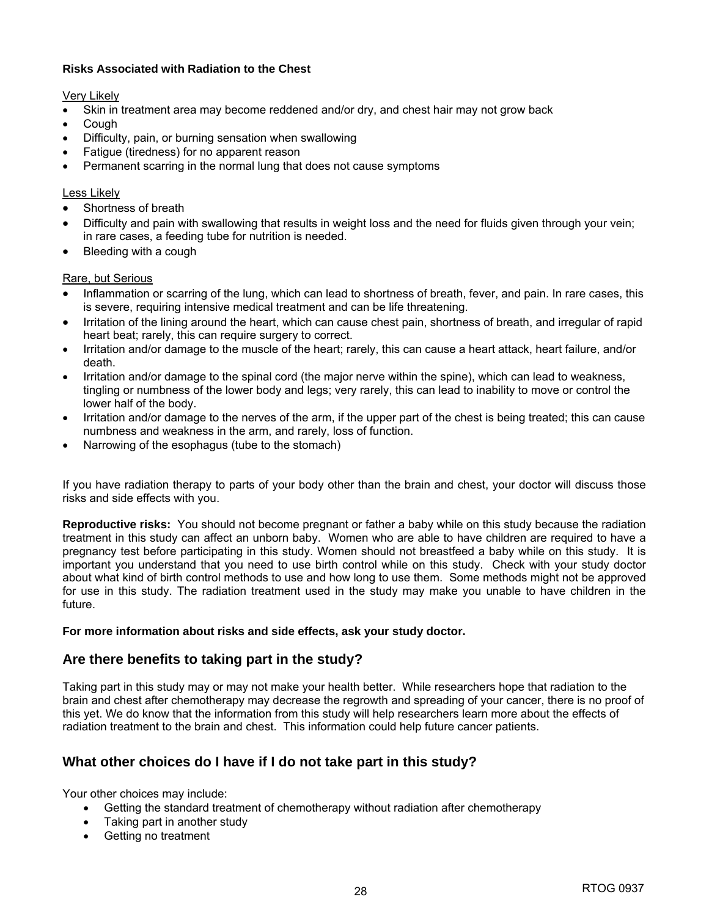**Risks Associated with Radiation to the Chest**

Very Likely

- Skin in treatment area may become reddened and/or dry, and chest hair may not grow back
- Cough
- Difficulty, pain, or burning sensation when swallowing
- Fatigue (tiredness) for no apparent reason
- Permanent scarring in the normal lung that does not cause symptoms

Less Likely

- Shortness of breath
- Difficulty and pain with swallowing that results in weight loss and the need for fluids given through your vein; in rare cases, a feeding tube for nutrition is needed.
- Bleeding with a cough

Rare, but Serious

- Inflammation or scarring of the lung, which can lead to shortness of breath, fever, and pain. In rare cases, this is severe, requiring intensive medical treatment and can be life threatening.
- Irritation of the lining around the heart, which can cause chest pain, shortness of breath, and irregular of rapid heart beat; rarely, this can require surgery to correct.
- Irritation and/or damage to the muscle of the heart; rarely, this can cause a heart attack, heart failure, and/or death.
- Irritation and/or damage to the spinal cord (the major nerve within the spine), which can lead to weakness, tingling or numbness of the lower body and legs; very rarely, this can lead to inability to move or control the lower half of the body.
- Irritation and/or damage to the nerves of the arm, if the upper part of the chest is being treated; this can cause numbness and weakness in the arm, and rarely, loss of function.
- Narrowing of the esophagus (tube to the stomach)

If you have radiation therapy to parts of your body other than the brain and chest, your doctor will discuss those risks and side effects with you.

**Reproductive risks:** You should not become pregnant or father a baby while on this study because the radiation treatment in this study can affect an unborn baby. Women who are able to have children are required to have a pregnancy test before participating in this study. Women should not breastfeed a baby while on this study. It is important you understand that you need to use birth control while on this study. Check with your study doctor about what kind of birth control methods to use and how long to use them. Some methods might not be approved for use in this study. The radiation treatment used in the study may make you unable to have children in the future.

**For more information about risks and side effects, ask your study doctor.**

## Are there benefits to taking part in the study?

Taking part in this study may or may not make your health better. While researchers hope that radiation to the brain and chest after chemotherapy may decrease the regrowth and spreading of your cancer, there is no proof of this yet. We do know that the information from this study will help researchers learn more about the effects of radiation treatment to the brain and chest. This information could help future cancer patients.

## What other choices do I have if I do not take part in this study?

Your other choices may include:

- Getting the standard treatment of chemotherapy without radiation after chemotherapy
- Taking part in another study
- Getting no treatment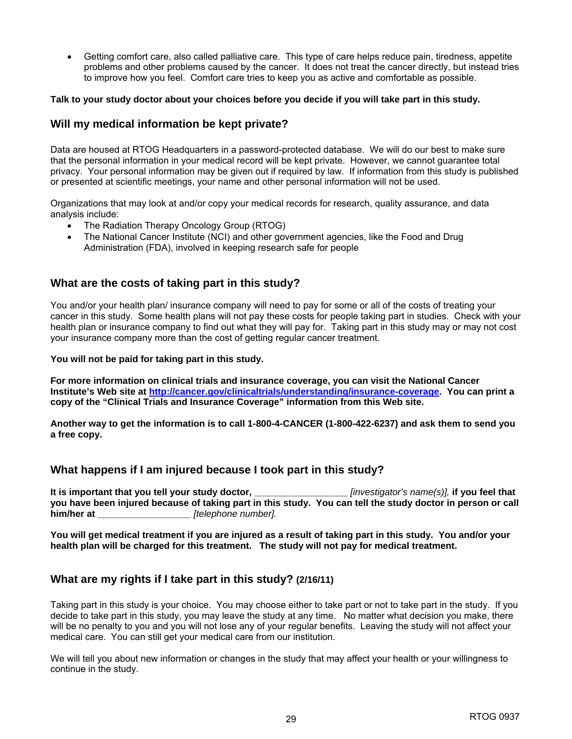- Getting comfort care, also called palliative care. This type of care helps reduce pain, tiredness, appetite problems and other problems caused by the cancer. It does not treat the cancer directly, but instead tries to improve how you feel. Comfort care tries to keep you as active and comfortable as possible.

**Talk to your study doctor about your choices before you decide if you will take part in this study.**

## Will my medical information be kept private?

Data are housed at RTOG Headquarters in a password-protected database. We will do our best to make sure that the personal information in your medical record will be kept private. However, we cannot guarantee total privacy. Your personal information may be given out if required by law. If information from this study is published or presented at scientific meetings, your name and other personal information will not be used.

Organizations that may look at and/or copy your medical records for research, quality assurance, and data analysis include:

- The Radiation Therapy Oncology Group (RTOG)
- The National Cancer Institute (NCI) and other government agencies, like the Food and Drug Administration (FDA), involved in keeping research safe for people

## What are the costs of taking part in this study?

You and/or your health plan/ insurance company will need to pay for some or all of the costs of treating your cancer in this study. Some health plans will not pay these costs for people taking part in studies. Check with your health plan or insurance company to find out what they will pay for. Taking part in this study may or may not cost your insurance company more than the cost of getting regular cancer treatment.

**You will not be paid for taking part in this study.**

**For more information on clinical trials and insurance coverage, you can visit the National Cancer Institute's Web site at [http://cancer.gov/clinicaltrials/understanding/insurance-coverage](http://cancer.gov/clinicaltrials/understanding/insurance-coverage). You can print a copy of the "Clinical Trials and Insurance Coverage" information from this Web site.**

**Another way to get the information is to call 1-800-4-CANCER (1-800-422-6237) and ask them to send you a free copy.**

## What happens if I am injured because I took part in this study?

**It is important that you tell your study doctor, ________________** *[investigator's name(s)],* **if you feel that you have been injured because of taking part in this study. You can tell the study doctor in person or call him/her at ________________** *[telephone number].*

**You will get medical treatment if you are injured as a result of taking part in this study. You and/or your health plan will be charged for this treatment. The study will not pay for medical treatment.**

## What are my rights if I take part in this study? (2/16/11)

Taking part in this study is your choice. You may choose either to take part or not to take part in the study. If you decide to take part in this study, you may leave the study at any time. No matter what decision you make, there will be no penalty to you and you will not lose any of your regular benefits. Leaving the study will not affect your medical care. You can still get your medical care from our institution.

We will tell you about new information or changes in the study that may affect your health or your willingness to continue in the study.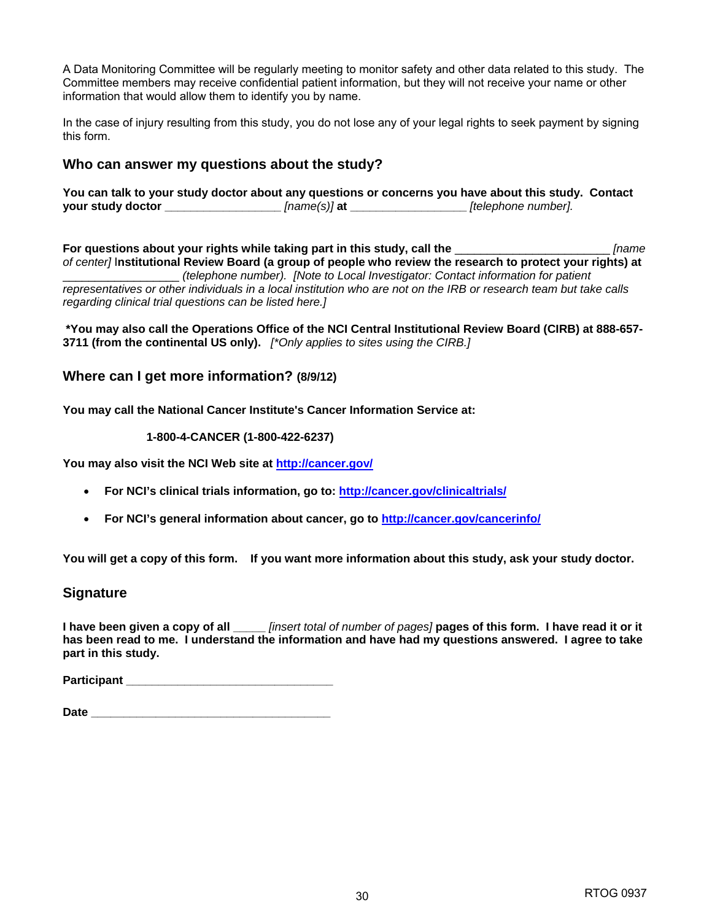A Data Monitoring Committee will be regularly meeting to monitor safety and other data related to this study. The Committee members may receive confidential patient information, but they will not receive your name or other information that would allow them to identify you by name.

In the case of injury resulting from this study, you do not lose any of your legal rights to seek payment by signing this form.

## Who can answer my questions about the study?

**You can talk to your study doctor about any questions or concerns you have about this study. Contact your study doctor** __________________ *[name(s)]* **at** __________________ *[telephone number].*

**For questions about your rights while taking part in this study, call the** ________________________ *[name of center]* **Institutional Review Board (a group of people who review the research to protect your rights) at** __________________ *(telephone number). [Note to Local Investigator: Contact information for patient representatives or other individuals in a local institution who are not on the IRB or research team but take calls regarding clinical trial questions can be listed here.]*

**\*You may also call the Operations Office of the NCI Central Institutional Review Board (CIRB) at 888-657-3711 (from the continental US only).** *[\*Only applies to sites using the CIRB.]*

## Where can I get more information? (8/9/12)

**You may call the National Cancer Institute's Cancer Information Service at:**

**1-800-4-CANCER (1-800-422-6237)**

**You may also visit the NCI Web site at [http://cancer.gov/](http://cancer.gov/)**

- **For NCI's clinical trials information, go to: [http://cancer.gov/clinicaltrials/](http://cancer.gov/clinicaltrials/)**
- **For NCI's general information about cancer, go to [http://cancer.gov/cancerinfo/](http://cancer.gov/cancerinfo/)**

**You will get a copy of this form. If you want more information about this study, ask your study doctor.**

## Signature

**I have been given a copy of all** _____ *[insert total of number of pages]* **pages of this form. I have read it or it has been read to me. I understand the information and have had my questions answered. I agree to take part in this study.**

**Participant** ________________________________

**Date** ______________________________________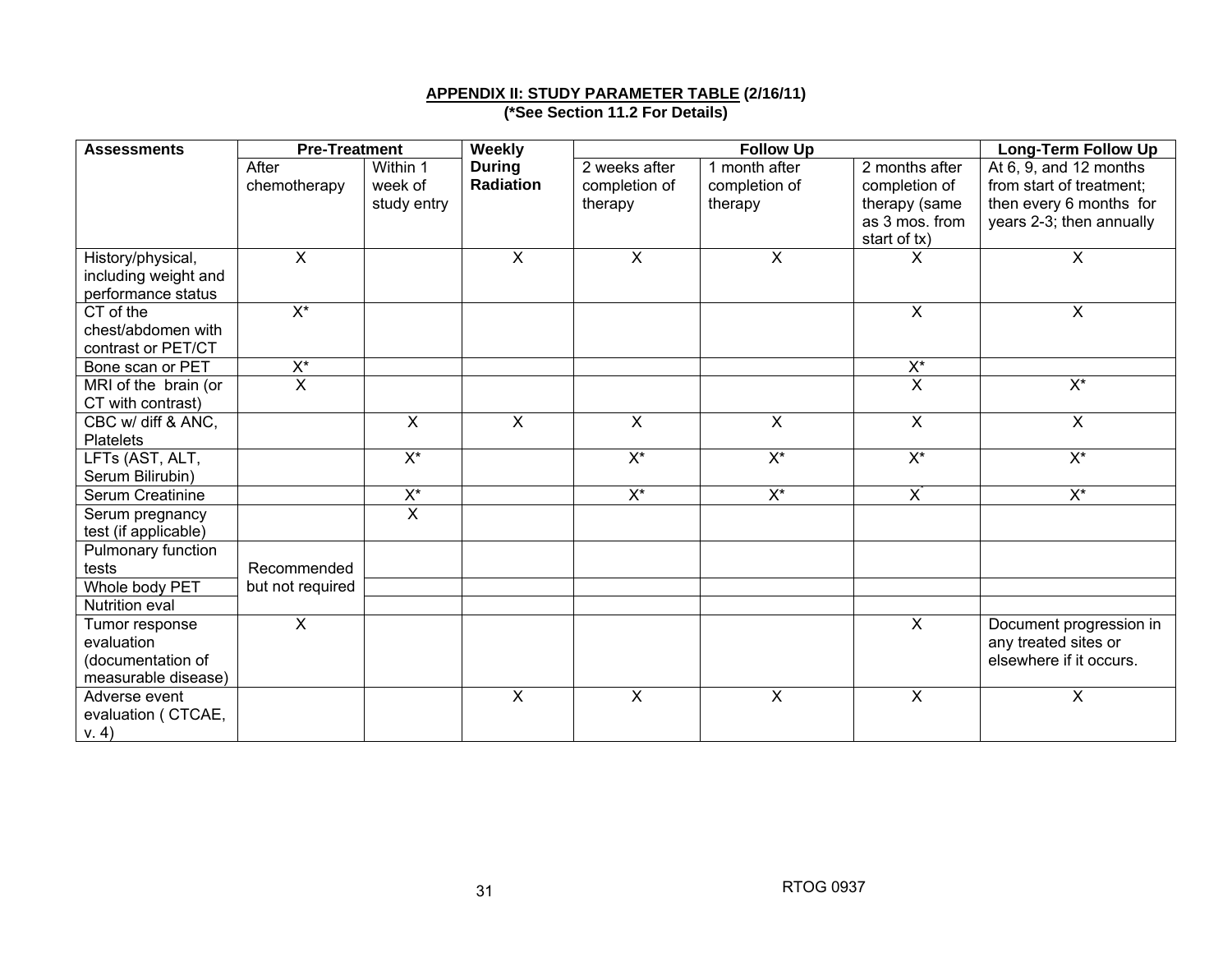**APPENDIX II: STUDY PARAMETER TABLE (2/16/11)**
**(*See Section 11.2 For Details)**

| Assessments | Pre-Treatment | | Weekly | Follow Up | | | Long-Term Follow Up |
|---|---|---|---|---|---|---|---|
| | After chemotherapy | Within 1 week of study entry | **During Radiation** | 2 weeks after completion of therapy | 1 month after completion of therapy | 2 months after completion of therapy (same as 3 mos. from start of tx) | At 6, 9, and 12 months from start of treatment; then every 6 months for years 2-3; then annually |
| History/physical, including weight and performance status | X | | X | X | X | X | X |
| CT of the chest/abdomen with contrast or PET/CT | X* | | | | | X | X |
| Bone scan or PET | X* | | | | | X* | |
| MRI of the brain (or CT with contrast) | X | | | | | X | X* |
| CBC w/ diff & ANC, Platelets | | X | X | X | X | X | X |
| LFTs (AST, ALT, Serum Bilirubin) | | X* | | X* | X* | X* | X* |
| Serum Creatinine | | X* | | X* | X* | X* | X* |
| Serum pregnancy test (if applicable) | | X | | | | | |
| Pulmonary function tests | Recommended but not required | | | | | | |
| Whole body PET | | | | | | | |
| Nutrition eval | | | | | | | |
| Tumor response evaluation (documentation of measurable disease) | X | | | | | X | Document progression in any treated sites or elsewhere if it occurs. |
| Adverse event evaluation ( CTCAE, v. 4) | | | X | X | X | X | X |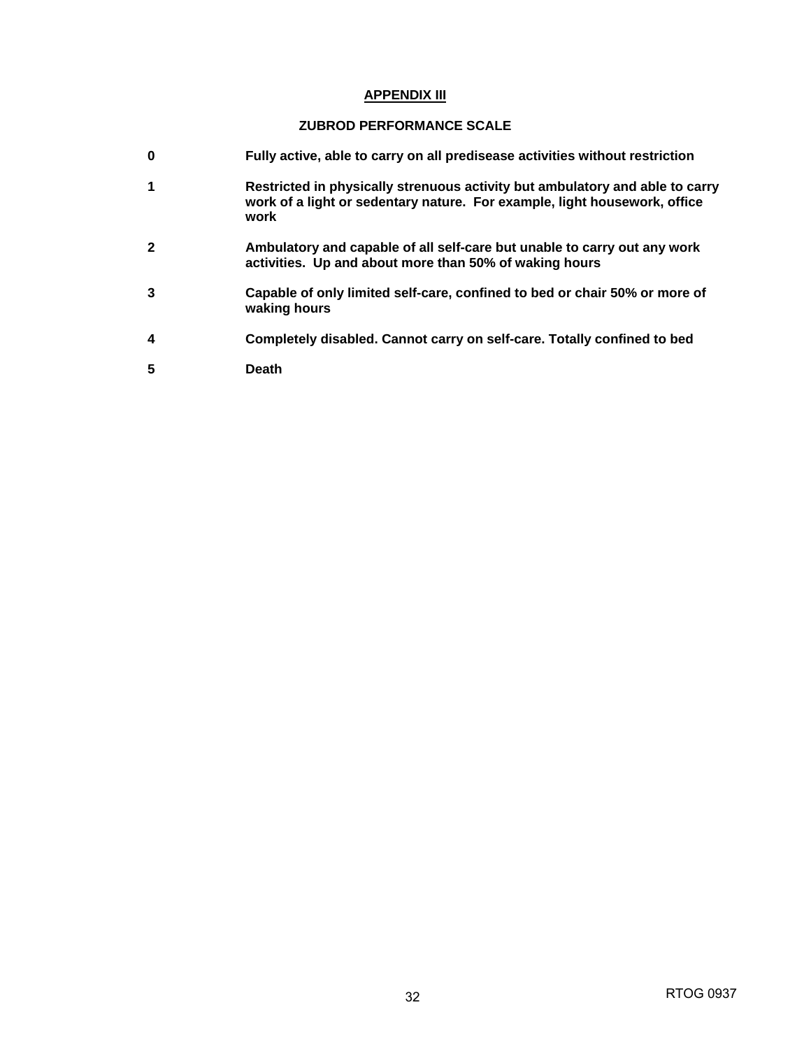## APPENDIX III

### ZUBROD PERFORMANCE SCALE

| | |
|---|---|
| **0** | **Fully active, able to carry on all predisease activities without restriction** |
| **1** | **Restricted in physically strenuous activity but ambulatory and able to carry work of a light or sedentary nature. For example, light housework, office work** |
| **2** | **Ambulatory and capable of all self-care but unable to carry out any work activities. Up and about more than 50% of waking hours** |
| **3** | **Capable of only limited self-care, confined to bed or chair 50% or more of waking hours** |
| **4** | **Completely disabled. Cannot carry on self-care. Totally confined to bed** |
| **5** | **Death** |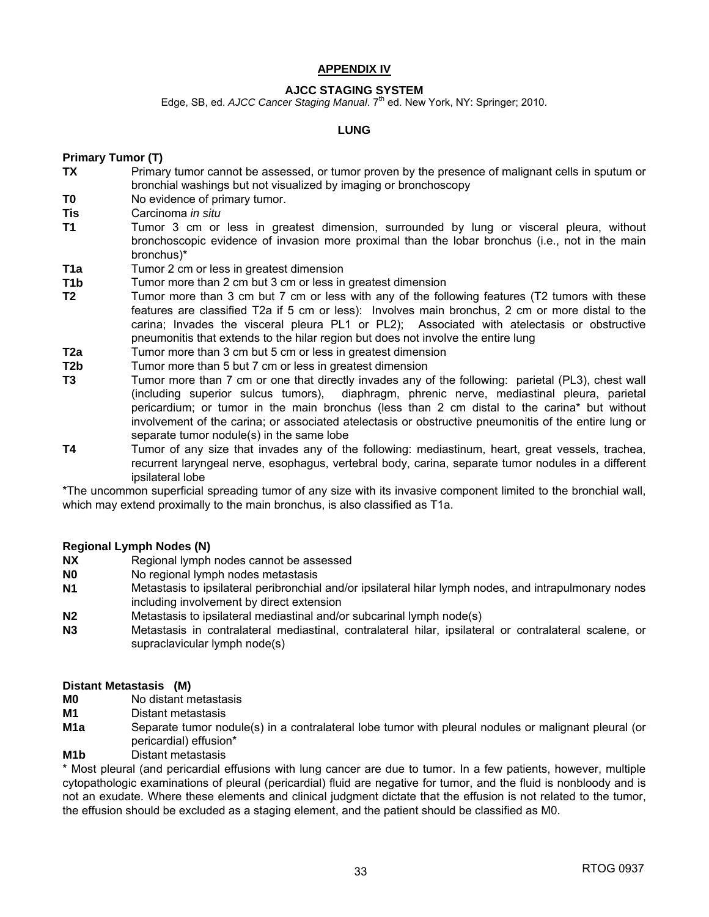## APPENDIX IV

### AJCC STAGING SYSTEM

Edge, SB, ed. *AJCC Cancer Staging Manual*. 7th ed. New York, NY: Springer; 2010.

### LUNG

**Primary Tumor (T)**

- **TX** Primary tumor cannot be assessed, or tumor proven by the presence of malignant cells in sputum or bronchial washings but not visualized by imaging or bronchoscopy
- **T0** No evidence of primary tumor.
- **Tis** Carcinoma *in situ*
- **T1** Tumor 3 cm or less in greatest dimension, surrounded by lung or visceral pleura, without bronchoscopic evidence of invasion more proximal than the lobar bronchus (i.e., not in the main bronchus)*
- **T1a** Tumor 2 cm or less in greatest dimension
- **T1b** Tumor more than 2 cm but 3 cm or less in greatest dimension
- **T2** Tumor more than 3 cm but 7 cm or less with any of the following features (T2 tumors with these features are classified T2a if 5 cm or less): Involves main bronchus, 2 cm or more distal to the carina; Invades the visceral pleura PL1 or PL2); Associated with atelectasis or obstructive pneumonitis that extends to the hilar region but does not involve the entire lung
- **T2a** Tumor more than 3 cm but 5 cm or less in greatest dimension
- **T2b** Tumor more than 5 but 7 cm or less in greatest dimension
- **T3** Tumor more than 7 cm or one that directly invades any of the following: parietal (PL3), chest wall (including superior sulcus tumors), diaphragm, phrenic nerve, mediastinal pleura, parietal pericardium; or tumor in the main bronchus (less than 2 cm distal to the carina* but without involvement of the carina; or associated atelectasis or obstructive pneumonitis of the entire lung or separate tumor nodule(s) in the same lobe
- **T4** Tumor of any size that invades any of the following: mediastinum, heart, great vessels, trachea, recurrent laryngeal nerve, esophagus, vertebral body, carina, separate tumor nodules in a different ipsilateral lobe

*The uncommon superficial spreading tumor of any size with its invasive component limited to the bronchial wall, which may extend proximally to the main bronchus, is also classified as T1a.

**Regional Lymph Nodes (N)**

- **NX** Regional lymph nodes cannot be assessed
- **N0** No regional lymph nodes metastasis
- **N1** Metastasis to ipsilateral peribronchial and/or ipsilateral hilar lymph nodes, and intrapulmonary nodes including involvement by direct extension
- **N2** Metastasis to ipsilateral mediastinal and/or subcarinal lymph node(s)
- **N3** Metastasis in contralateral mediastinal, contralateral hilar, ipsilateral or contralateral scalene, or supraclavicular lymph node(s)

**Distant Metastasis (M)**

- **M0** No distant metastasis
- **M1** Distant metastasis
- **M1a** Separate tumor nodule(s) in a contralateral lobe tumor with pleural nodules or malignant pleural (or pericardial) effusion*
- **M1b** Distant metastasis

\* Most pleural (and pericardial effusions with lung cancer are due to tumor. In a few patients, however, multiple cytopathologic examinations of pleural (pericardial) fluid are negative for tumor, and the fluid is nonbloody and is not an exudate. Where these elements and clinical judgment dictate that the effusion is not related to the tumor, the effusion should be excluded as a staging element, and the patient should be classified as M0.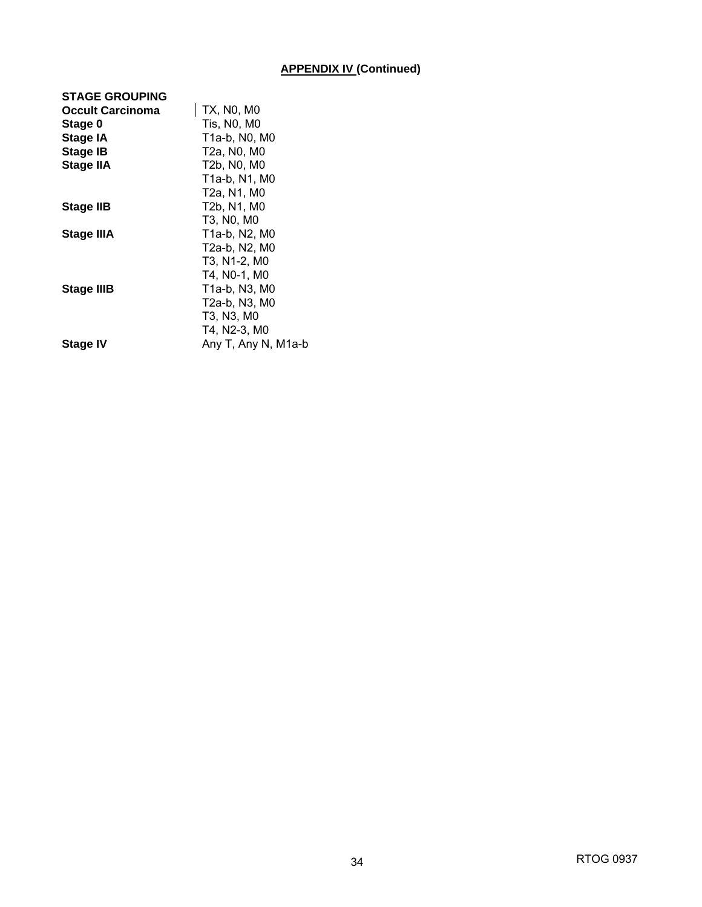**APPENDIX IV (Continued)**

**STAGE GROUPING**

| | |
|---|---|
| **Occult Carcinoma** | TX, N0, M0 |
| **Stage 0** | Tis, N0, M0 |
| **Stage IA** | T1a-b, N0, M0 |
| **Stage IB** | T2a, N0, M0 |
| **Stage IIA** | T2b, N0, M0 |
| | T1a-b, N1, M0 |
| | T2a, N1, M0 |
| **Stage IIB** | T2b, N1, M0 |
| | T3, N0, M0 |
| **Stage IIIA** | T1a-b, N2, M0 |
| | T2a-b, N2, M0 |
| | T3, N1-2, M0 |
| | T4, N0-1, M0 |
| **Stage IIIB** | T1a-b, N3, M0 |
| | T2a-b, N3, M0 |
| | T3, N3, M0 |
| | T4, N2-3, M0 |
| **Stage IV** | Any T, Any N, M1a-b |